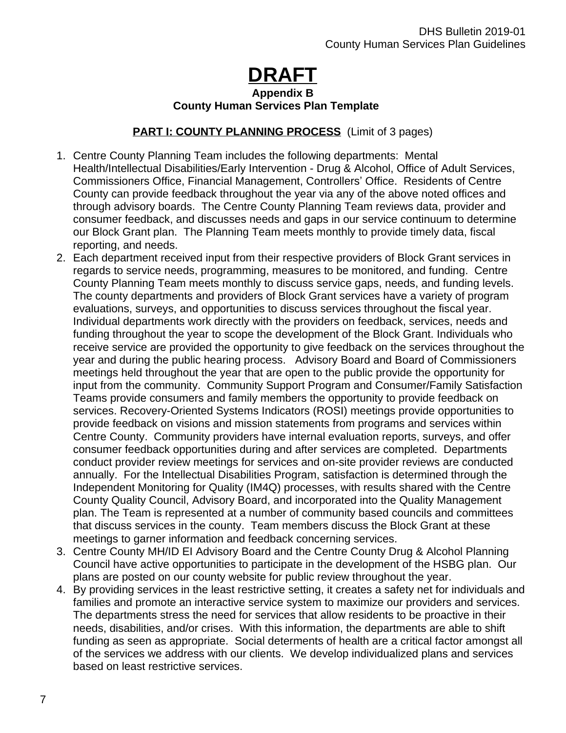# DRAFT

**Appendix B**
**County Human Services Plan Template**

**PART I: COUNTY PLANNING PROCESS** (Limit of 3 pages)

1. Centre County Planning Team includes the following departments: Mental Health/Intellectual Disabilities/Early Intervention - Drug & Alcohol, Office of Adult Services, Commissioners Office, Financial Management, Controllers' Office. Residents of Centre County can provide feedback throughout the year via any of the above noted offices and through advisory boards. The Centre County Planning Team reviews data, provider and consumer feedback, and discusses needs and gaps in our service continuum to determine our Block Grant plan. The Planning Team meets monthly to provide timely data, fiscal reporting, and needs.
2. Each department received input from their respective providers of Block Grant services in regards to service needs, programming, measures to be monitored, and funding. Centre County Planning Team meets monthly to discuss service gaps, needs, and funding levels. The county departments and providers of Block Grant services have a variety of program evaluations, surveys, and opportunities to discuss services throughout the fiscal year. Individual departments work directly with the providers on feedback, services, needs and funding throughout the year to scope the development of the Block Grant. Individuals who receive service are provided the opportunity to give feedback on the services throughout the year and during the public hearing process. Advisory Board and Board of Commissioners meetings held throughout the year that are open to the public provide the opportunity for input from the community. Community Support Program and Consumer/Family Satisfaction Teams provide consumers and family members the opportunity to provide feedback on services. Recovery-Oriented Systems Indicators (ROSI) meetings provide opportunities to provide feedback on visions and mission statements from programs and services within Centre County. Community providers have internal evaluation reports, surveys, and offer consumer feedback opportunities during and after services are completed. Departments conduct provider review meetings for services and on-site provider reviews are conducted annually. For the Intellectual Disabilities Program, satisfaction is determined through the Independent Monitoring for Quality (IM4Q) processes, with results shared with the Centre County Quality Council, Advisory Board, and incorporated into the Quality Management plan. The Team is represented at a number of community based councils and committees that discuss services in the county. Team members discuss the Block Grant at these meetings to garner information and feedback concerning services.
3. Centre County MH/ID EI Advisory Board and the Centre County Drug & Alcohol Planning Council have active opportunities to participate in the development of the HSBG plan. Our plans are posted on our county website for public review throughout the year.
4. By providing services in the least restrictive setting, it creates a safety net for individuals and families and promote an interactive service system to maximize our providers and services. The departments stress the need for services that allow residents to be proactive in their needs, disabilities, and/or crises. With this information, the departments are able to shift funding as seen as appropriate. Social determents of health are a critical factor amongst all of the services we address with our clients. We develop individualized plans and services based on least restrictive services.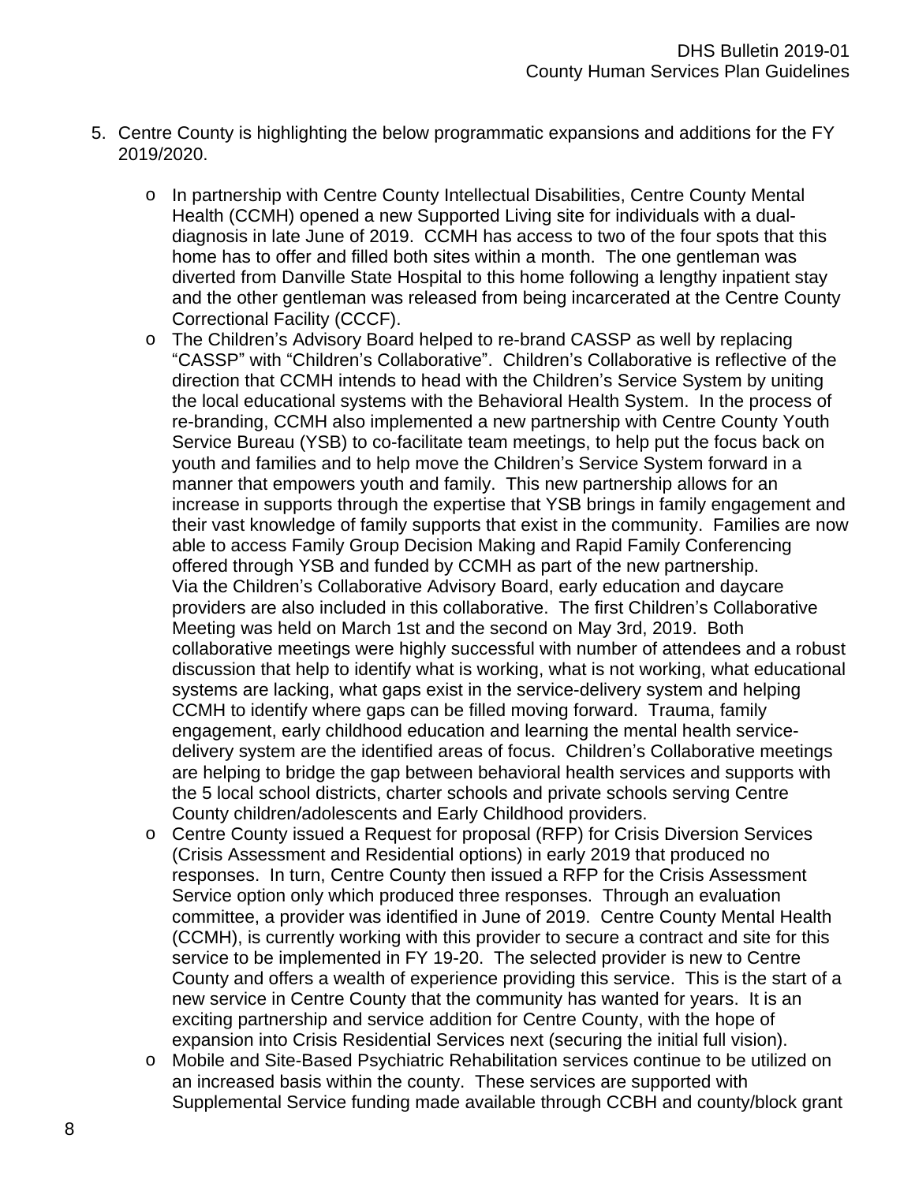5. Centre County is highlighting the below programmatic expansions and additions for the FY 2019/2020.

    - In partnership with Centre County Intellectual Disabilities, Centre County Mental Health (CCMH) opened a new Supported Living site for individuals with a dual-diagnosis in late June of 2019. CCMH has access to two of the four spots that this home has to offer and filled both sites within a month. The one gentleman was diverted from Danville State Hospital to this home following a lengthy inpatient stay and the other gentleman was released from being incarcerated at the Centre County Correctional Facility (CCCF).
    - The Children's Advisory Board helped to re-brand CASSP as well by replacing "CASSP" with "Children's Collaborative". Children's Collaborative is reflective of the direction that CCMH intends to head with the Children's Service System by uniting the local educational systems with the Behavioral Health System. In the process of re-branding, CCMH also implemented a new partnership with Centre County Youth Service Bureau (YSB) to co-facilitate team meetings, to help put the focus back on youth and families and to help move the Children's Service System forward in a manner that empowers youth and family. This new partnership allows for an increase in supports through the expertise that YSB brings in family engagement and their vast knowledge of family supports that exist in the community. Families are now able to access Family Group Decision Making and Rapid Family Conferencing offered through YSB and funded by CCMH as part of the new partnership. Via the Children's Collaborative Advisory Board, early education and daycare providers are also included in this collaborative. The first Children's Collaborative Meeting was held on March 1st and the second on May 3rd, 2019. Both collaborative meetings were highly successful with number of attendees and a robust discussion that help to identify what is working, what is not working, what educational systems are lacking, what gaps exist in the service-delivery system and helping CCMH to identify where gaps can be filled moving forward. Trauma, family engagement, early childhood education and learning the mental health service-delivery system are the identified areas of focus. Children's Collaborative meetings are helping to bridge the gap between behavioral health services and supports with the 5 local school districts, charter schools and private schools serving Centre County children/adolescents and Early Childhood providers.
    - Centre County issued a Request for proposal (RFP) for Crisis Diversion Services (Crisis Assessment and Residential options) in early 2019 that produced no responses. In turn, Centre County then issued a RFP for the Crisis Assessment Service option only which produced three responses. Through an evaluation committee, a provider was identified in June of 2019. Centre County Mental Health (CCMH), is currently working with this provider to secure a contract and site for this service to be implemented in FY 19-20. The selected provider is new to Centre County and offers a wealth of experience providing this service. This is the start of a new service in Centre County that the community has wanted for years. It is an exciting partnership and service addition for Centre County, with the hope of expansion into Crisis Residential Services next (securing the initial full vision).
    - Mobile and Site-Based Psychiatric Rehabilitation services continue to be utilized on an increased basis within the county. These services are supported with Supplemental Service funding made available through CCBH and county/block grant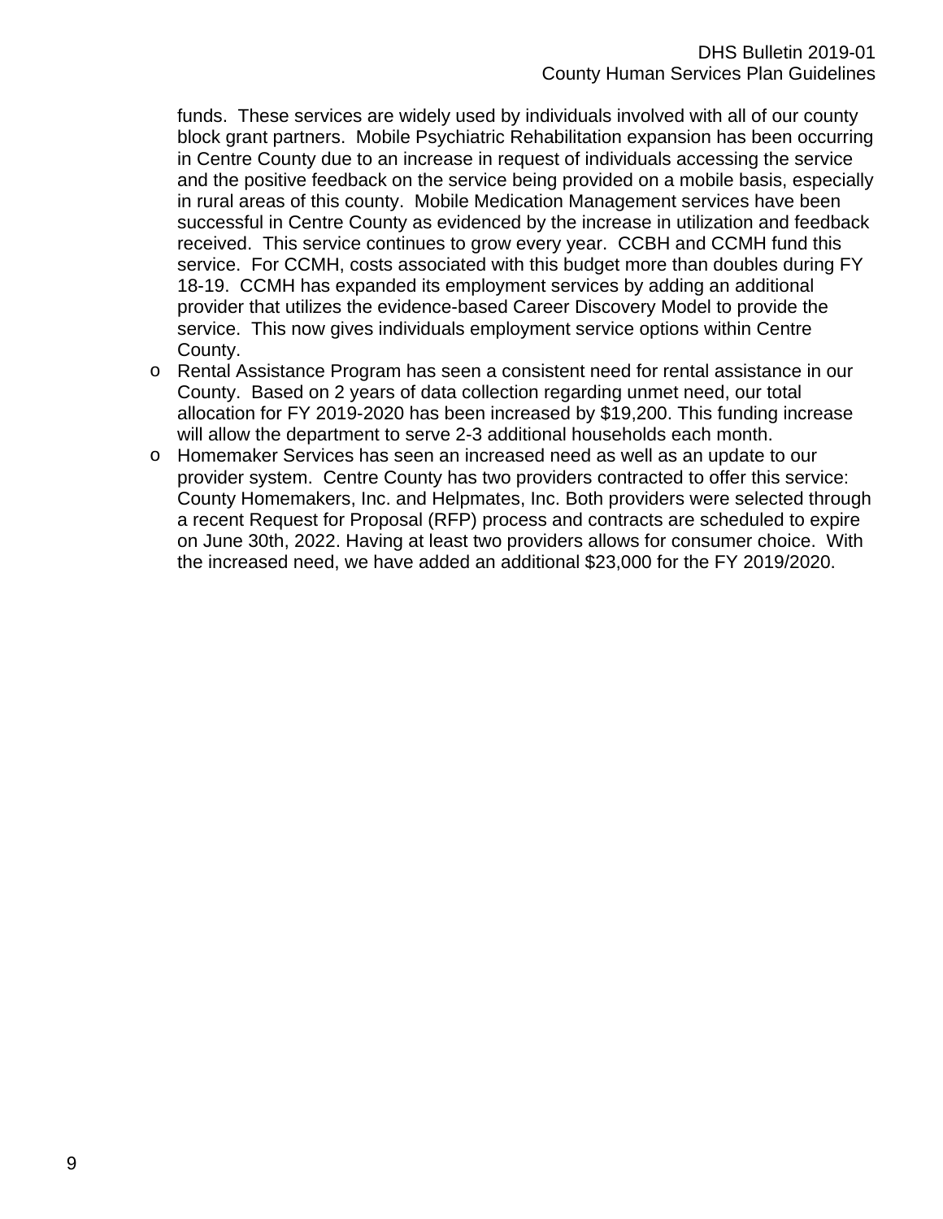funds. These services are widely used by individuals involved with all of our county block grant partners. Mobile Psychiatric Rehabilitation expansion has been occurring in Centre County due to an increase in request of individuals accessing the service and the positive feedback on the service being provided on a mobile basis, especially in rural areas of this county. Mobile Medication Management services have been successful in Centre County as evidenced by the increase in utilization and feedback received. This service continues to grow every year. CCBH and CCMH fund this service. For CCMH, costs associated with this budget more than doubles during FY 18-19. CCMH has expanded its employment services by adding an additional provider that utilizes the evidence-based Career Discovery Model to provide the service. This now gives individuals employment service options within Centre County.

- Rental Assistance Program has seen a consistent need for rental assistance in our County. Based on 2 years of data collection regarding unmet need, our total allocation for FY 2019-2020 has been increased by $19,200. This funding increase will allow the department to serve 2-3 additional households each month.
- Homemaker Services has seen an increased need as well as an update to our provider system. Centre County has two providers contracted to offer this service: County Homemakers, Inc. and Helpmates, Inc. Both providers were selected through a recent Request for Proposal (RFP) process and contracts are scheduled to expire on June 30th, 2022. Having at least two providers allows for consumer choice. With the increased need, we have added an additional $23,000 for the FY 2019/2020.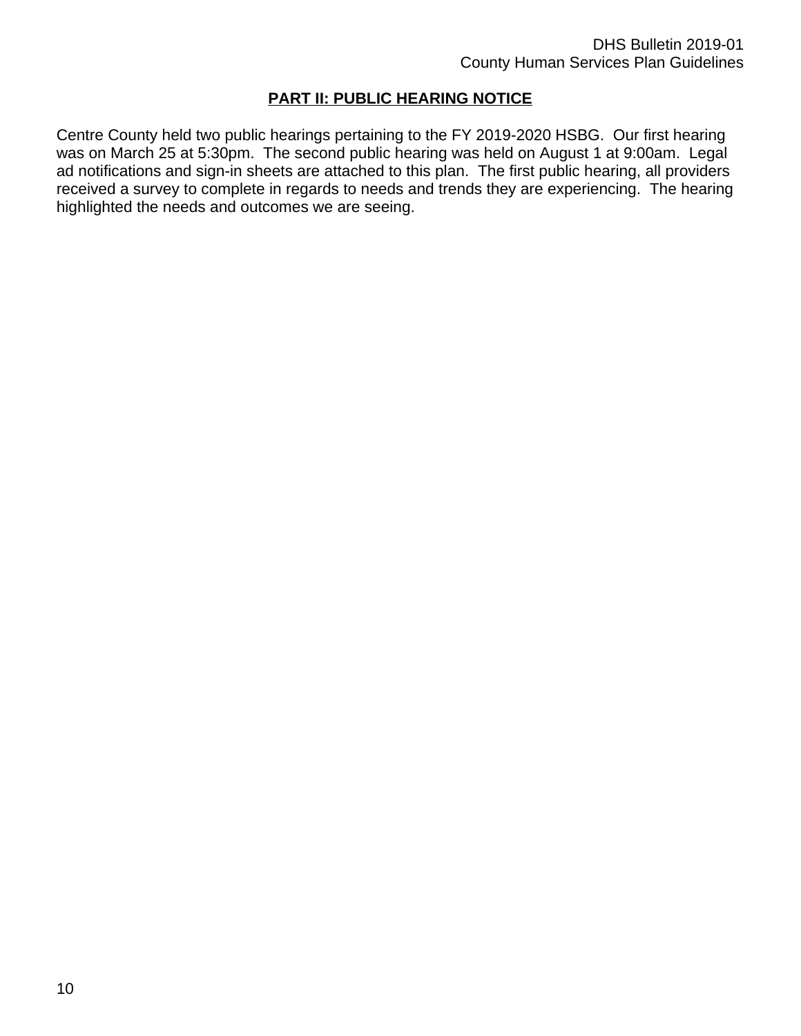## PART II: PUBLIC HEARING NOTICE

Centre County held two public hearings pertaining to the FY 2019-2020 HSBG. Our first hearing was on March 25 at 5:30pm. The second public hearing was held on August 1 at 9:00am. Legal ad notifications and sign-in sheets are attached to this plan. The first public hearing, all providers received a survey to complete in regards to needs and trends they are experiencing. The hearing highlighted the needs and outcomes we are seeing.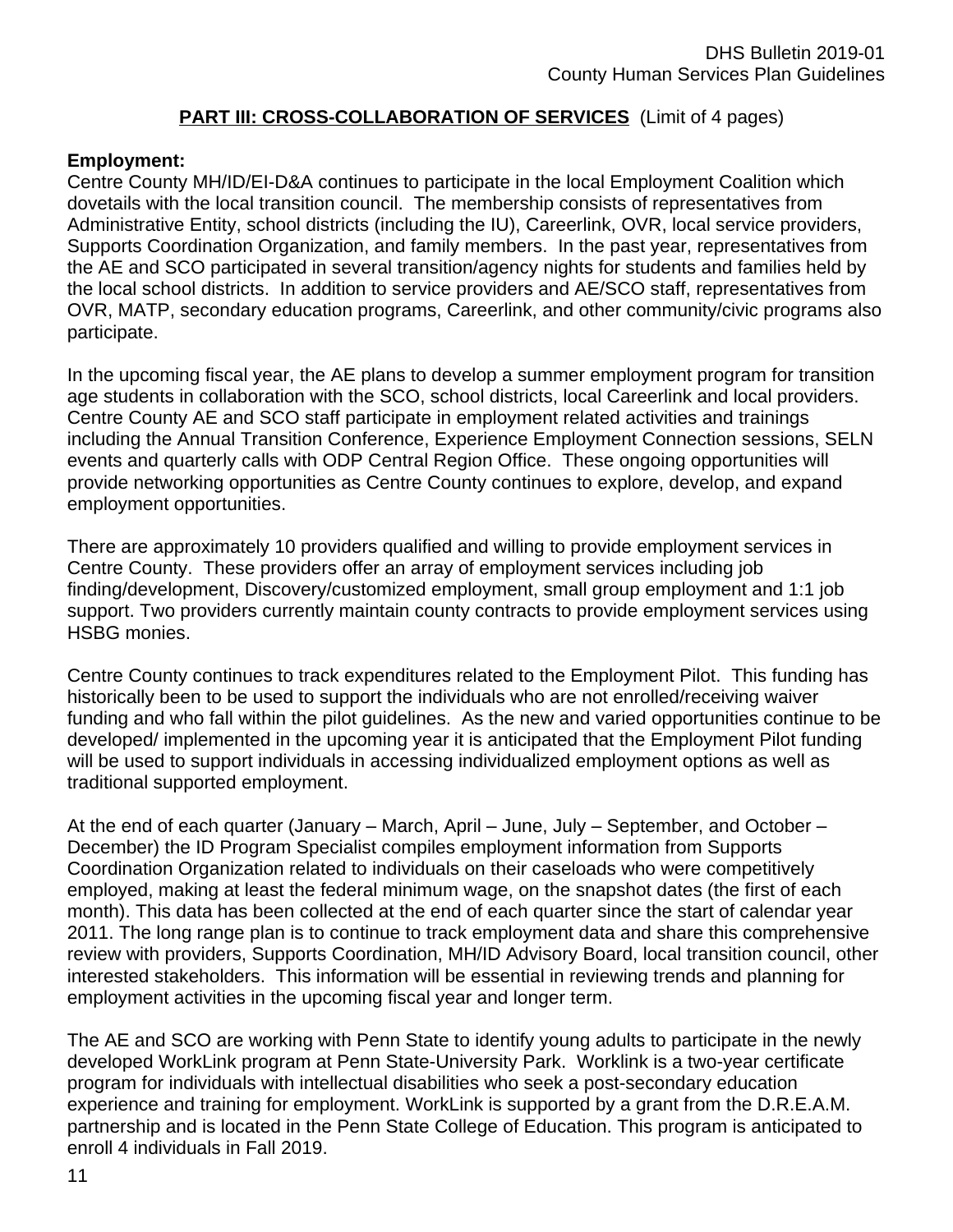## PART III: CROSS-COLLABORATION OF SERVICES (Limit of 4 pages)

**Employment:**

Centre County MH/ID/EI-D&A continues to participate in the local Employment Coalition which dovetails with the local transition council. The membership consists of representatives from Administrative Entity, school districts (including the IU), Careerlink, OVR, local service providers, Supports Coordination Organization, and family members. In the past year, representatives from the AE and SCO participated in several transition/agency nights for students and families held by the local school districts. In addition to service providers and AE/SCO staff, representatives from OVR, MATP, secondary education programs, Careerlink, and other community/civic programs also participate.

In the upcoming fiscal year, the AE plans to develop a summer employment program for transition age students in collaboration with the SCO, school districts, local Careerlink and local providers. Centre County AE and SCO staff participate in employment related activities and trainings including the Annual Transition Conference, Experience Employment Connection sessions, SELN events and quarterly calls with ODP Central Region Office. These ongoing opportunities will provide networking opportunities as Centre County continues to explore, develop, and expand employment opportunities.

There are approximately 10 providers qualified and willing to provide employment services in Centre County. These providers offer an array of employment services including job finding/development, Discovery/customized employment, small group employment and 1:1 job support. Two providers currently maintain county contracts to provide employment services using HSBG monies.

Centre County continues to track expenditures related to the Employment Pilot. This funding has historically been to be used to support the individuals who are not enrolled/receiving waiver funding and who fall within the pilot guidelines. As the new and varied opportunities continue to be developed/ implemented in the upcoming year it is anticipated that the Employment Pilot funding will be used to support individuals in accessing individualized employment options as well as traditional supported employment.

At the end of each quarter (January – March, April – June, July – September, and October – December) the ID Program Specialist compiles employment information from Supports Coordination Organization related to individuals on their caseloads who were competitively employed, making at least the federal minimum wage, on the snapshot dates (the first of each month). This data has been collected at the end of each quarter since the start of calendar year 2011. The long range plan is to continue to track employment data and share this comprehensive review with providers, Supports Coordination, MH/ID Advisory Board, local transition council, other interested stakeholders. This information will be essential in reviewing trends and planning for employment activities in the upcoming fiscal year and longer term.

The AE and SCO are working with Penn State to identify young adults to participate in the newly developed WorkLink program at Penn State-University Park. Worklink is a two-year certificate program for individuals with intellectual disabilities who seek a post-secondary education experience and training for employment. WorkLink is supported by a grant from the D.R.E.A.M. partnership and is located in the Penn State College of Education. This program is anticipated to enroll 4 individuals in Fall 2019.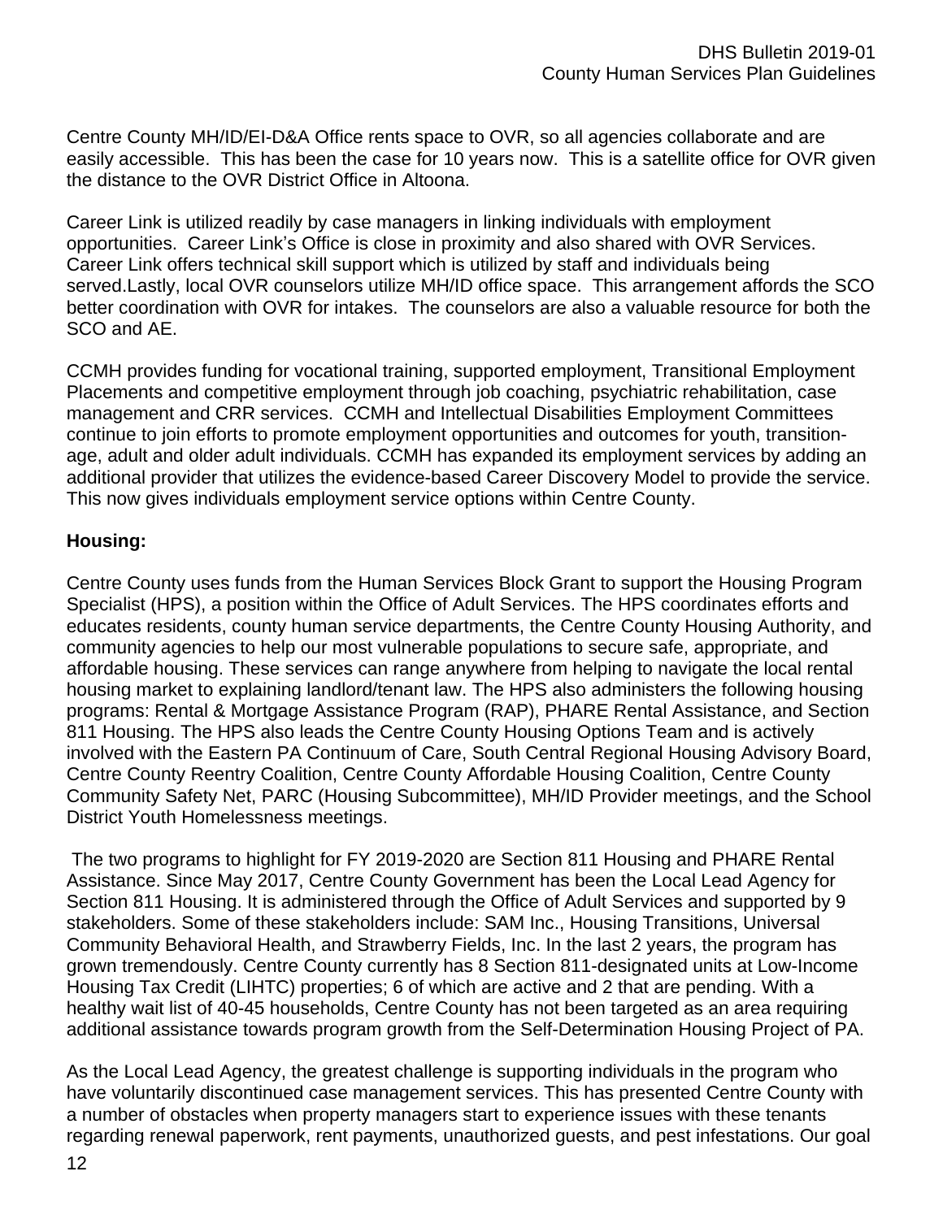Centre County MH/ID/EI-D&A Office rents space to OVR, so all agencies collaborate and are easily accessible. This has been the case for 10 years now. This is a satellite office for OVR given the distance to the OVR District Office in Altoona.

Career Link is utilized readily by case managers in linking individuals with employment opportunities. Career Link's Office is close in proximity and also shared with OVR Services. Career Link offers technical skill support which is utilized by staff and individuals being served.Lastly, local OVR counselors utilize MH/ID office space. This arrangement affords the SCO better coordination with OVR for intakes. The counselors are also a valuable resource for both the SCO and AE.

CCMH provides funding for vocational training, supported employment, Transitional Employment Placements and competitive employment through job coaching, psychiatric rehabilitation, case management and CRR services. CCMH and Intellectual Disabilities Employment Committees continue to join efforts to promote employment opportunities and outcomes for youth, transition-age, adult and older adult individuals. CCMH has expanded its employment services by adding an additional provider that utilizes the evidence-based Career Discovery Model to provide the service. This now gives individuals employment service options within Centre County.

**Housing:**

Centre County uses funds from the Human Services Block Grant to support the Housing Program Specialist (HPS), a position within the Office of Adult Services. The HPS coordinates efforts and educates residents, county human service departments, the Centre County Housing Authority, and community agencies to help our most vulnerable populations to secure safe, appropriate, and affordable housing. These services can range anywhere from helping to navigate the local rental housing market to explaining landlord/tenant law. The HPS also administers the following housing programs: Rental & Mortgage Assistance Program (RAP), PHARE Rental Assistance, and Section 811 Housing. The HPS also leads the Centre County Housing Options Team and is actively involved with the Eastern PA Continuum of Care, South Central Regional Housing Advisory Board, Centre County Reentry Coalition, Centre County Affordable Housing Coalition, Centre County Community Safety Net, PARC (Housing Subcommittee), MH/ID Provider meetings, and the School District Youth Homelessness meetings.

The two programs to highlight for FY 2019-2020 are Section 811 Housing and PHARE Rental Assistance. Since May 2017, Centre County Government has been the Local Lead Agency for Section 811 Housing. It is administered through the Office of Adult Services and supported by 9 stakeholders. Some of these stakeholders include: SAM Inc., Housing Transitions, Universal Community Behavioral Health, and Strawberry Fields, Inc. In the last 2 years, the program has grown tremendously. Centre County currently has 8 Section 811-designated units at Low-Income Housing Tax Credit (LIHTC) properties; 6 of which are active and 2 that are pending. With a healthy wait list of 40-45 households, Centre County has not been targeted as an area requiring additional assistance towards program growth from the Self-Determination Housing Project of PA.

As the Local Lead Agency, the greatest challenge is supporting individuals in the program who have voluntarily discontinued case management services. This has presented Centre County with a number of obstacles when property managers start to experience issues with these tenants regarding renewal paperwork, rent payments, unauthorized guests, and pest infestations. Our goal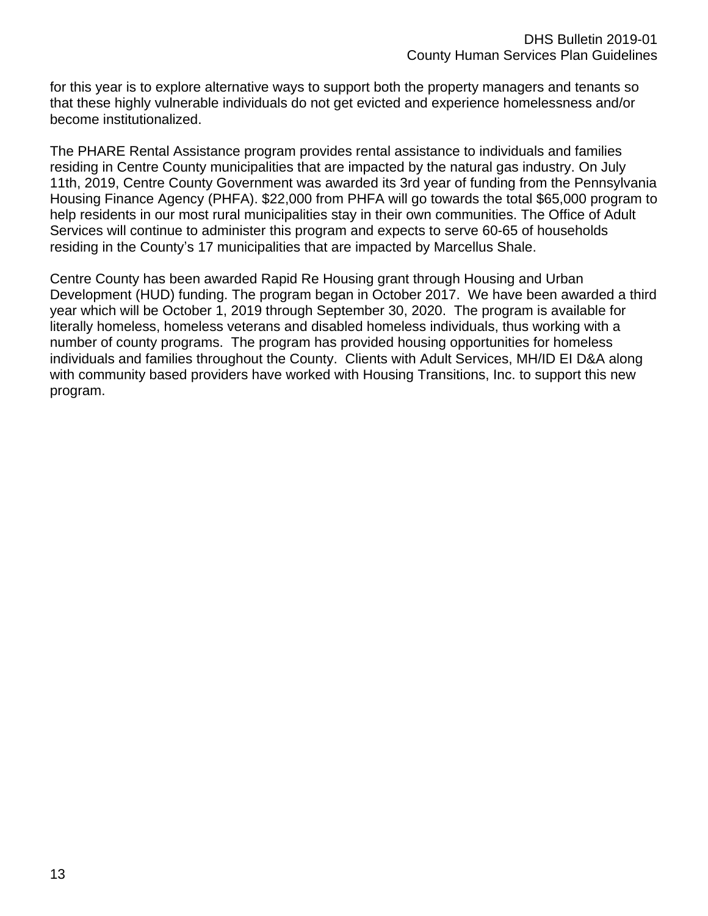for this year is to explore alternative ways to support both the property managers and tenants so that these highly vulnerable individuals do not get evicted and experience homelessness and/or become institutionalized.

The PHARE Rental Assistance program provides rental assistance to individuals and families residing in Centre County municipalities that are impacted by the natural gas industry. On July 11th, 2019, Centre County Government was awarded its 3rd year of funding from the Pennsylvania Housing Finance Agency (PHFA). $22,000 from PHFA will go towards the total $65,000 program to help residents in our most rural municipalities stay in their own communities. The Office of Adult Services will continue to administer this program and expects to serve 60-65 of households residing in the County's 17 municipalities that are impacted by Marcellus Shale.

Centre County has been awarded Rapid Re Housing grant through Housing and Urban Development (HUD) funding. The program began in October 2017. We have been awarded a third year which will be October 1, 2019 through September 30, 2020. The program is available for literally homeless, homeless veterans and disabled homeless individuals, thus working with a number of county programs. The program has provided housing opportunities for homeless individuals and families throughout the County. Clients with Adult Services, MH/ID EI D&A along with community based providers have worked with Housing Transitions, Inc. to support this new program.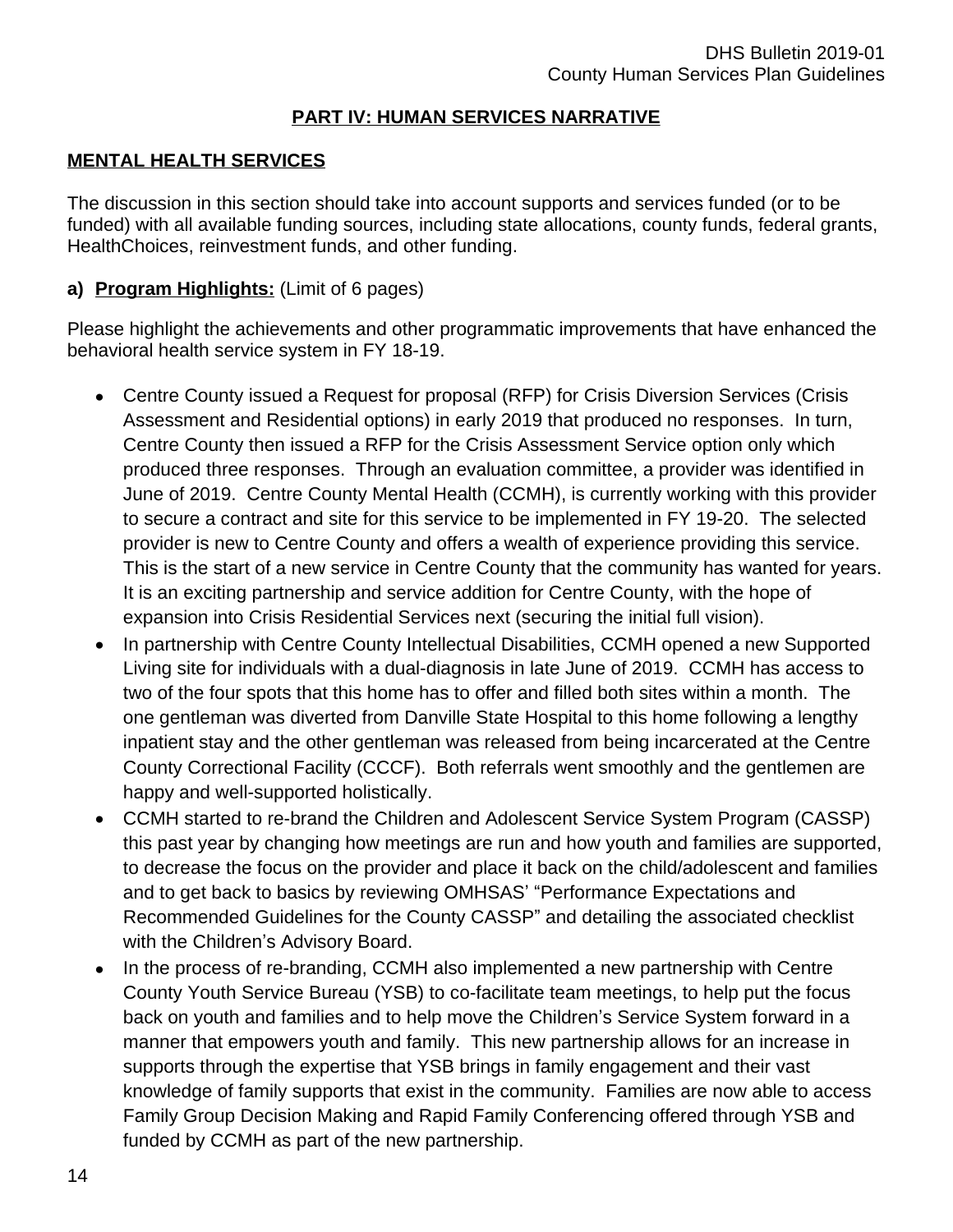## PART IV: HUMAN SERVICES NARRATIVE

### MENTAL HEALTH SERVICES

The discussion in this section should take into account supports and services funded (or to be funded) with all available funding sources, including state allocations, county funds, federal grants, HealthChoices, reinvestment funds, and other funding.

**a) Program Highlights:** (Limit of 6 pages)

Please highlight the achievements and other programmatic improvements that have enhanced the behavioral health service system in FY 18-19.

- Centre County issued a Request for proposal (RFP) for Crisis Diversion Services (Crisis Assessment and Residential options) in early 2019 that produced no responses. In turn, Centre County then issued a RFP for the Crisis Assessment Service option only which produced three responses. Through an evaluation committee, a provider was identified in June of 2019. Centre County Mental Health (CCMH), is currently working with this provider to secure a contract and site for this service to be implemented in FY 19-20. The selected provider is new to Centre County and offers a wealth of experience providing this service. This is the start of a new service in Centre County that the community has wanted for years. It is an exciting partnership and service addition for Centre County, with the hope of expansion into Crisis Residential Services next (securing the initial full vision).
- In partnership with Centre County Intellectual Disabilities, CCMH opened a new Supported Living site for individuals with a dual-diagnosis in late June of 2019. CCMH has access to two of the four spots that this home has to offer and filled both sites within a month. The one gentleman was diverted from Danville State Hospital to this home following a lengthy inpatient stay and the other gentleman was released from being incarcerated at the Centre County Correctional Facility (CCCF). Both referrals went smoothly and the gentlemen are happy and well-supported holistically.
- CCMH started to re-brand the Children and Adolescent Service System Program (CASSP) this past year by changing how meetings are run and how youth and families are supported, to decrease the focus on the provider and place it back on the child/adolescent and families and to get back to basics by reviewing OMHSAS' "Performance Expectations and Recommended Guidelines for the County CASSP" and detailing the associated checklist with the Children's Advisory Board.
- In the process of re-branding, CCMH also implemented a new partnership with Centre County Youth Service Bureau (YSB) to co-facilitate team meetings, to help put the focus back on youth and families and to help move the Children's Service System forward in a manner that empowers youth and family. This new partnership allows for an increase in supports through the expertise that YSB brings in family engagement and their vast knowledge of family supports that exist in the community. Families are now able to access Family Group Decision Making and Rapid Family Conferencing offered through YSB and funded by CCMH as part of the new partnership.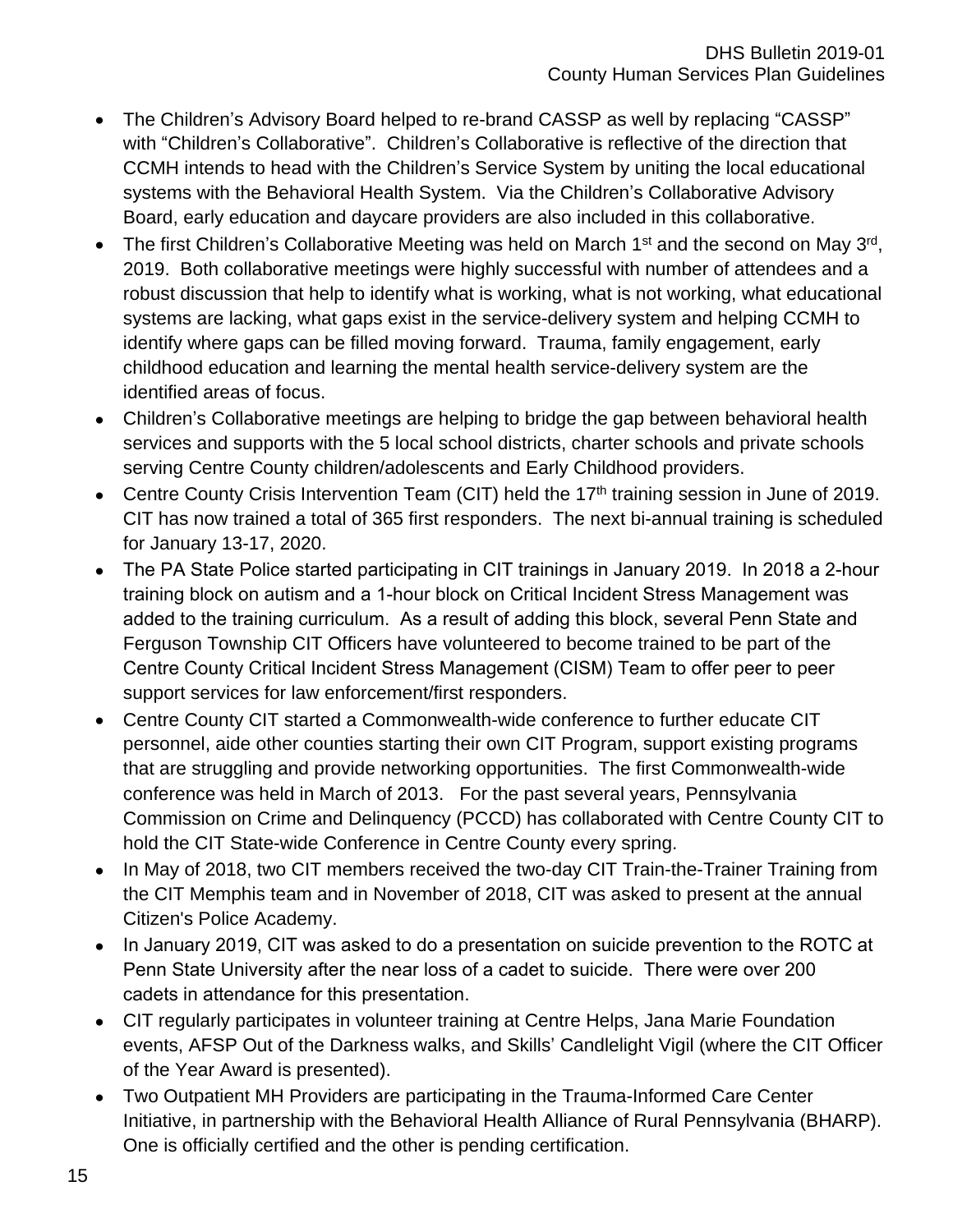- The Children's Advisory Board helped to re-brand CASSP as well by replacing "CASSP" with "Children's Collaborative". Children's Collaborative is reflective of the direction that CCMH intends to head with the Children's Service System by uniting the local educational systems with the Behavioral Health System. Via the Children's Collaborative Advisory Board, early education and daycare providers are also included in this collaborative.
- The first Children's Collaborative Meeting was held on March 1st and the second on May 3rd, 2019. Both collaborative meetings were highly successful with number of attendees and a robust discussion that help to identify what is working, what is not working, what educational systems are lacking, what gaps exist in the service-delivery system and helping CCMH to identify where gaps can be filled moving forward. Trauma, family engagement, early childhood education and learning the mental health service-delivery system are the identified areas of focus.
- Children's Collaborative meetings are helping to bridge the gap between behavioral health services and supports with the 5 local school districts, charter schools and private schools serving Centre County children/adolescents and Early Childhood providers.
- Centre County Crisis Intervention Team (CIT) held the 17th training session in June of 2019. CIT has now trained a total of 365 first responders. The next bi-annual training is scheduled for January 13-17, 2020.
- The PA State Police started participating in CIT trainings in January 2019. In 2018 a 2-hour training block on autism and a 1-hour block on Critical Incident Stress Management was added to the training curriculum. As a result of adding this block, several Penn State and Ferguson Township CIT Officers have volunteered to become trained to be part of the Centre County Critical Incident Stress Management (CISM) Team to offer peer to peer support services for law enforcement/first responders.
- Centre County CIT started a Commonwealth-wide conference to further educate CIT personnel, aide other counties starting their own CIT Program, support existing programs that are struggling and provide networking opportunities. The first Commonwealth-wide conference was held in March of 2013. For the past several years, Pennsylvania Commission on Crime and Delinquency (PCCD) has collaborated with Centre County CIT to hold the CIT State-wide Conference in Centre County every spring.
- In May of 2018, two CIT members received the two-day CIT Train-the-Trainer Training from the CIT Memphis team and in November of 2018, CIT was asked to present at the annual Citizen's Police Academy.
- In January 2019, CIT was asked to do a presentation on suicide prevention to the ROTC at Penn State University after the near loss of a cadet to suicide. There were over 200 cadets in attendance for this presentation.
- CIT regularly participates in volunteer training at Centre Helps, Jana Marie Foundation events, AFSP Out of the Darkness walks, and Skills' Candlelight Vigil (where the CIT Officer of the Year Award is presented).
- Two Outpatient MH Providers are participating in the Trauma-Informed Care Center Initiative, in partnership with the Behavioral Health Alliance of Rural Pennsylvania (BHARP). One is officially certified and the other is pending certification.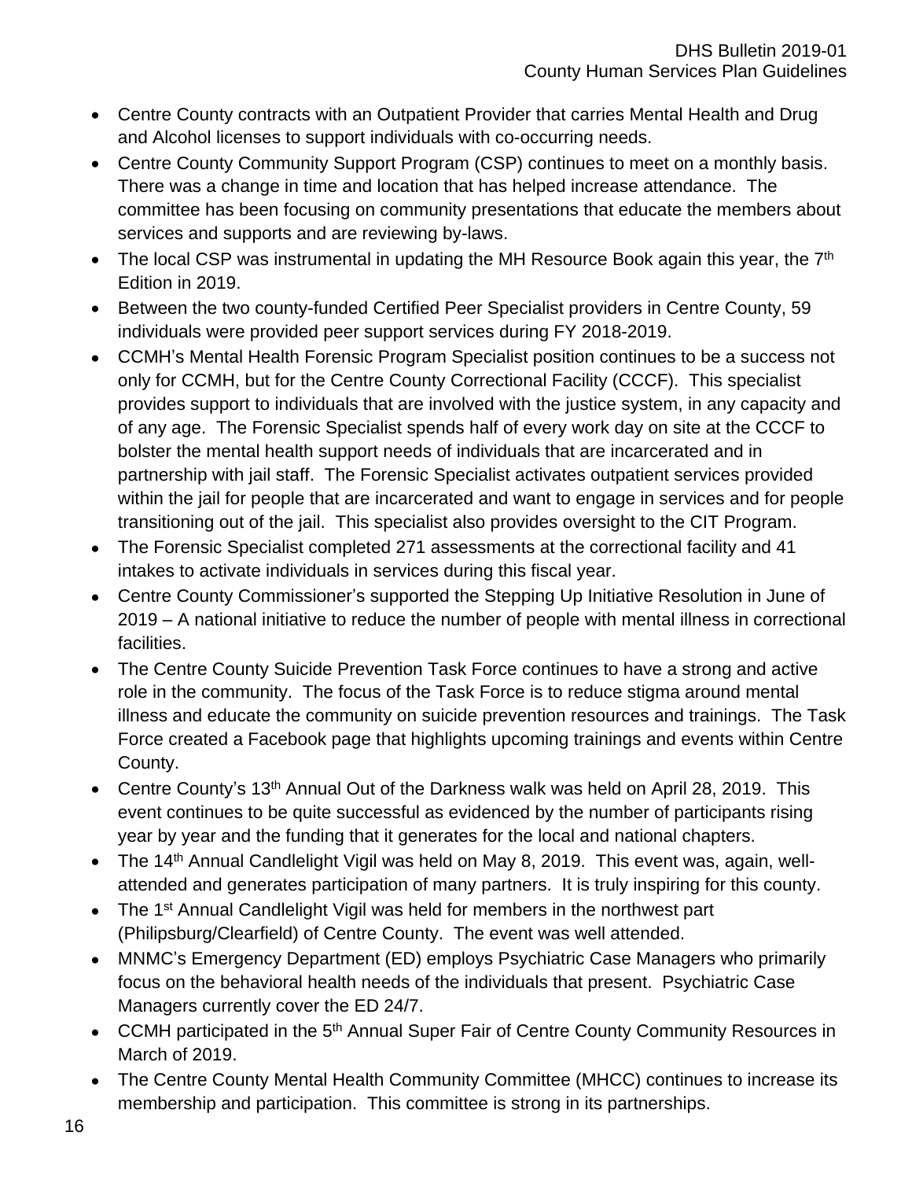- Centre County contracts with an Outpatient Provider that carries Mental Health and Drug and Alcohol licenses to support individuals with co-occurring needs.
- Centre County Community Support Program (CSP) continues to meet on a monthly basis. There was a change in time and location that has helped increase attendance. The committee has been focusing on community presentations that educate the members about services and supports and are reviewing by-laws.
- The local CSP was instrumental in updating the MH Resource Book again this year, the 7th Edition in 2019.
- Between the two county-funded Certified Peer Specialist providers in Centre County, 59 individuals were provided peer support services during FY 2018-2019.
- CCMH's Mental Health Forensic Program Specialist position continues to be a success not only for CCMH, but for the Centre County Correctional Facility (CCCF). This specialist provides support to individuals that are involved with the justice system, in any capacity and of any age. The Forensic Specialist spends half of every work day on site at the CCCF to bolster the mental health support needs of individuals that are incarcerated and in partnership with jail staff. The Forensic Specialist activates outpatient services provided within the jail for people that are incarcerated and want to engage in services and for people transitioning out of the jail. This specialist also provides oversight to the CIT Program.
- The Forensic Specialist completed 271 assessments at the correctional facility and 41 intakes to activate individuals in services during this fiscal year.
- Centre County Commissioner's supported the Stepping Up Initiative Resolution in June of 2019 – A national initiative to reduce the number of people with mental illness in correctional facilities.
- The Centre County Suicide Prevention Task Force continues to have a strong and active role in the community. The focus of the Task Force is to reduce stigma around mental illness and educate the community on suicide prevention resources and trainings. The Task Force created a Facebook page that highlights upcoming trainings and events within Centre County.
- Centre County's 13th Annual Out of the Darkness walk was held on April 28, 2019. This event continues to be quite successful as evidenced by the number of participants rising year by year and the funding that it generates for the local and national chapters.
- The 14th Annual Candlelight Vigil was held on May 8, 2019. This event was, again, well-attended and generates participation of many partners. It is truly inspiring for this county.
- The 1st Annual Candlelight Vigil was held for members in the northwest part (Philipsburg/Clearfield) of Centre County. The event was well attended.
- MNMC's Emergency Department (ED) employs Psychiatric Case Managers who primarily focus on the behavioral health needs of the individuals that present. Psychiatric Case Managers currently cover the ED 24/7.
- CCMH participated in the 5th Annual Super Fair of Centre County Community Resources in March of 2019.
- The Centre County Mental Health Community Committee (MHCC) continues to increase its membership and participation. This committee is strong in its partnerships.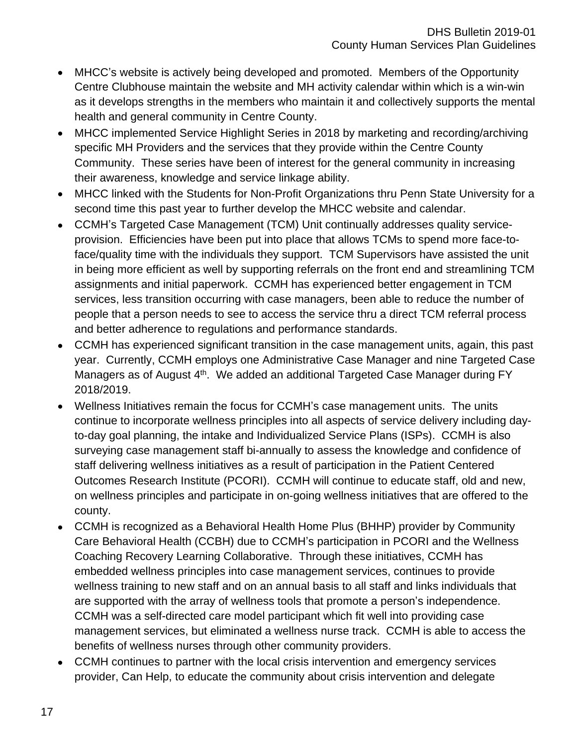- MHCC's website is actively being developed and promoted. Members of the Opportunity Centre Clubhouse maintain the website and MH activity calendar within which is a win-win as it develops strengths in the members who maintain it and collectively supports the mental health and general community in Centre County.
- MHCC implemented Service Highlight Series in 2018 by marketing and recording/archiving specific MH Providers and the services that they provide within the Centre County Community. These series have been of interest for the general community in increasing their awareness, knowledge and service linkage ability.
- MHCC linked with the Students for Non-Profit Organizations thru Penn State University for a second time this past year to further develop the MHCC website and calendar.
- CCMH's Targeted Case Management (TCM) Unit continually addresses quality service-provision. Efficiencies have been put into place that allows TCMs to spend more face-to-face/quality time with the individuals they support. TCM Supervisors have assisted the unit in being more efficient as well by supporting referrals on the front end and streamlining TCM assignments and initial paperwork. CCMH has experienced better engagement in TCM services, less transition occurring with case managers, been able to reduce the number of people that a person needs to see to access the service thru a direct TCM referral process and better adherence to regulations and performance standards.
- CCMH has experienced significant transition in the case management units, again, this past year. Currently, CCMH employs one Administrative Case Manager and nine Targeted Case Managers as of August 4th. We added an additional Targeted Case Manager during FY 2018/2019.
- Wellness Initiatives remain the focus for CCMH's case management units. The units continue to incorporate wellness principles into all aspects of service delivery including day-to-day goal planning, the intake and Individualized Service Plans (ISPs). CCMH is also surveying case management staff bi-annually to assess the knowledge and confidence of staff delivering wellness initiatives as a result of participation in the Patient Centered Outcomes Research Institute (PCORI). CCMH will continue to educate staff, old and new, on wellness principles and participate in on-going wellness initiatives that are offered to the county.
- CCMH is recognized as a Behavioral Health Home Plus (BHHP) provider by Community Care Behavioral Health (CCBH) due to CCMH's participation in PCORI and the Wellness Coaching Recovery Learning Collaborative. Through these initiatives, CCMH has embedded wellness principles into case management services, continues to provide wellness training to new staff and on an annual basis to all staff and links individuals that are supported with the array of wellness tools that promote a person's independence. CCMH was a self-directed care model participant which fit well into providing case management services, but eliminated a wellness nurse track. CCMH is able to access the benefits of wellness nurses through other community providers.
- CCMH continues to partner with the local crisis intervention and emergency services provider, Can Help, to educate the community about crisis intervention and delegate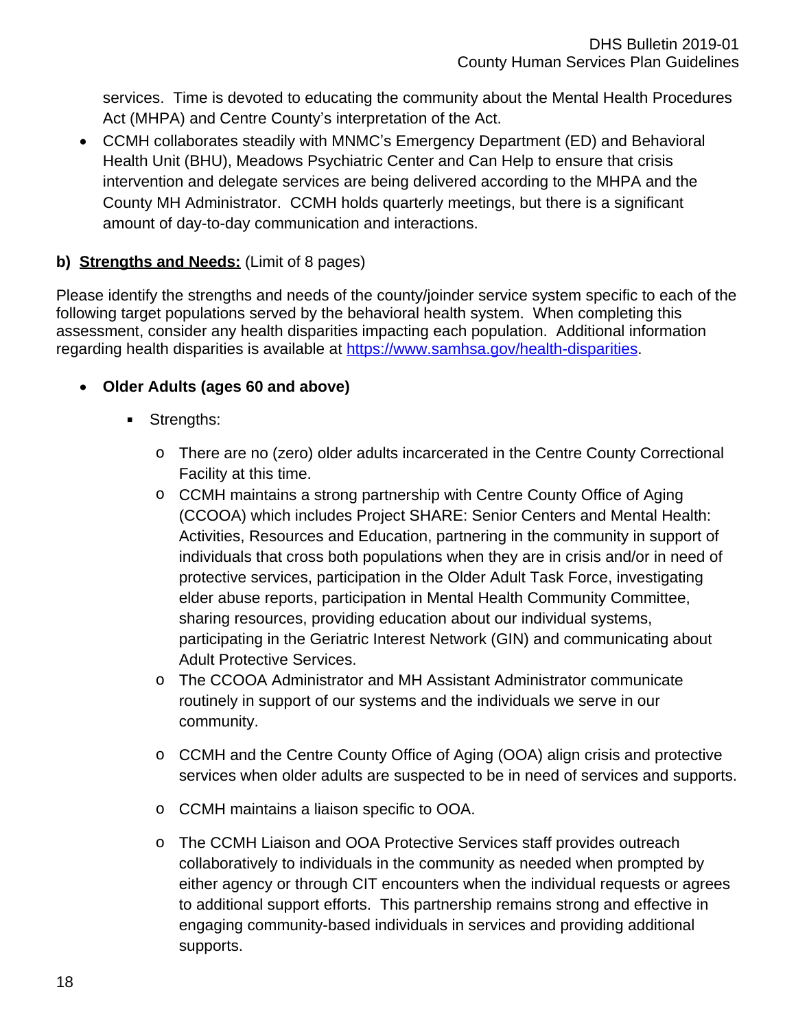services. Time is devoted to educating the community about the Mental Health Procedures Act (MHPA) and Centre County's interpretation of the Act.

- CCMH collaborates steadily with MNMC's Emergency Department (ED) and Behavioral Health Unit (BHU), Meadows Psychiatric Center and Can Help to ensure that crisis intervention and delegate services are being delivered according to the MHPA and the County MH Administrator. CCMH holds quarterly meetings, but there is a significant amount of day-to-day communication and interactions.

**b) Strengths and Needs:** (Limit of 8 pages)

Please identify the strengths and needs of the county/joinder service system specific to each of the following target populations served by the behavioral health system. When completing this assessment, consider any health disparities impacting each population. Additional information regarding health disparities is available at [https://www.samhsa.gov/health-disparities](https://www.samhsa.gov/health-disparities).

- **Older Adults (ages 60 and above)**
  - Strengths:
    - There are no (zero) older adults incarcerated in the Centre County Correctional Facility at this time.
    - CCMH maintains a strong partnership with Centre County Office of Aging (CCOOA) which includes Project SHARE: Senior Centers and Mental Health: Activities, Resources and Education, partnering in the community in support of individuals that cross both populations when they are in crisis and/or in need of protective services, participation in the Older Adult Task Force, investigating elder abuse reports, participation in Mental Health Community Committee, sharing resources, providing education about our individual systems, participating in the Geriatric Interest Network (GIN) and communicating about Adult Protective Services.
    - The CCOOA Administrator and MH Assistant Administrator communicate routinely in support of our systems and the individuals we serve in our community.
    - CCMH and the Centre County Office of Aging (OOA) align crisis and protective services when older adults are suspected to be in need of services and supports.
    - CCMH maintains a liaison specific to OOA.
    - The CCMH Liaison and OOA Protective Services staff provides outreach collaboratively to individuals in the community as needed when prompted by either agency or through CIT encounters when the individual requests or agrees to additional support efforts. This partnership remains strong and effective in engaging community-based individuals in services and providing additional supports.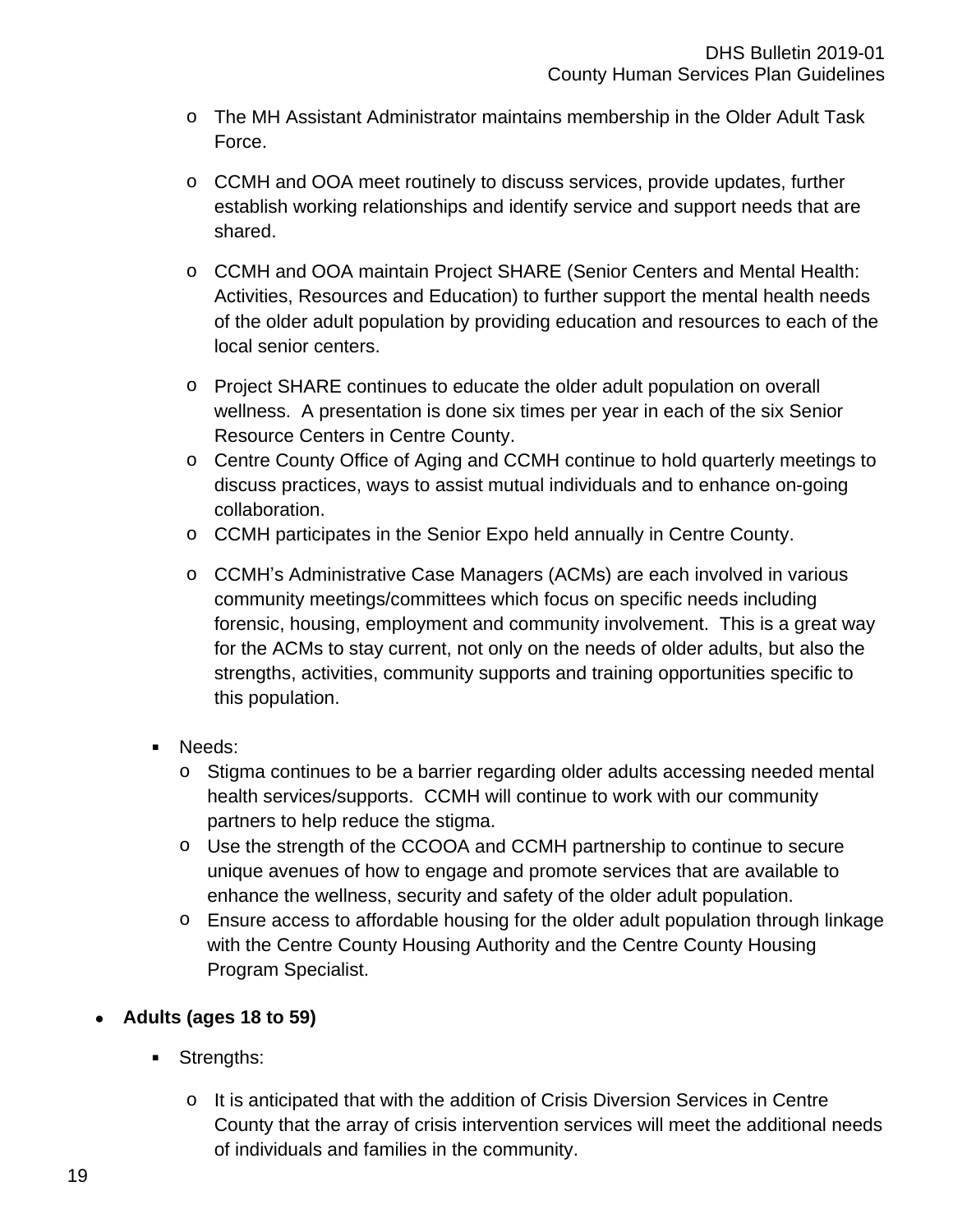- The MH Assistant Administrator maintains membership in the Older Adult Task Force.
- CCMH and OOA meet routinely to discuss services, provide updates, further establish working relationships and identify service and support needs that are shared.
- CCMH and OOA maintain Project SHARE (Senior Centers and Mental Health: Activities, Resources and Education) to further support the mental health needs of the older adult population by providing education and resources to each of the local senior centers.
- Project SHARE continues to educate the older adult population on overall wellness. A presentation is done six times per year in each of the six Senior Resource Centers in Centre County.
- Centre County Office of Aging and CCMH continue to hold quarterly meetings to discuss practices, ways to assist mutual individuals and to enhance on-going collaboration.
- CCMH participates in the Senior Expo held annually in Centre County.
- CCMH's Administrative Case Managers (ACMs) are each involved in various community meetings/committees which focus on specific needs including forensic, housing, employment and community involvement. This is a great way for the ACMs to stay current, not only on the needs of older adults, but also the strengths, activities, community supports and training opportunities specific to this population.

- Needs:
  - Stigma continues to be a barrier regarding older adults accessing needed mental health services/supports. CCMH will continue to work with our community partners to help reduce the stigma.
  - Use the strength of the CCOOA and CCMH partnership to continue to secure unique avenues of how to engage and promote services that are available to enhance the wellness, security and safety of the older adult population.
  - Ensure access to affordable housing for the older adult population through linkage with the Centre County Housing Authority and the Centre County Housing Program Specialist.

- **Adults (ages 18 to 59)**
  - Strengths:
    - It is anticipated that with the addition of Crisis Diversion Services in Centre County that the array of crisis intervention services will meet the additional needs of individuals and families in the community.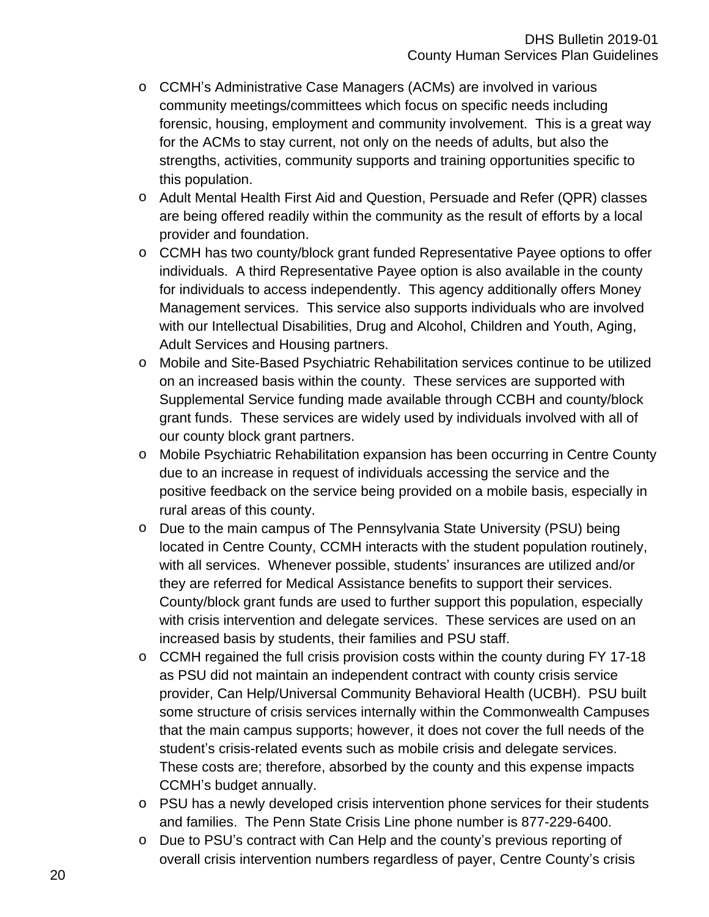- CCMH's Administrative Case Managers (ACMs) are involved in various community meetings/committees which focus on specific needs including forensic, housing, employment and community involvement. This is a great way for the ACMs to stay current, not only on the needs of adults, but also the strengths, activities, community supports and training opportunities specific to this population.
- Adult Mental Health First Aid and Question, Persuade and Refer (QPR) classes are being offered readily within the community as the result of efforts by a local provider and foundation.
- CCMH has two county/block grant funded Representative Payee options to offer individuals. A third Representative Payee option is also available in the county for individuals to access independently. This agency additionally offers Money Management services. This service also supports individuals who are involved with our Intellectual Disabilities, Drug and Alcohol, Children and Youth, Aging, Adult Services and Housing partners.
- Mobile and Site-Based Psychiatric Rehabilitation services continue to be utilized on an increased basis within the county. These services are supported with Supplemental Service funding made available through CCBH and county/block grant funds. These services are widely used by individuals involved with all of our county block grant partners.
- Mobile Psychiatric Rehabilitation expansion has been occurring in Centre County due to an increase in request of individuals accessing the service and the positive feedback on the service being provided on a mobile basis, especially in rural areas of this county.
- Due to the main campus of The Pennsylvania State University (PSU) being located in Centre County, CCMH interacts with the student population routinely, with all services. Whenever possible, students' insurances are utilized and/or they are referred for Medical Assistance benefits to support their services. County/block grant funds are used to further support this population, especially with crisis intervention and delegate services. These services are used on an increased basis by students, their families and PSU staff.
- CCMH regained the full crisis provision costs within the county during FY 17-18 as PSU did not maintain an independent contract with county crisis service provider, Can Help/Universal Community Behavioral Health (UCBH). PSU built some structure of crisis services internally within the Commonwealth Campuses that the main campus supports; however, it does not cover the full needs of the student's crisis-related events such as mobile crisis and delegate services. These costs are; therefore, absorbed by the county and this expense impacts CCMH's budget annually.
- PSU has a newly developed crisis intervention phone services for their students and families. The Penn State Crisis Line phone number is 877-229-6400.
- Due to PSU's contract with Can Help and the county's previous reporting of overall crisis intervention numbers regardless of payer, Centre County's crisis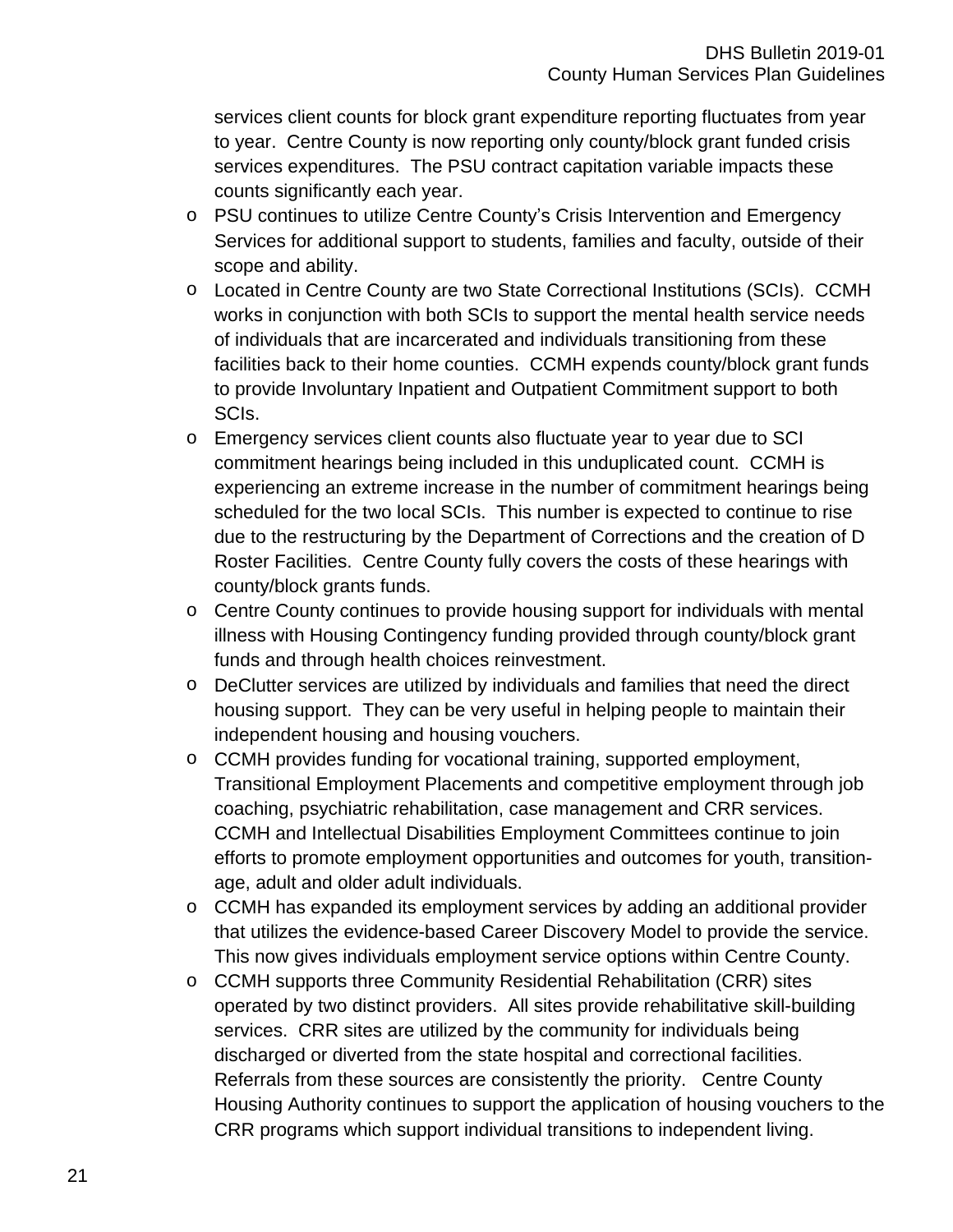services client counts for block grant expenditure reporting fluctuates from year to year. Centre County is now reporting only county/block grant funded crisis services expenditures. The PSU contract capitation variable impacts these counts significantly each year.

- PSU continues to utilize Centre County's Crisis Intervention and Emergency Services for additional support to students, families and faculty, outside of their scope and ability.
- Located in Centre County are two State Correctional Institutions (SCIs). CCMH works in conjunction with both SCIs to support the mental health service needs of individuals that are incarcerated and individuals transitioning from these facilities back to their home counties. CCMH expends county/block grant funds to provide Involuntary Inpatient and Outpatient Commitment support to both SCIs.
- Emergency services client counts also fluctuate year to year due to SCI commitment hearings being included in this unduplicated count. CCMH is experiencing an extreme increase in the number of commitment hearings being scheduled for the two local SCIs. This number is expected to continue to rise due to the restructuring by the Department of Corrections and the creation of D Roster Facilities. Centre County fully covers the costs of these hearings with county/block grants funds.
- Centre County continues to provide housing support for individuals with mental illness with Housing Contingency funding provided through county/block grant funds and through health choices reinvestment.
- DeClutter services are utilized by individuals and families that need the direct housing support. They can be very useful in helping people to maintain their independent housing and housing vouchers.
- CCMH provides funding for vocational training, supported employment, Transitional Employment Placements and competitive employment through job coaching, psychiatric rehabilitation, case management and CRR services. CCMH and Intellectual Disabilities Employment Committees continue to join efforts to promote employment opportunities and outcomes for youth, transition-age, adult and older adult individuals.
- CCMH has expanded its employment services by adding an additional provider that utilizes the evidence-based Career Discovery Model to provide the service. This now gives individuals employment service options within Centre County.
- CCMH supports three Community Residential Rehabilitation (CRR) sites operated by two distinct providers. All sites provide rehabilitative skill-building services. CRR sites are utilized by the community for individuals being discharged or diverted from the state hospital and correctional facilities. Referrals from these sources are consistently the priority. Centre County Housing Authority continues to support the application of housing vouchers to the CRR programs which support individual transitions to independent living.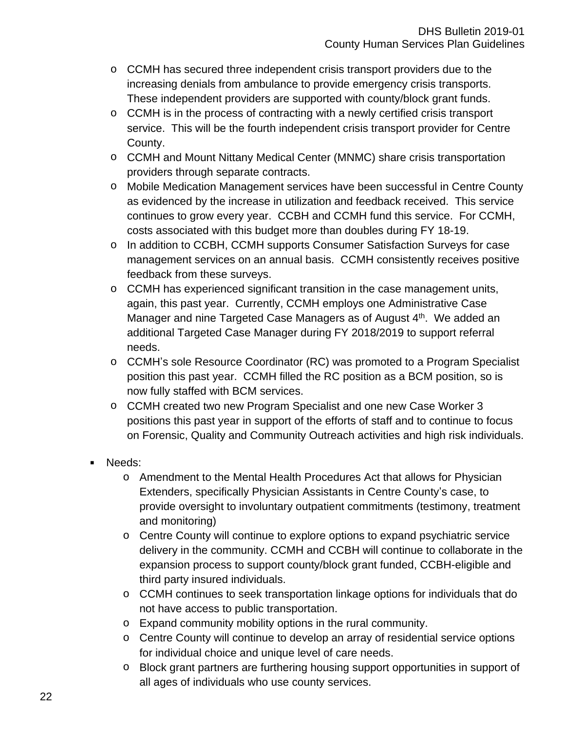- CCMH has secured three independent crisis transport providers due to the increasing denials from ambulance to provide emergency crisis transports. These independent providers are supported with county/block grant funds.
- CCMH is in the process of contracting with a newly certified crisis transport service. This will be the fourth independent crisis transport provider for Centre County.
- CCMH and Mount Nittany Medical Center (MNMC) share crisis transportation providers through separate contracts.
- Mobile Medication Management services have been successful in Centre County as evidenced by the increase in utilization and feedback received. This service continues to grow every year. CCBH and CCMH fund this service. For CCMH, costs associated with this budget more than doubles during FY 18-19.
- In addition to CCBH, CCMH supports Consumer Satisfaction Surveys for case management services on an annual basis. CCMH consistently receives positive feedback from these surveys.
- CCMH has experienced significant transition in the case management units, again, this past year. Currently, CCMH employs one Administrative Case Manager and nine Targeted Case Managers as of August 4th. We added an additional Targeted Case Manager during FY 2018/2019 to support referral needs.
- CCMH's sole Resource Coordinator (RC) was promoted to a Program Specialist position this past year. CCMH filled the RC position as a BCM position, so is now fully staffed with BCM services.
- CCMH created two new Program Specialist and one new Case Worker 3 positions this past year in support of the efforts of staff and to continue to focus on Forensic, Quality and Community Outreach activities and high risk individuals.

- Needs:
  - Amendment to the Mental Health Procedures Act that allows for Physician Extenders, specifically Physician Assistants in Centre County's case, to provide oversight to involuntary outpatient commitments (testimony, treatment and monitoring)
  - Centre County will continue to explore options to expand psychiatric service delivery in the community. CCMH and CCBH will continue to collaborate in the expansion process to support county/block grant funded, CCBH-eligible and third party insured individuals.
  - CCMH continues to seek transportation linkage options for individuals that do not have access to public transportation.
  - Expand community mobility options in the rural community.
  - Centre County will continue to develop an array of residential service options for individual choice and unique level of care needs.
  - Block grant partners are furthering housing support opportunities in support of all ages of individuals who use county services.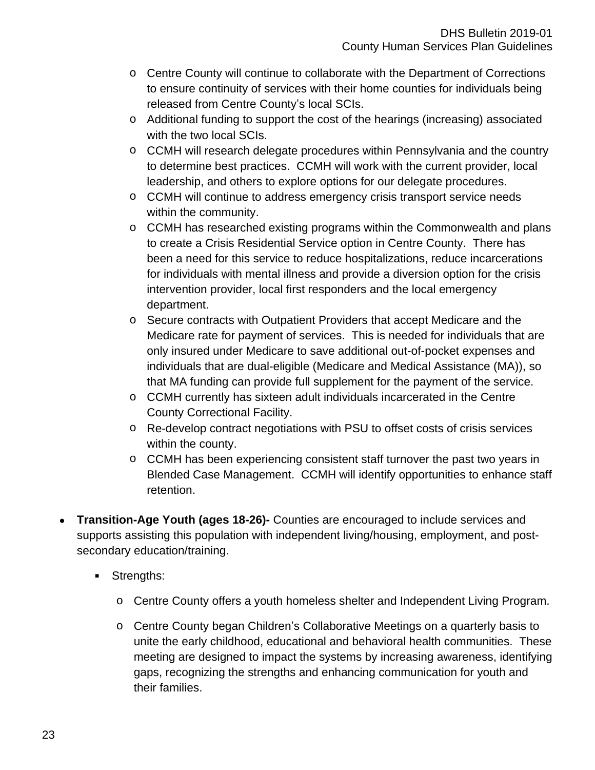- Centre County will continue to collaborate with the Department of Corrections to ensure continuity of services with their home counties for individuals being released from Centre County's local SCIs.
- Additional funding to support the cost of the hearings (increasing) associated with the two local SCIs.
- CCMH will research delegate procedures within Pennsylvania and the country to determine best practices. CCMH will work with the current provider, local leadership, and others to explore options for our delegate procedures.
- CCMH will continue to address emergency crisis transport service needs within the community.
- CCMH has researched existing programs within the Commonwealth and plans to create a Crisis Residential Service option in Centre County. There has been a need for this service to reduce hospitalizations, reduce incarcerations for individuals with mental illness and provide a diversion option for the crisis intervention provider, local first responders and the local emergency department.
- Secure contracts with Outpatient Providers that accept Medicare and the Medicare rate for payment of services. This is needed for individuals that are only insured under Medicare to save additional out-of-pocket expenses and individuals that are dual-eligible (Medicare and Medical Assistance (MA)), so that MA funding can provide full supplement for the payment of the service.
- CCMH currently has sixteen adult individuals incarcerated in the Centre County Correctional Facility.
- Re-develop contract negotiations with PSU to offset costs of crisis services within the county.
- CCMH has been experiencing consistent staff turnover the past two years in Blended Case Management. CCMH will identify opportunities to enhance staff retention.

- **Transition-Age Youth (ages 18-26)-** Counties are encouraged to include services and supports assisting this population with independent living/housing, employment, and post-secondary education/training.
  - Strengths:
    - Centre County offers a youth homeless shelter and Independent Living Program.
    - Centre County began Children's Collaborative Meetings on a quarterly basis to unite the early childhood, educational and behavioral health communities. These meeting are designed to impact the systems by increasing awareness, identifying gaps, recognizing the strengths and enhancing communication for youth and their families.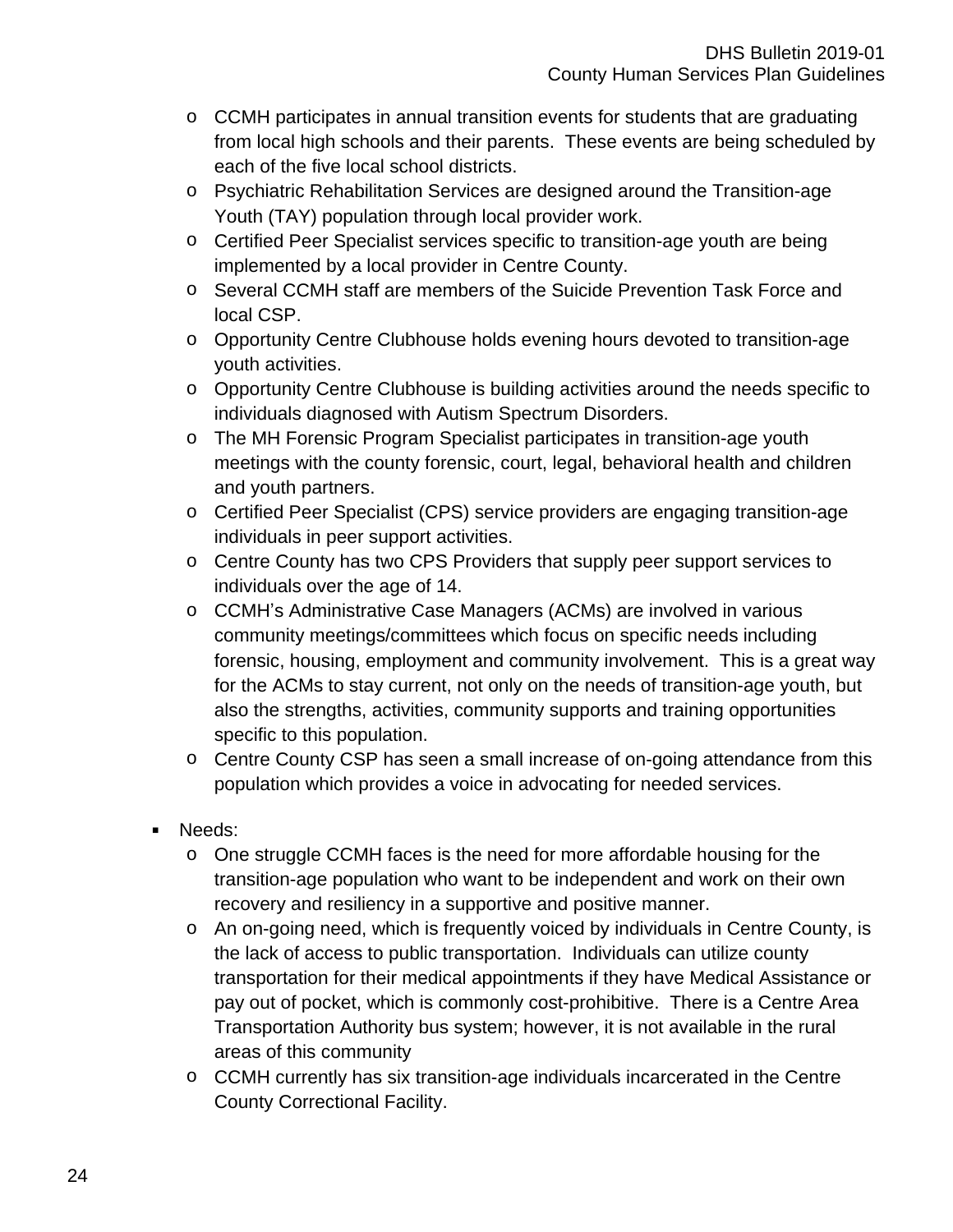- CCMH participates in annual transition events for students that are graduating from local high schools and their parents. These events are being scheduled by each of the five local school districts.
- Psychiatric Rehabilitation Services are designed around the Transition-age Youth (TAY) population through local provider work.
- Certified Peer Specialist services specific to transition-age youth are being implemented by a local provider in Centre County.
- Several CCMH staff are members of the Suicide Prevention Task Force and local CSP.
- Opportunity Centre Clubhouse holds evening hours devoted to transition-age youth activities.
- Opportunity Centre Clubhouse is building activities around the needs specific to individuals diagnosed with Autism Spectrum Disorders.
- The MH Forensic Program Specialist participates in transition-age youth meetings with the county forensic, court, legal, behavioral health and children and youth partners.
- Certified Peer Specialist (CPS) service providers are engaging transition-age individuals in peer support activities.
- Centre County has two CPS Providers that supply peer support services to individuals over the age of 14.
- CCMH's Administrative Case Managers (ACMs) are involved in various community meetings/committees which focus on specific needs including forensic, housing, employment and community involvement. This is a great way for the ACMs to stay current, not only on the needs of transition-age youth, but also the strengths, activities, community supports and training opportunities specific to this population.
- Centre County CSP has seen a small increase of on-going attendance from this population which provides a voice in advocating for needed services.

- Needs:
  - One struggle CCMH faces is the need for more affordable housing for the transition-age population who want to be independent and work on their own recovery and resiliency in a supportive and positive manner.
  - An on-going need, which is frequently voiced by individuals in Centre County, is the lack of access to public transportation. Individuals can utilize county transportation for their medical appointments if they have Medical Assistance or pay out of pocket, which is commonly cost-prohibitive. There is a Centre Area Transportation Authority bus system; however, it is not available in the rural areas of this community
  - CCMH currently has six transition-age individuals incarcerated in the Centre County Correctional Facility.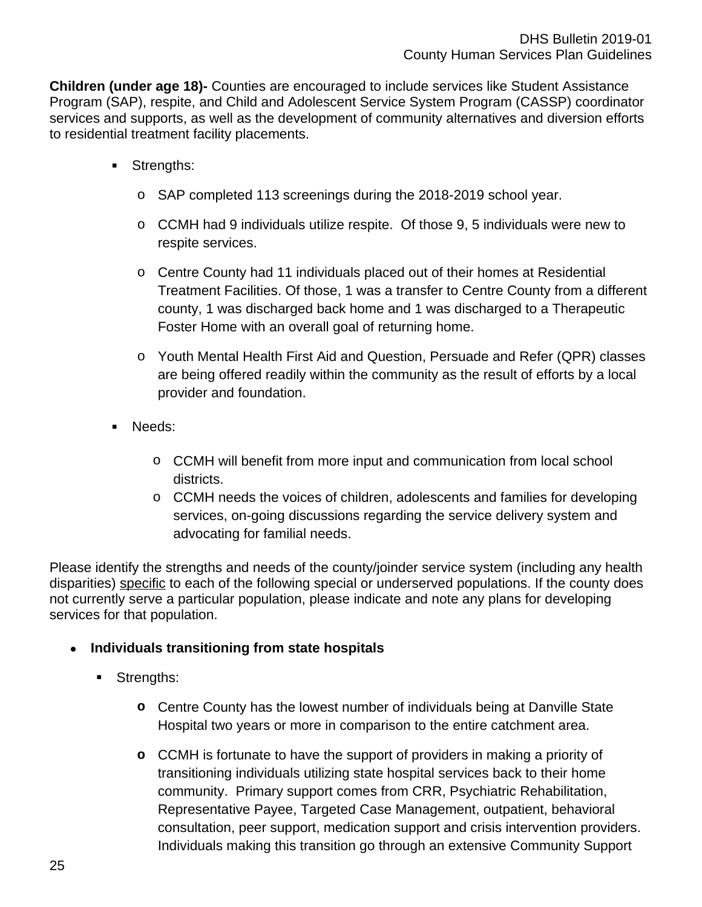**Children (under age 18)-** Counties are encouraged to include services like Student Assistance Program (SAP), respite, and Child and Adolescent Service System Program (CASSP) coordinator services and supports, as well as the development of community alternatives and diversion efforts to residential treatment facility placements.

- Strengths:
  - SAP completed 113 screenings during the 2018-2019 school year.
  - CCMH had 9 individuals utilize respite. Of those 9, 5 individuals were new to respite services.
  - Centre County had 11 individuals placed out of their homes at Residential Treatment Facilities. Of those, 1 was a transfer to Centre County from a different county, 1 was discharged back home and 1 was discharged to a Therapeutic Foster Home with an overall goal of returning home.
  - Youth Mental Health First Aid and Question, Persuade and Refer (QPR) classes are being offered readily within the community as the result of efforts by a local provider and foundation.
- Needs:
  - CCMH will benefit from more input and communication from local school districts.
  - CCMH needs the voices of children, adolescents and families for developing services, on-going discussions regarding the service delivery system and advocating for familial needs.

Please identify the strengths and needs of the county/joinder service system (including any health disparities) specific to each of the following special or underserved populations. If the county does not currently serve a particular population, please indicate and note any plans for developing services for that population.

- **Individuals transitioning from state hospitals**
  - Strengths:
    - Centre County has the lowest number of individuals being at Danville State Hospital two years or more in comparison to the entire catchment area.
    - CCMH is fortunate to have the support of providers in making a priority of transitioning individuals utilizing state hospital services back to their home community. Primary support comes from CRR, Psychiatric Rehabilitation, Representative Payee, Targeted Case Management, outpatient, behavioral consultation, peer support, medication support and crisis intervention providers. Individuals making this transition go through an extensive Community Support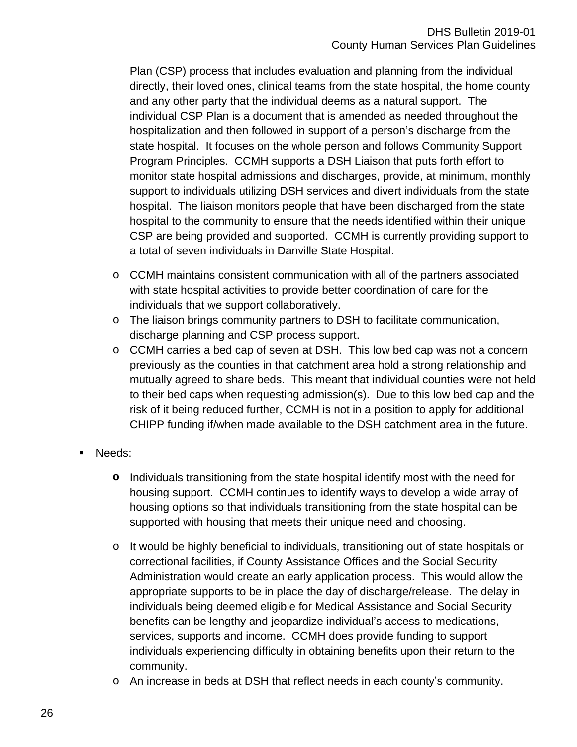Plan (CSP) process that includes evaluation and planning from the individual directly, their loved ones, clinical teams from the state hospital, the home county and any other party that the individual deems as a natural support. The individual CSP Plan is a document that is amended as needed throughout the hospitalization and then followed in support of a person's discharge from the state hospital. It focuses on the whole person and follows Community Support Program Principles. CCMH supports a DSH Liaison that puts forth effort to monitor state hospital admissions and discharges, provide, at minimum, monthly support to individuals utilizing DSH services and divert individuals from the state hospital. The liaison monitors people that have been discharged from the state hospital to the community to ensure that the needs identified within their unique CSP are being provided and supported. CCMH is currently providing support to a total of seven individuals in Danville State Hospital.

  - CCMH maintains consistent communication with all of the partners associated with state hospital activities to provide better coordination of care for the individuals that we support collaboratively.
  - The liaison brings community partners to DSH to facilitate communication, discharge planning and CSP process support.
  - CCMH carries a bed cap of seven at DSH. This low bed cap was not a concern previously as the counties in that catchment area hold a strong relationship and mutually agreed to share beds. This meant that individual counties were not held to their bed caps when requesting admission(s). Due to this low bed cap and the risk of it being reduced further, CCMH is not in a position to apply for additional CHIPP funding if/when made available to the DSH catchment area in the future.

- Needs:
  - Individuals transitioning from the state hospital identify most with the need for housing support. CCMH continues to identify ways to develop a wide array of housing options so that individuals transitioning from the state hospital can be supported with housing that meets their unique need and choosing.
  - It would be highly beneficial to individuals, transitioning out of state hospitals or correctional facilities, if County Assistance Offices and the Social Security Administration would create an early application process. This would allow the appropriate supports to be in place the day of discharge/release. The delay in individuals being deemed eligible for Medical Assistance and Social Security benefits can be lengthy and jeopardize individual's access to medications, services, supports and income. CCMH does provide funding to support individuals experiencing difficulty in obtaining benefits upon their return to the community.
  - An increase in beds at DSH that reflect needs in each county's community.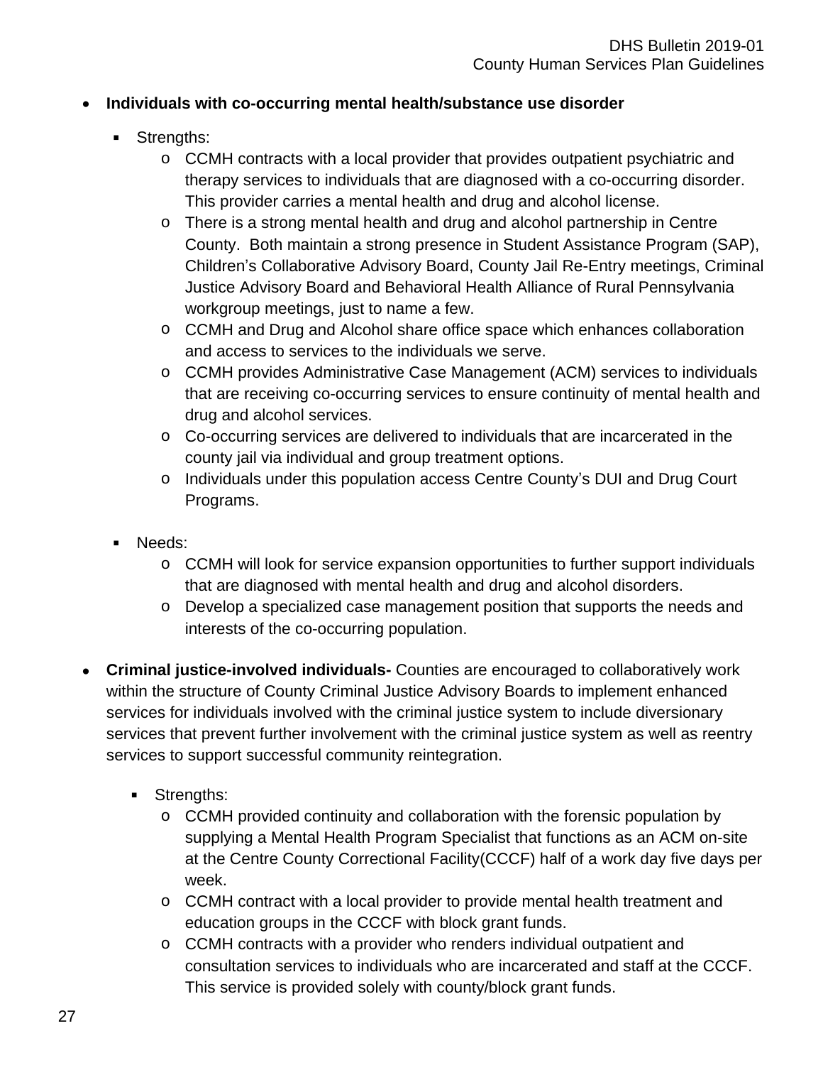- **Individuals with co-occurring mental health/substance use disorder**
  - Strengths:
    - CCMH contracts with a local provider that provides outpatient psychiatric and therapy services to individuals that are diagnosed with a co-occurring disorder. This provider carries a mental health and drug and alcohol license.
    - There is a strong mental health and drug and alcohol partnership in Centre County. Both maintain a strong presence in Student Assistance Program (SAP), Children's Collaborative Advisory Board, County Jail Re-Entry meetings, Criminal Justice Advisory Board and Behavioral Health Alliance of Rural Pennsylvania workgroup meetings, just to name a few.
    - CCMH and Drug and Alcohol share office space which enhances collaboration and access to services to the individuals we serve.
    - CCMH provides Administrative Case Management (ACM) services to individuals that are receiving co-occurring services to ensure continuity of mental health and drug and alcohol services.
    - Co-occurring services are delivered to individuals that are incarcerated in the county jail via individual and group treatment options.
    - Individuals under this population access Centre County's DUI and Drug Court Programs.
  - Needs:
    - CCMH will look for service expansion opportunities to further support individuals that are diagnosed with mental health and drug and alcohol disorders.
    - Develop a specialized case management position that supports the needs and interests of the co-occurring population.

- **Criminal justice-involved individuals-** Counties are encouraged to collaboratively work within the structure of County Criminal Justice Advisory Boards to implement enhanced services for individuals involved with the criminal justice system to include diversionary services that prevent further involvement with the criminal justice system as well as reentry services to support successful community reintegration.
  - Strengths:
    - CCMH provided continuity and collaboration with the forensic population by supplying a Mental Health Program Specialist that functions as an ACM on-site at the Centre County Correctional Facility(CCCF) half of a work day five days per week.
    - CCMH contract with a local provider to provide mental health treatment and education groups in the CCCF with block grant funds.
    - CCMH contracts with a provider who renders individual outpatient and consultation services to individuals who are incarcerated and staff at the CCCF. This service is provided solely with county/block grant funds.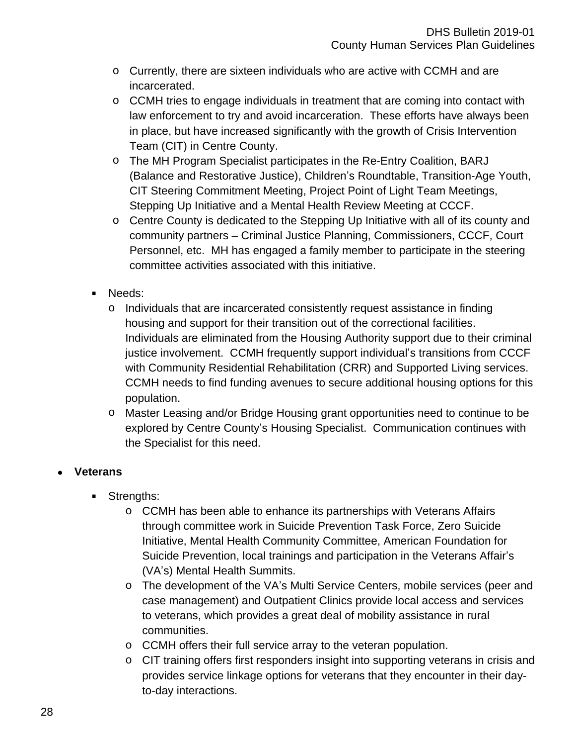- Currently, there are sixteen individuals who are active with CCMH and are incarcerated.
    - CCMH tries to engage individuals in treatment that are coming into contact with law enforcement to try and avoid incarceration. These efforts have always been in place, but have increased significantly with the growth of Crisis Intervention Team (CIT) in Centre County.
    - The MH Program Specialist participates in the Re-Entry Coalition, BARJ (Balance and Restorative Justice), Children's Roundtable, Transition-Age Youth, CIT Steering Commitment Meeting, Project Point of Light Team Meetings, Stepping Up Initiative and a Mental Health Review Meeting at CCCF.
    - Centre County is dedicated to the Stepping Up Initiative with all of its county and community partners – Criminal Justice Planning, Commissioners, CCCF, Court Personnel, etc. MH has engaged a family member to participate in the steering committee activities associated with this initiative.

  - Needs:
    - Individuals that are incarcerated consistently request assistance in finding housing and support for their transition out of the correctional facilities. Individuals are eliminated from the Housing Authority support due to their criminal justice involvement. CCMH frequently support individual's transitions from CCCF with Community Residential Rehabilitation (CRR) and Supported Living services. CCMH needs to find funding avenues to secure additional housing options for this population.
    - Master Leasing and/or Bridge Housing grant opportunities need to continue to be explored by Centre County's Housing Specialist. Communication continues with the Specialist for this need.

- **Veterans**

  - Strengths:
    - CCMH has been able to enhance its partnerships with Veterans Affairs through committee work in Suicide Prevention Task Force, Zero Suicide Initiative, Mental Health Community Committee, American Foundation for Suicide Prevention, local trainings and participation in the Veterans Affair's (VA's) Mental Health Summits.
    - The development of the VA's Multi Service Centers, mobile services (peer and case management) and Outpatient Clinics provide local access and services to veterans, which provides a great deal of mobility assistance in rural communities.
    - CCMH offers their full service array to the veteran population.
    - CIT training offers first responders insight into supporting veterans in crisis and provides service linkage options for veterans that they encounter in their day-to-day interactions.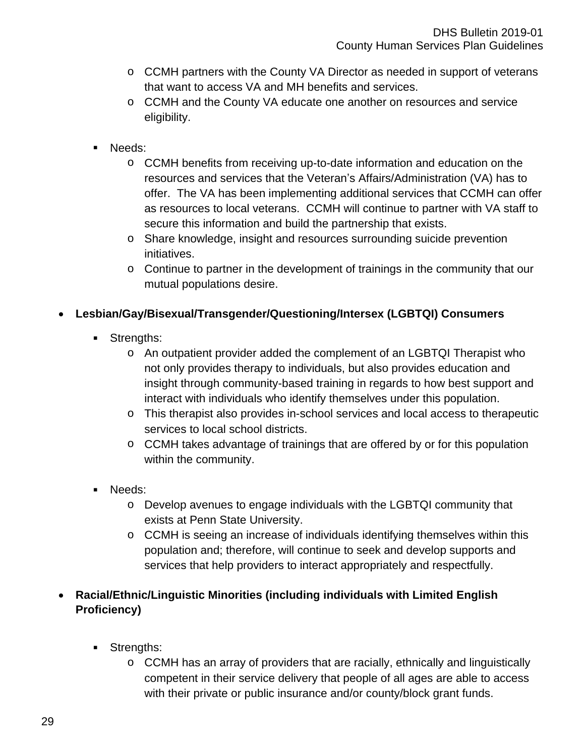- CCMH partners with the County VA Director as needed in support of veterans that want to access VA and MH benefits and services.
- CCMH and the County VA educate one another on resources and service eligibility.

- Needs:
  - CCMH benefits from receiving up-to-date information and education on the resources and services that the Veteran's Affairs/Administration (VA) has to offer. The VA has been implementing additional services that CCMH can offer as resources to local veterans. CCMH will continue to partner with VA staff to secure this information and build the partnership that exists.
  - Share knowledge, insight and resources surrounding suicide prevention initiatives.
  - Continue to partner in the development of trainings in the community that our mutual populations desire.

- **Lesbian/Gay/Bisexual/Transgender/Questioning/Intersex (LGBTQI) Consumers**

  - Strengths:
    - An outpatient provider added the complement of an LGBTQI Therapist who not only provides therapy to individuals, but also provides education and insight through community-based training in regards to how best support and interact with individuals who identify themselves under this population.
    - This therapist also provides in-school services and local access to therapeutic services to local school districts.
    - CCMH takes advantage of trainings that are offered by or for this population within the community.

  - Needs:
    - Develop avenues to engage individuals with the LGBTQI community that exists at Penn State University.
    - CCMH is seeing an increase of individuals identifying themselves within this population and; therefore, will continue to seek and develop supports and services that help providers to interact appropriately and respectfully.

- **Racial/Ethnic/Linguistic Minorities (including individuals with Limited English Proficiency)**

  - Strengths:
    - CCMH has an array of providers that are racially, ethnically and linguistically competent in their service delivery that people of all ages are able to access with their private or public insurance and/or county/block grant funds.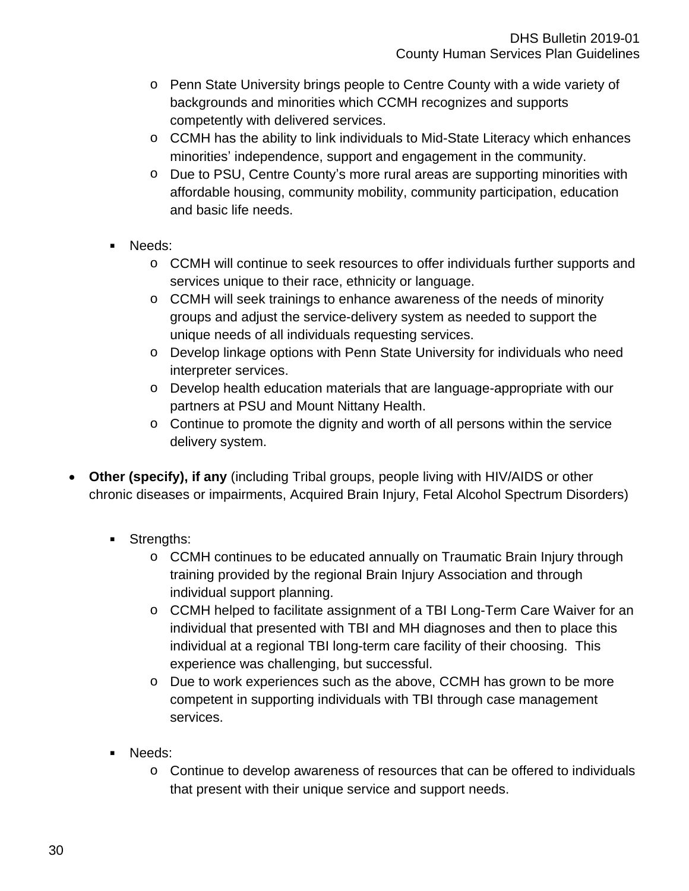- Penn State University brings people to Centre County with a wide variety of backgrounds and minorities which CCMH recognizes and supports competently with delivered services.
- CCMH has the ability to link individuals to Mid-State Literacy which enhances minorities' independence, support and engagement in the community.
- Due to PSU, Centre County's more rural areas are supporting minorities with affordable housing, community mobility, community participation, education and basic life needs.

- Needs:
    - CCMH will continue to seek resources to offer individuals further supports and services unique to their race, ethnicity or language.
    - CCMH will seek trainings to enhance awareness of the needs of minority groups and adjust the service-delivery system as needed to support the unique needs of all individuals requesting services.
    - Develop linkage options with Penn State University for individuals who need interpreter services.
    - Develop health education materials that are language-appropriate with our partners at PSU and Mount Nittany Health.
    - Continue to promote the dignity and worth of all persons within the service delivery system.

- **Other (specify), if any** (including Tribal groups, people living with HIV/AIDS or other chronic diseases or impairments, Acquired Brain Injury, Fetal Alcohol Spectrum Disorders)

    - Strengths:
        - CCMH continues to be educated annually on Traumatic Brain Injury through training provided by the regional Brain Injury Association and through individual support planning.
        - CCMH helped to facilitate assignment of a TBI Long-Term Care Waiver for an individual that presented with TBI and MH diagnoses and then to place this individual at a regional TBI long-term care facility of their choosing. This experience was challenging, but successful.
        - Due to work experiences such as the above, CCMH has grown to be more competent in supporting individuals with TBI through case management services.

    - Needs:
        - Continue to develop awareness of resources that can be offered to individuals that present with their unique service and support needs.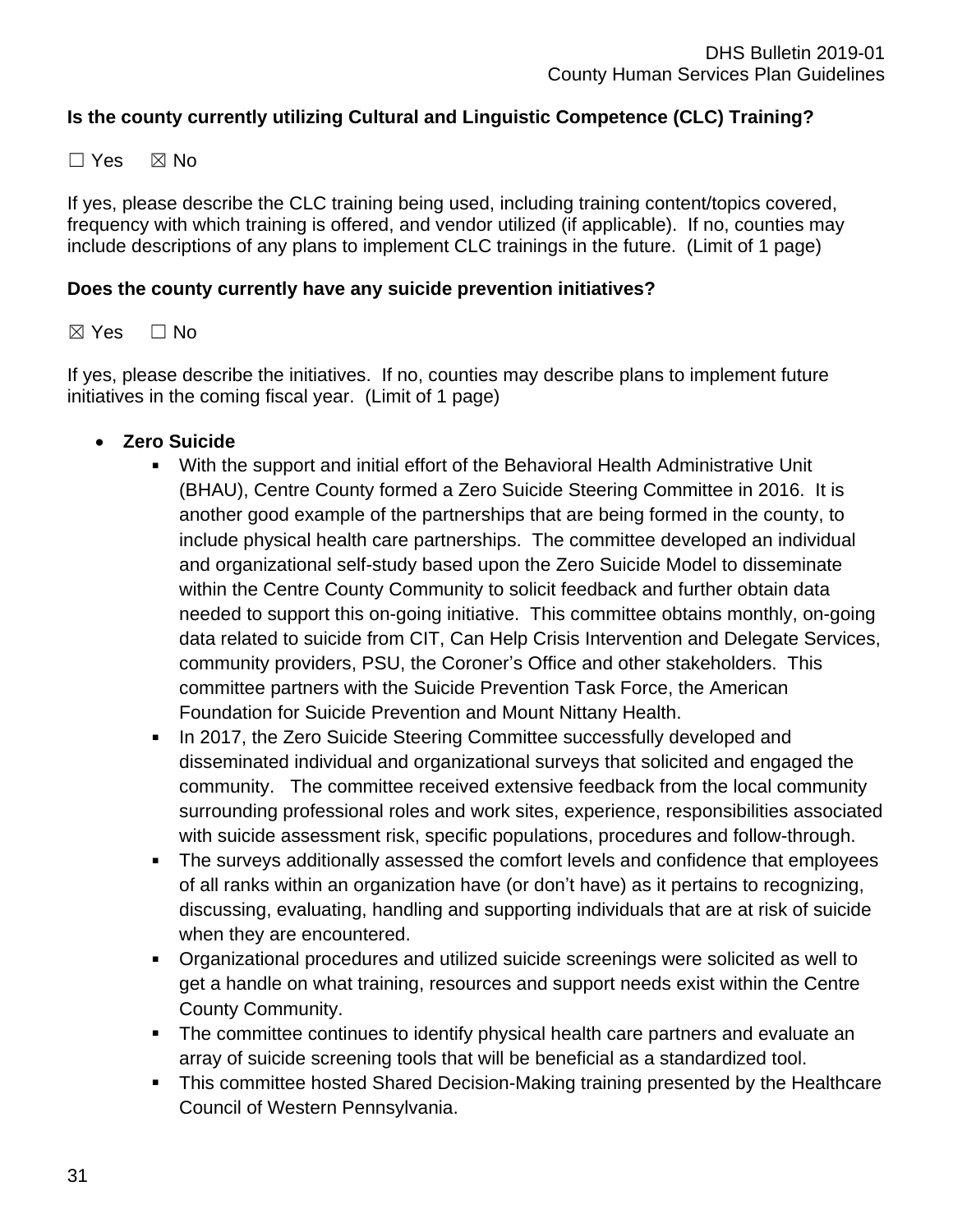**Is the county currently utilizing Cultural and Linguistic Competence (CLC) Training?**

☐ Yes ☒ No

If yes, please describe the CLC training being used, including training content/topics covered, frequency with which training is offered, and vendor utilized (if applicable). If no, counties may include descriptions of any plans to implement CLC trainings in the future. (Limit of 1 page)

**Does the county currently have any suicide prevention initiatives?**

☒ Yes ☐ No

If yes, please describe the initiatives. If no, counties may describe plans to implement future initiatives in the coming fiscal year. (Limit of 1 page)

- **Zero Suicide**
  - With the support and initial effort of the Behavioral Health Administrative Unit (BHAU), Centre County formed a Zero Suicide Steering Committee in 2016. It is another good example of the partnerships that are being formed in the county, to include physical health care partnerships. The committee developed an individual and organizational self-study based upon the Zero Suicide Model to disseminate within the Centre County Community to solicit feedback and further obtain data needed to support this on-going initiative. This committee obtains monthly, on-going data related to suicide from CIT, Can Help Crisis Intervention and Delegate Services, community providers, PSU, the Coroner's Office and other stakeholders. This committee partners with the Suicide Prevention Task Force, the American Foundation for Suicide Prevention and Mount Nittany Health.
  - In 2017, the Zero Suicide Steering Committee successfully developed and disseminated individual and organizational surveys that solicited and engaged the community. The committee received extensive feedback from the local community surrounding professional roles and work sites, experience, responsibilities associated with suicide assessment risk, specific populations, procedures and follow-through.
  - The surveys additionally assessed the comfort levels and confidence that employees of all ranks within an organization have (or don't have) as it pertains to recognizing, discussing, evaluating, handling and supporting individuals that are at risk of suicide when they are encountered.
  - Organizational procedures and utilized suicide screenings were solicited as well to get a handle on what training, resources and support needs exist within the Centre County Community.
  - The committee continues to identify physical health care partners and evaluate an array of suicide screening tools that will be beneficial as a standardized tool.
  - This committee hosted Shared Decision-Making training presented by the Healthcare Council of Western Pennsylvania.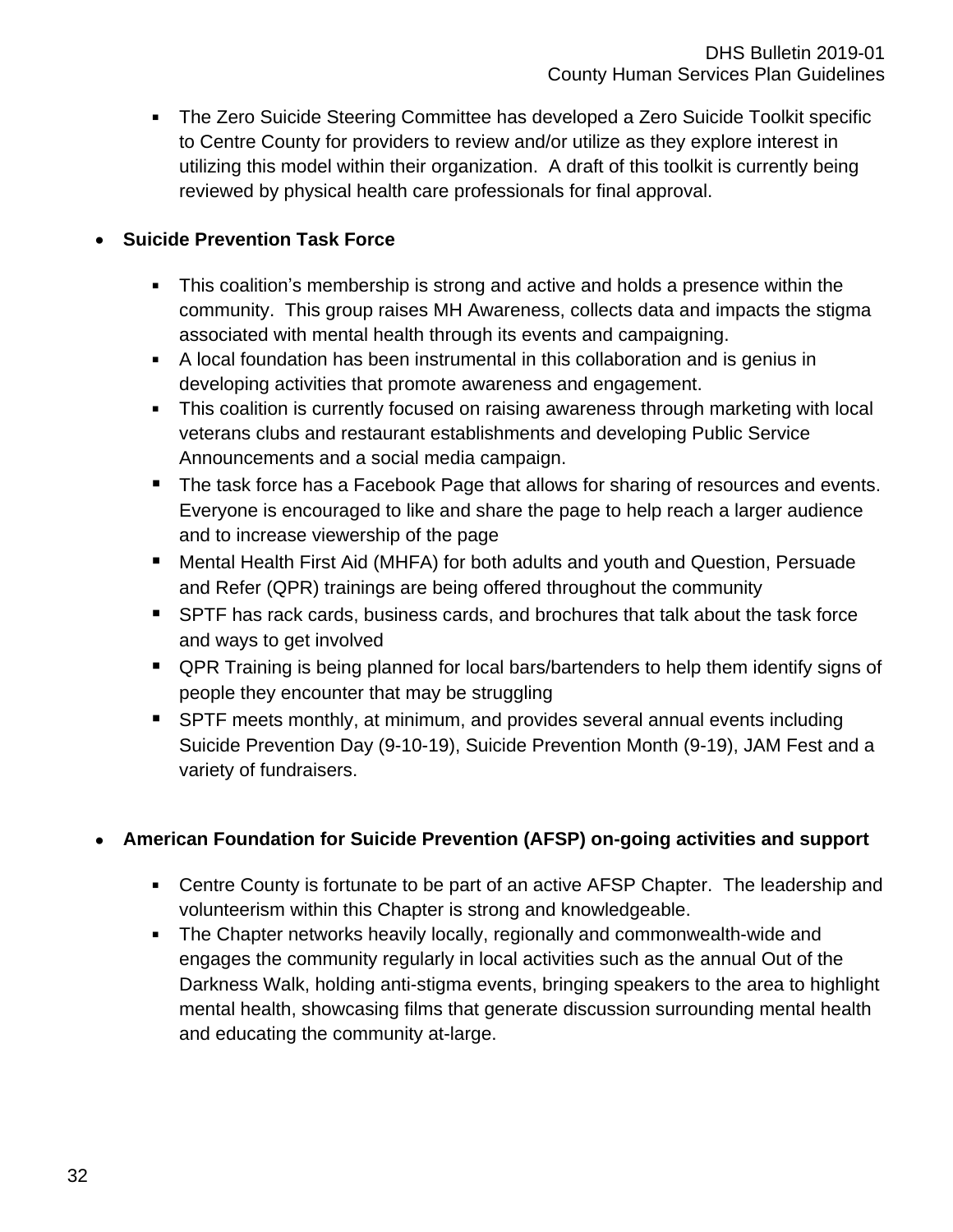- The Zero Suicide Steering Committee has developed a Zero Suicide Toolkit specific to Centre County for providers to review and/or utilize as they explore interest in utilizing this model within their organization. A draft of this toolkit is currently being reviewed by physical health care professionals for final approval.

- **Suicide Prevention Task Force**

    - This coalition's membership is strong and active and holds a presence within the community. This group raises MH Awareness, collects data and impacts the stigma associated with mental health through its events and campaigning.
    - A local foundation has been instrumental in this collaboration and is genius in developing activities that promote awareness and engagement.
    - This coalition is currently focused on raising awareness through marketing with local veterans clubs and restaurant establishments and developing Public Service Announcements and a social media campaign.
    - The task force has a Facebook Page that allows for sharing of resources and events. Everyone is encouraged to like and share the page to help reach a larger audience and to increase viewership of the page
    - Mental Health First Aid (MHFA) for both adults and youth and Question, Persuade and Refer (QPR) trainings are being offered throughout the community
    - SPTF has rack cards, business cards, and brochures that talk about the task force and ways to get involved
    - QPR Training is being planned for local bars/bartenders to help them identify signs of people they encounter that may be struggling
    - SPTF meets monthly, at minimum, and provides several annual events including Suicide Prevention Day (9-10-19), Suicide Prevention Month (9-19), JAM Fest and a variety of fundraisers.

- **American Foundation for Suicide Prevention (AFSP) on-going activities and support**

    - Centre County is fortunate to be part of an active AFSP Chapter. The leadership and volunteerism within this Chapter is strong and knowledgeable.
    - The Chapter networks heavily locally, regionally and commonwealth-wide and engages the community regularly in local activities such as the annual Out of the Darkness Walk, holding anti-stigma events, bringing speakers to the area to highlight mental health, showcasing films that generate discussion surrounding mental health and educating the community at-large.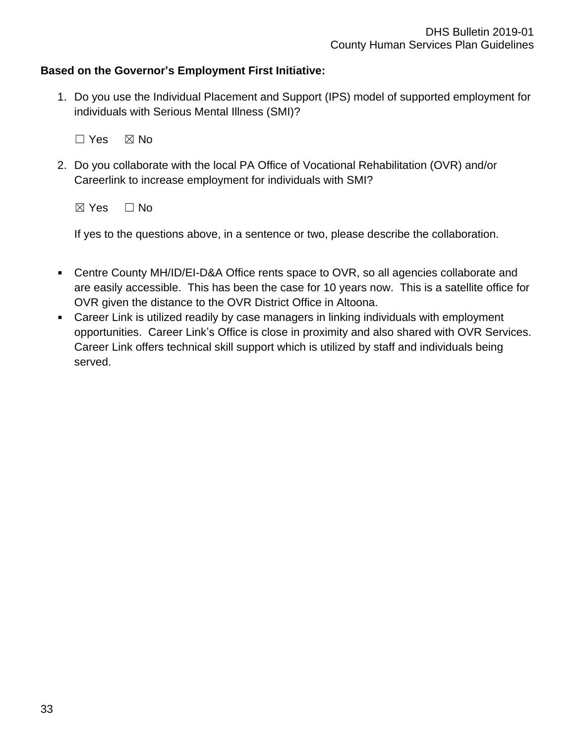**Based on the Governor's Employment First Initiative:**

1. Do you use the Individual Placement and Support (IPS) model of supported employment for individuals with Serious Mental Illness (SMI)?

   ☐ Yes ☒ No

2. Do you collaborate with the local PA Office of Vocational Rehabilitation (OVR) and/or Careerlink to increase employment for individuals with SMI?

   ☒ Yes ☐ No

   If yes to the questions above, in a sentence or two, please describe the collaboration.

- Centre County MH/ID/EI-D&A Office rents space to OVR, so all agencies collaborate and are easily accessible. This has been the case for 10 years now. This is a satellite office for OVR given the distance to the OVR District Office in Altoona.
- Career Link is utilized readily by case managers in linking individuals with employment opportunities. Career Link's Office is close in proximity and also shared with OVR Services. Career Link offers technical skill support which is utilized by staff and individuals being served.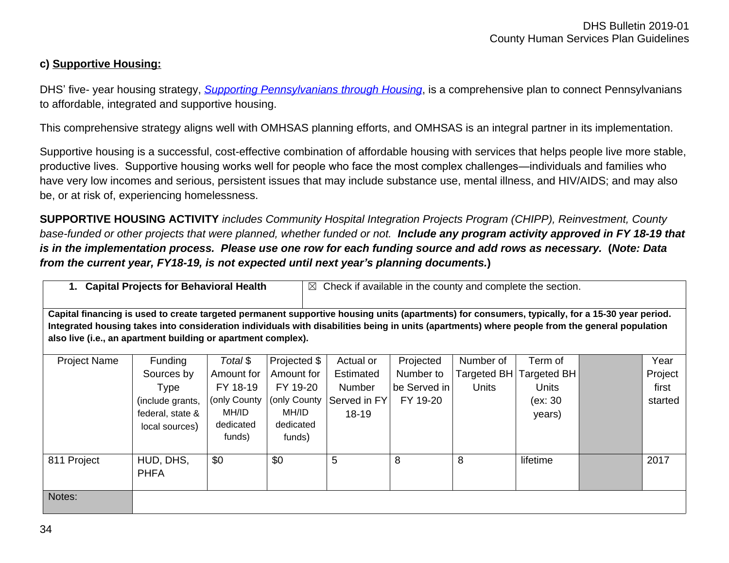### c) **Supportive Housing:**

DHS' five- year housing strategy, *Supporting Pennsylvanians through Housing*, is a comprehensive plan to connect Pennsylvanians to affordable, integrated and supportive housing.

This comprehensive strategy aligns well with OMHSAS planning efforts, and OMHSAS is an integral partner in its implementation.

Supportive housing is a successful, cost-effective combination of affordable housing with services that helps people live more stable, productive lives. Supportive housing works well for people who face the most complex challenges—individuals and families who have very low incomes and serious, persistent issues that may include substance use, mental illness, and HIV/AIDS; and may also be, or at risk of, experiencing homelessness.

**SUPPORTIVE HOUSING ACTIVITY** *includes Community Hospital Integration Projects Program (CHIPP), Reinvestment, County base-funded or other projects that were planned, whether funded or not.* ***Include any program activity approved in FY 18-19 that is in the implementation process. Please use one row for each funding source and add rows as necessary.*** **(*Note: Data from the current year, FY18-19, is not expected until next year's planning documents.*)**

| **1. Capital Projects for Behavioral Health** | | | ☒ Check if available in the county and complete the section. | | | | | | |
|---|---|---|---|---|---|---|---|---|---|
| **Capital financing is used to create targeted permanent supportive housing units (apartments) for consumers, typically, for a 15-30 year period. Integrated housing takes into consideration individuals with disabilities being in units (apartments) where people from the general population also live (i.e., an apartment building or apartment complex).** | | | | | | | | | |
| Project Name | Funding Sources by Type (include grants, federal, state & local sources) | *Total* $ Amount for FY 18-19 (only County MH/ID dedicated funds) | Projected $ Amount for FY 19-20 (only County MH/ID dedicated funds) | Actual or Estimated Number Served in FY 18-19 | Projected Number to be Served in FY 19-20 | Number of Targeted BH Units | Term of Targeted BH Units (ex: 30 years) | | Year Project first started |
| 811 Project | HUD, DHS, PHFA | $0 | $0 | 5 | 8 | 8 | lifetime | | 2017 |
| Notes: | | | | | | | | | |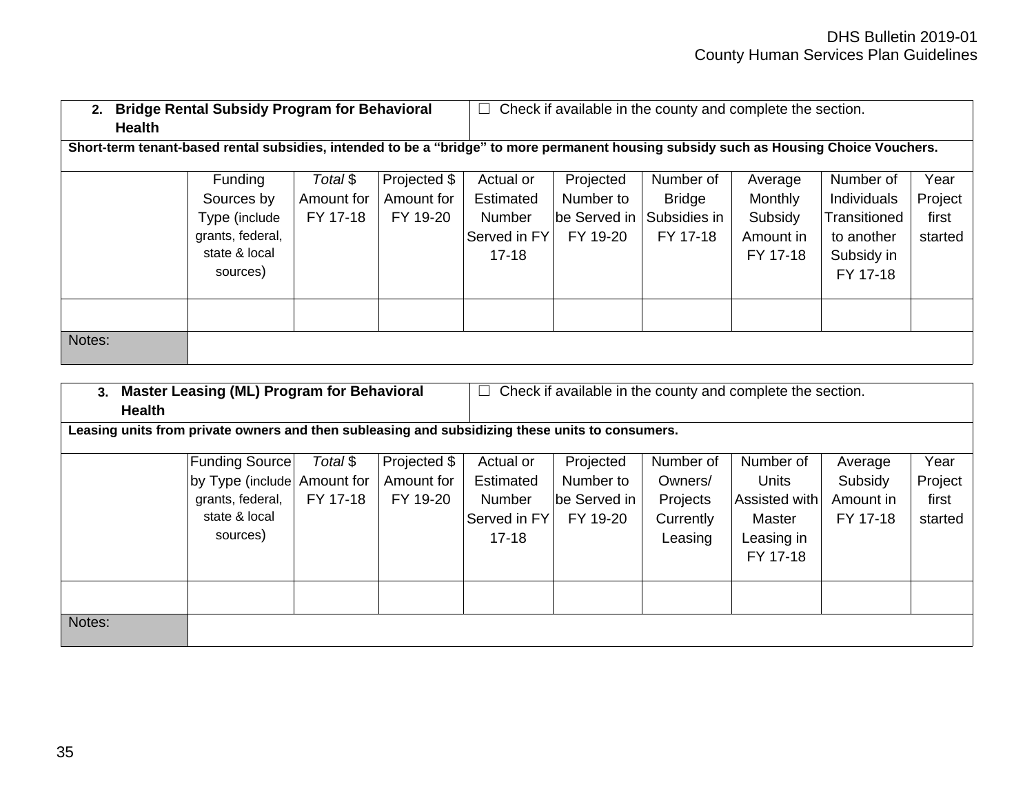| **2. Bridge Rental Subsidy Program for Behavioral Health** | | | | ☐ Check if available in the county and complete the section. | | | | | |
|---|---|---|---|---|---|---|---|---|---|
| **Short-term tenant-based rental subsidies, intended to be a "bridge" to more permanent housing subsidy such as Housing Choice Vouchers.** | | | | | | | | | |
| | Funding Sources by Type (include grants, federal, state & local sources) | *Total* $ Amount for FY 17-18 | Projected $ Amount for FY 19-20 | Actual or Estimated Number Served in FY 17-18 | Projected Number to be Served in FY 19-20 | Number of Bridge Subsidies in FY 17-18 | Average Monthly Subsidy Amount in FY 17-18 | Number of Individuals Transitioned to another Subsidy in FY 17-18 | Year Project first started |
| | | | | | | | | | |
| Notes: | | | | | | | | | |

| **3. Master Leasing (ML) Program for Behavioral Health** | | | | ☐ Check if available in the county and complete the section. | | | | | |
|---|---|---|---|---|---|---|---|---|---|
| **Leasing units from private owners and then subleasing and subsidizing these units to consumers.** | | | | | | | | | |
| | Funding Source by Type (include grants, federal, state & local sources) | *Total* $ Amount for FY 17-18 | Projected $ Amount for FY 19-20 | Actual or Estimated Number Served in FY 17-18 | Projected Number to be Served in FY 19-20 | Number of Owners/ Projects Currently Leasing | Number of Units Assisted with Master Leasing in FY 17-18 | Average Subsidy Amount in FY 17-18 | Year Project first started |
| | | | | | | | | | |
| Notes: | | | | | | | | | |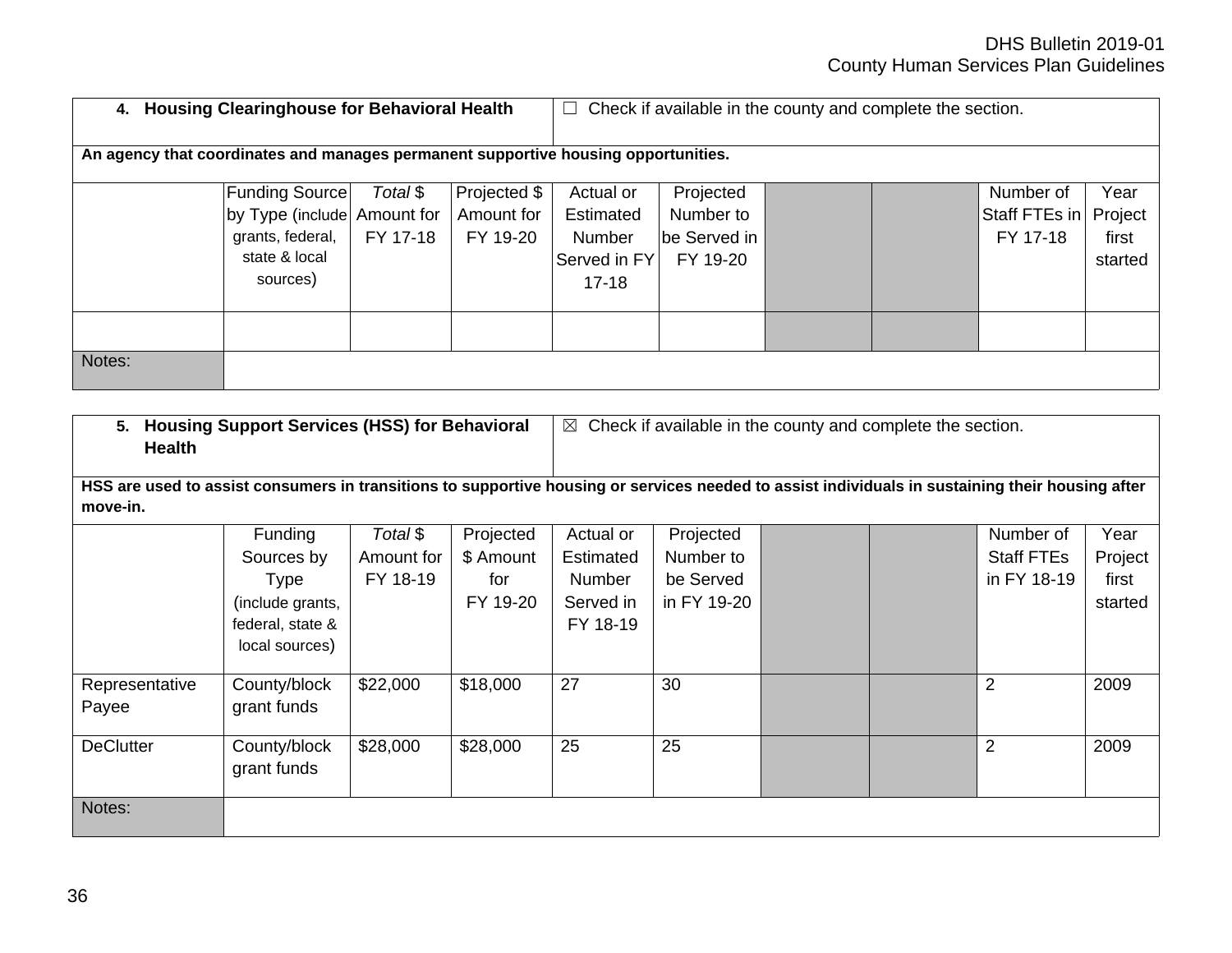| **4. Housing Clearinghouse for Behavioral Health** | ☐ Check if available in the county and complete the section. | | | | | | | | |
|---|---|---|---|---|---|---|---|---|---|
| **An agency that coordinates and manages permanent supportive housing opportunities.** | | | | | | | | | |
| | Funding Source by Type (include grants, federal, state & local sources) | *Total* $ Amount for FY 17-18 | Projected $ Amount for FY 19-20 | Actual or Estimated Number Served in FY 17-18 | Projected Number to be Served in FY 19-20 | | | Number of Staff FTEs in FY 17-18 | Year Project first started |
| | | | | | | | | | |
| Notes: | | | | | | | | | |

| **5. Housing Support Services (HSS) for Behavioral Health** | ☒ Check if available in the county and complete the section. | | | | | | | | |
|---|---|---|---|---|---|---|---|---|---|
| **HSS are used to assist consumers in transitions to supportive housing or services needed to assist individuals in sustaining their housing after move-in.** | | | | | | | | | |
| | Funding Sources by Type (include grants, federal, state & local sources) | *Total* $ Amount for FY 18-19 | Projected $ Amount for FY 19-20 | Actual or Estimated Number Served in FY 18-19 | Projected Number to be Served in FY 19-20 | | | Number of Staff FTEs in FY 18-19 | Year Project first started |
| Representative Payee | County/block grant funds | $22,000 | $18,000 | 27 | 30 | | | 2 | 2009 |
| DeClutter | County/block grant funds | $28,000 | $28,000 | 25 | 25 | | | 2 | 2009 |
| Notes: | | | | | | | | | |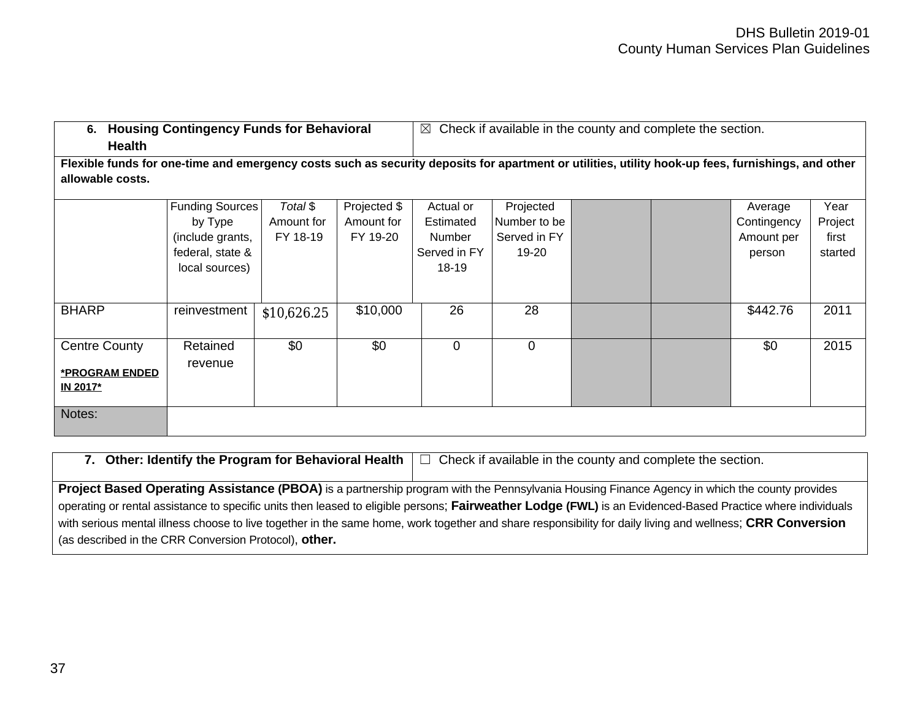| 6. **Housing Contingency Funds for Behavioral Health** | ☒ Check if available in the county and complete the section. | | | | | | | | |
|---|---|---|---|---|---|---|---|---|---|
| **Flexible funds for one-time and emergency costs such as security deposits for apartment or utilities, utility hook-up fees, furnishings, and other allowable costs.** | | | | | | | | | |
| | Funding Sources by Type (include grants, federal, state & local sources) | *Total* $ Amount for FY 18-19 | Projected $ Amount for FY 19-20 | Actual or Estimated Number Served in FY 18-19 | Projected Number to be Served in FY 19-20 | | | Average Contingency Amount per person | Year Project first started |
| BHARP | reinvestment | $10,626.25 | $10,000 | 26 | 28 | | | $442.76 | 2011 |
| Centre County **\*PROGRAM ENDED IN 2017\*** | Retained revenue | $0 | $0 | 0 | 0 | | | $0 | 2015 |
| Notes: | | | | | | | | | |

| 7. **Other: Identify the Program for Behavioral Health** | ☐ Check if available in the county and complete the section. |
|---|---|
| **Project Based Operating Assistance (PBOA)** is a partnership program with the Pennsylvania Housing Finance Agency in which the county provides operating or rental assistance to specific units then leased to eligible persons; **Fairweather Lodge (FWL)** is an Evidenced-Based Practice where individuals with serious mental illness choose to live together in the same home, work together and share responsibility for daily living and wellness; **CRR Conversion** (as described in the CRR Conversion Protocol), **other.** | |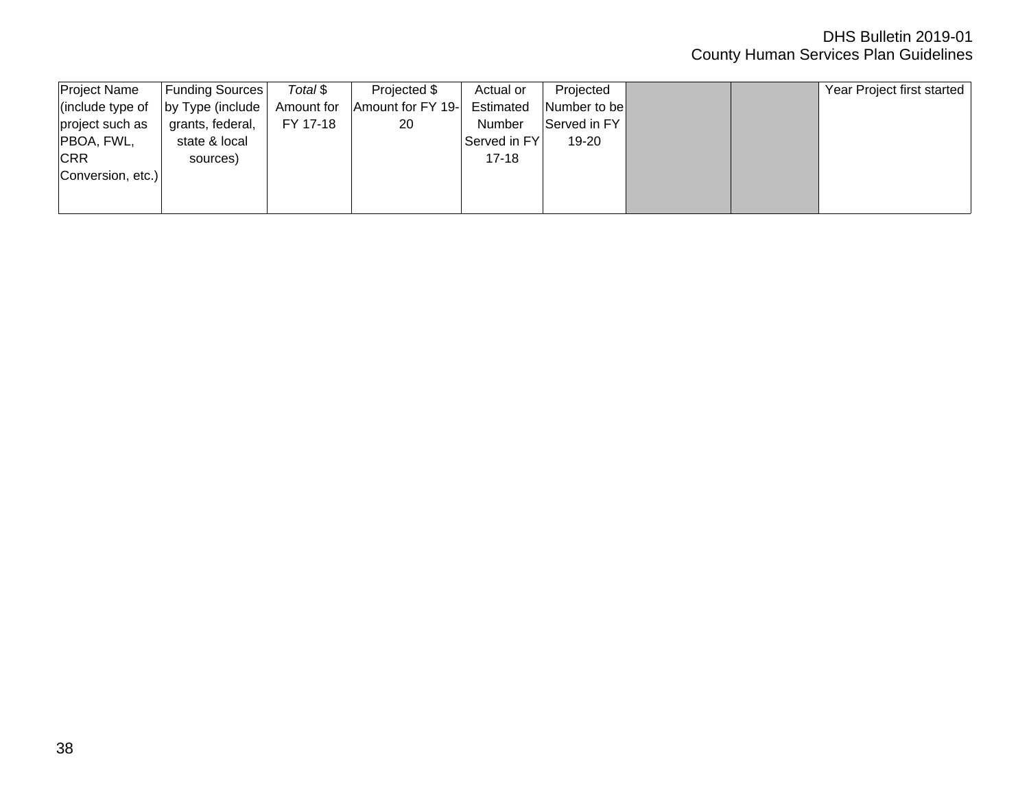| Project Name (include type of project such as PBOA, FWL, CRR Conversion, etc.) | Funding Sources by Type (include grants, federal, state & local sources) | *Total* $ Amount for FY 17-18 | Projected $ Amount for FY 19-20 | Actual or Estimated Number Served in FY 17-18 | Projected Number to be Served in FY 19-20 | | | Year Project first started |
|---|---|---|---|---|---|---|---|---|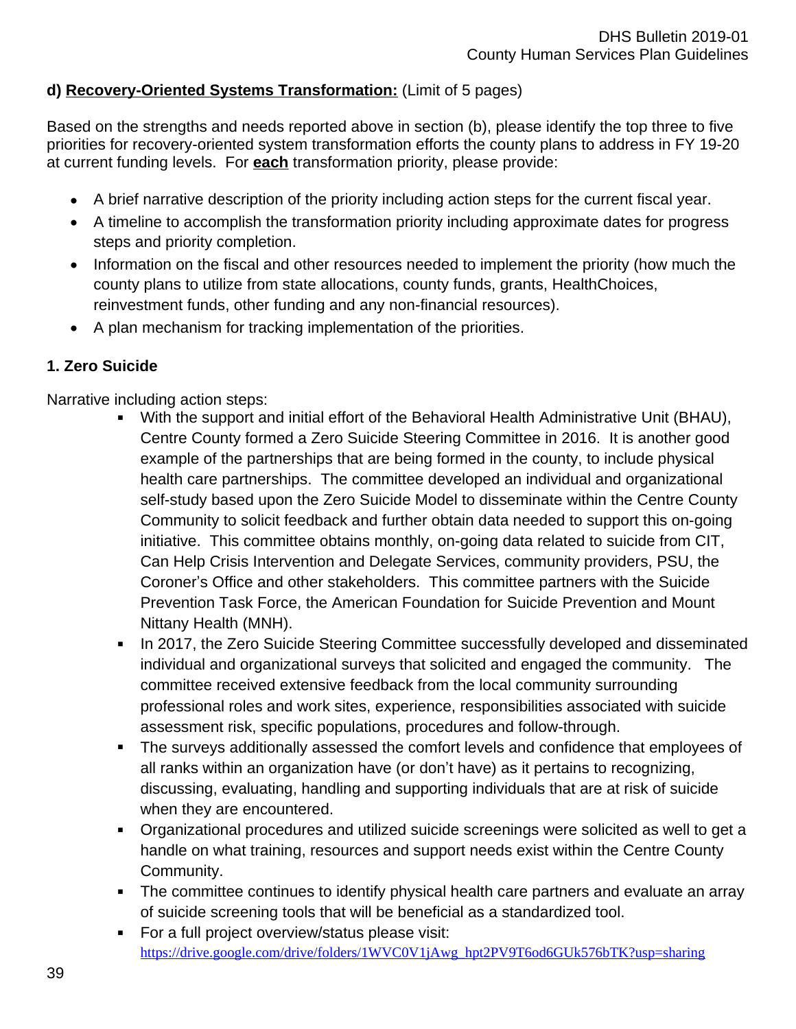**d) Recovery-Oriented Systems Transformation:** (Limit of 5 pages)

Based on the strengths and needs reported above in section (b), please identify the top three to five priorities for recovery-oriented system transformation efforts the county plans to address in FY 19-20 at current funding levels. For **each** transformation priority, please provide:

- A brief narrative description of the priority including action steps for the current fiscal year.
- A timeline to accomplish the transformation priority including approximate dates for progress steps and priority completion.
- Information on the fiscal and other resources needed to implement the priority (how much the county plans to utilize from state allocations, county funds, grants, HealthChoices, reinvestment funds, other funding and any non-financial resources).
- A plan mechanism for tracking implementation of the priorities.

**1. Zero Suicide**

Narrative including action steps:

- With the support and initial effort of the Behavioral Health Administrative Unit (BHAU), Centre County formed a Zero Suicide Steering Committee in 2016. It is another good example of the partnerships that are being formed in the county, to include physical health care partnerships. The committee developed an individual and organizational self-study based upon the Zero Suicide Model to disseminate within the Centre County Community to solicit feedback and further obtain data needed to support this on-going initiative. This committee obtains monthly, on-going data related to suicide from CIT, Can Help Crisis Intervention and Delegate Services, community providers, PSU, the Coroner's Office and other stakeholders. This committee partners with the Suicide Prevention Task Force, the American Foundation for Suicide Prevention and Mount Nittany Health (MNH).
- In 2017, the Zero Suicide Steering Committee successfully developed and disseminated individual and organizational surveys that solicited and engaged the community. The committee received extensive feedback from the local community surrounding professional roles and work sites, experience, responsibilities associated with suicide assessment risk, specific populations, procedures and follow-through.
- The surveys additionally assessed the comfort levels and confidence that employees of all ranks within an organization have (or don't have) as it pertains to recognizing, discussing, evaluating, handling and supporting individuals that are at risk of suicide when they are encountered.
- Organizational procedures and utilized suicide screenings were solicited as well to get a handle on what training, resources and support needs exist within the Centre County Community.
- The committee continues to identify physical health care partners and evaluate an array of suicide screening tools that will be beneficial as a standardized tool.
- For a full project overview/status please visit: https://drive.google.com/drive/folders/1WVC0V1jAwg_hpt2PV9T6od6GUk576bTK?usp=sharing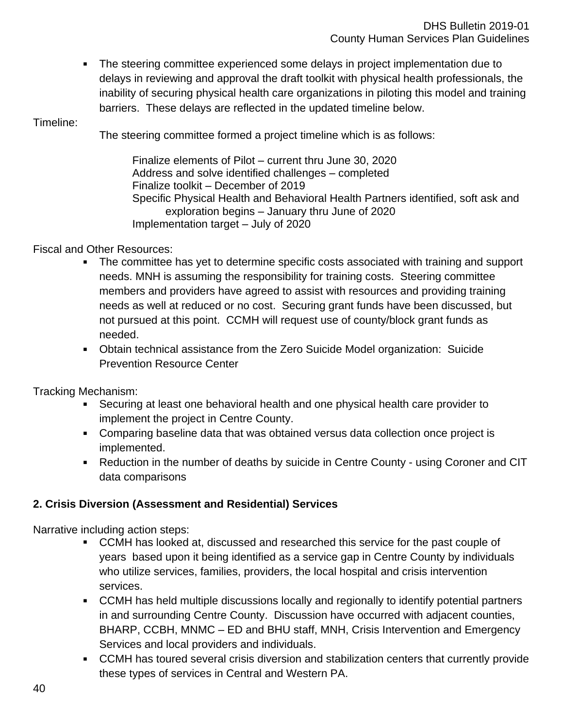- The steering committee experienced some delays in project implementation due to delays in reviewing and approval the draft toolkit with physical health professionals, the inability of securing physical health care organizations in piloting this model and training barriers. These delays are reflected in the updated timeline below.

Timeline:

The steering committee formed a project timeline which is as follows:

Finalize elements of Pilot – current thru June 30, 2020
Address and solve identified challenges – completed
Finalize toolkit – December of 2019
Specific Physical Health and Behavioral Health Partners identified, soft ask and exploration begins – January thru June of 2020
Implementation target – July of 2020

Fiscal and Other Resources:

- The committee has yet to determine specific costs associated with training and support needs. MNH is assuming the responsibility for training costs. Steering committee members and providers have agreed to assist with resources and providing training needs as well at reduced or no cost. Securing grant funds have been discussed, but not pursued at this point. CCMH will request use of county/block grant funds as needed.
- Obtain technical assistance from the Zero Suicide Model organization: Suicide Prevention Resource Center

Tracking Mechanism:

- Securing at least one behavioral health and one physical health care provider to implement the project in Centre County.
- Comparing baseline data that was obtained versus data collection once project is implemented.
- Reduction in the number of deaths by suicide in Centre County - using Coroner and CIT data comparisons

**2. Crisis Diversion (Assessment and Residential) Services**

Narrative including action steps:

- CCMH has looked at, discussed and researched this service for the past couple of years based upon it being identified as a service gap in Centre County by individuals who utilize services, families, providers, the local hospital and crisis intervention services.
- CCMH has held multiple discussions locally and regionally to identify potential partners in and surrounding Centre County. Discussion have occurred with adjacent counties, BHARP, CCBH, MNMC – ED and BHU staff, MNH, Crisis Intervention and Emergency Services and local providers and individuals.
- CCMH has toured several crisis diversion and stabilization centers that currently provide these types of services in Central and Western PA.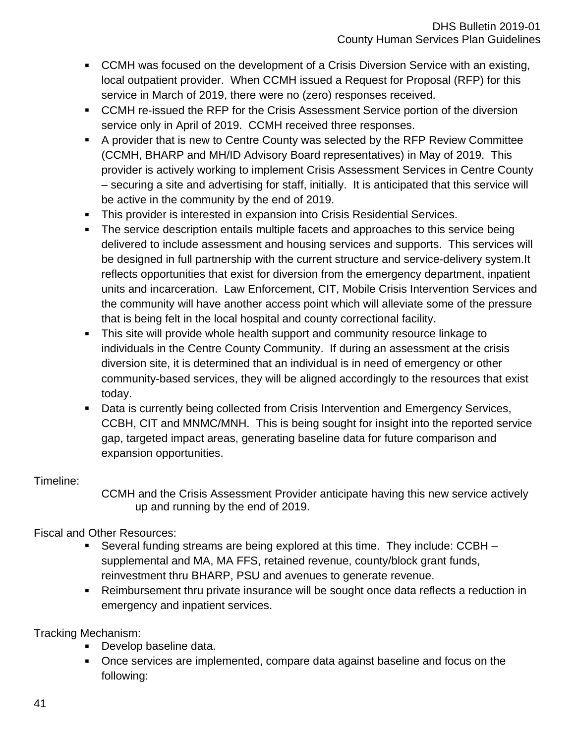- CCMH was focused on the development of a Crisis Diversion Service with an existing, local outpatient provider. When CCMH issued a Request for Proposal (RFP) for this service in March of 2019, there were no (zero) responses received.
- CCMH re-issued the RFP for the Crisis Assessment Service portion of the diversion service only in April of 2019. CCMH received three responses.
- A provider that is new to Centre County was selected by the RFP Review Committee (CCMH, BHARP and MH/ID Advisory Board representatives) in May of 2019. This provider is actively working to implement Crisis Assessment Services in Centre County – securing a site and advertising for staff, initially. It is anticipated that this service will be active in the community by the end of 2019.
- This provider is interested in expansion into Crisis Residential Services.
- The service description entails multiple facets and approaches to this service being delivered to include assessment and housing services and supports. This services will be designed in full partnership with the current structure and service-delivery system.It reflects opportunities that exist for diversion from the emergency department, inpatient units and incarceration. Law Enforcement, CIT, Mobile Crisis Intervention Services and the community will have another access point which will alleviate some of the pressure that is being felt in the local hospital and county correctional facility.
- This site will provide whole health support and community resource linkage to individuals in the Centre County Community. If during an assessment at the crisis diversion site, it is determined that an individual is in need of emergency or other community-based services, they will be aligned accordingly to the resources that exist today.
- Data is currently being collected from Crisis Intervention and Emergency Services, CCBH, CIT and MNMC/MNH. This is being sought for insight into the reported service gap, targeted impact areas, generating baseline data for future comparison and expansion opportunities.

Timeline:

CCMH and the Crisis Assessment Provider anticipate having this new service actively up and running by the end of 2019.

Fiscal and Other Resources:

- Several funding streams are being explored at this time. They include: CCBH – supplemental and MA, MA FFS, retained revenue, county/block grant funds, reinvestment thru BHARP, PSU and avenues to generate revenue.
- Reimbursement thru private insurance will be sought once data reflects a reduction in emergency and inpatient services.

Tracking Mechanism:

- Develop baseline data.
- Once services are implemented, compare data against baseline and focus on the following: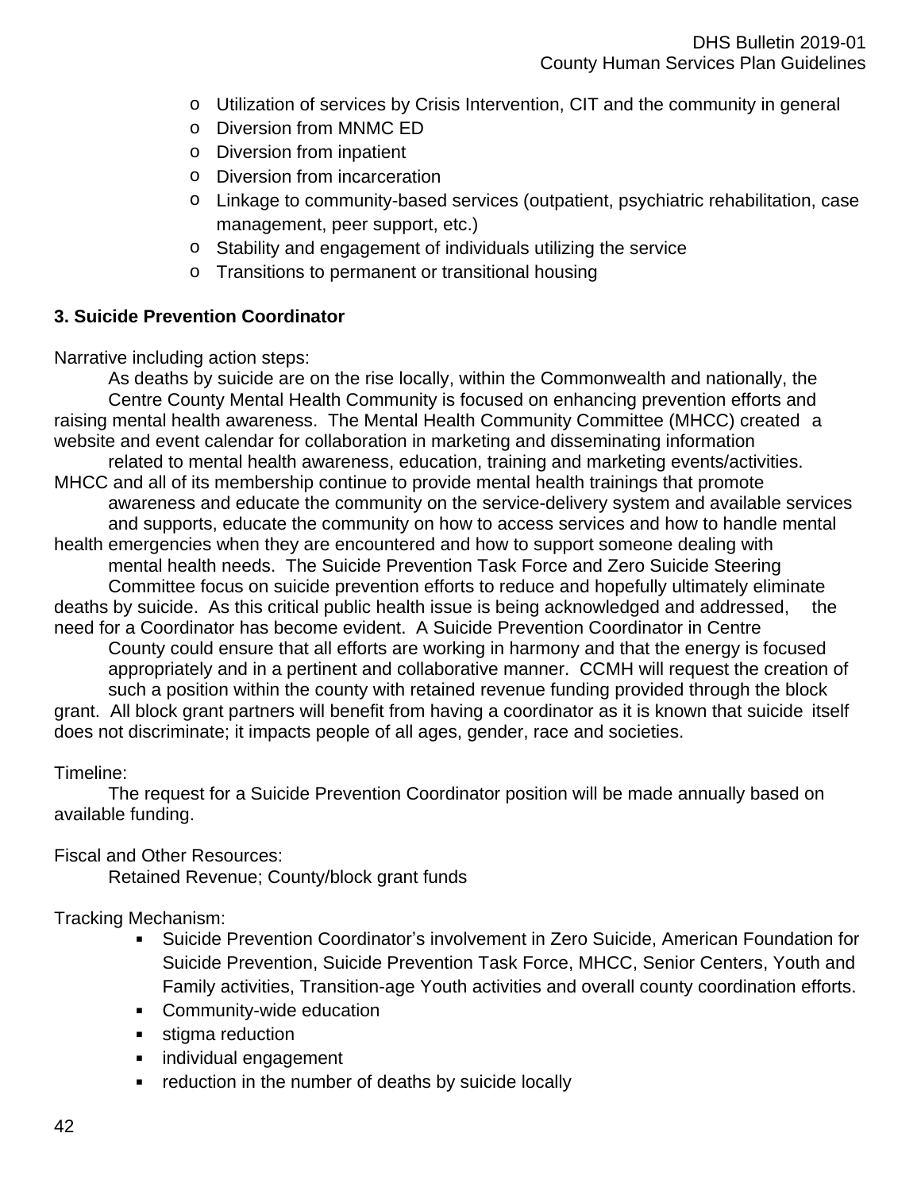- Utilization of services by Crisis Intervention, CIT and the community in general
- Diversion from MNMC ED
- Diversion from inpatient
- Diversion from incarceration
- Linkage to community-based services (outpatient, psychiatric rehabilitation, case management, peer support, etc.)
- Stability and engagement of individuals utilizing the service
- Transitions to permanent or transitional housing

**3. Suicide Prevention Coordinator**

Narrative including action steps:

As deaths by suicide are on the rise locally, within the Commonwealth and nationally, the Centre County Mental Health Community is focused on enhancing prevention efforts and raising mental health awareness. The Mental Health Community Committee (MHCC) created a website and event calendar for collaboration in marketing and disseminating information related to mental health awareness, education, training and marketing events/activities. MHCC and all of its membership continue to provide mental health trainings that promote awareness and educate the community on the service-delivery system and available services and supports, educate the community on how to access services and how to handle mental health emergencies when they are encountered and how to support someone dealing with mental health needs. The Suicide Prevention Task Force and Zero Suicide Steering Committee focus on suicide prevention efforts to reduce and hopefully ultimately eliminate deaths by suicide. As this critical public health issue is being acknowledged and addressed, the need for a Coordinator has become evident. A Suicide Prevention Coordinator in Centre County could ensure that all efforts are working in harmony and that the energy is focused appropriately and in a pertinent and collaborative manner. CCMH will request the creation of such a position within the county with retained revenue funding provided through the block grant. All block grant partners will benefit from having a coordinator as it is known that suicide itself does not discriminate; it impacts people of all ages, gender, race and societies.

Timeline:

The request for a Suicide Prevention Coordinator position will be made annually based on available funding.

Fiscal and Other Resources:

Retained Revenue; County/block grant funds

Tracking Mechanism:

- Suicide Prevention Coordinator's involvement in Zero Suicide, American Foundation for Suicide Prevention, Suicide Prevention Task Force, MHCC, Senior Centers, Youth and Family activities, Transition-age Youth activities and overall county coordination efforts.
- Community-wide education
- stigma reduction
- individual engagement
- reduction in the number of deaths by suicide locally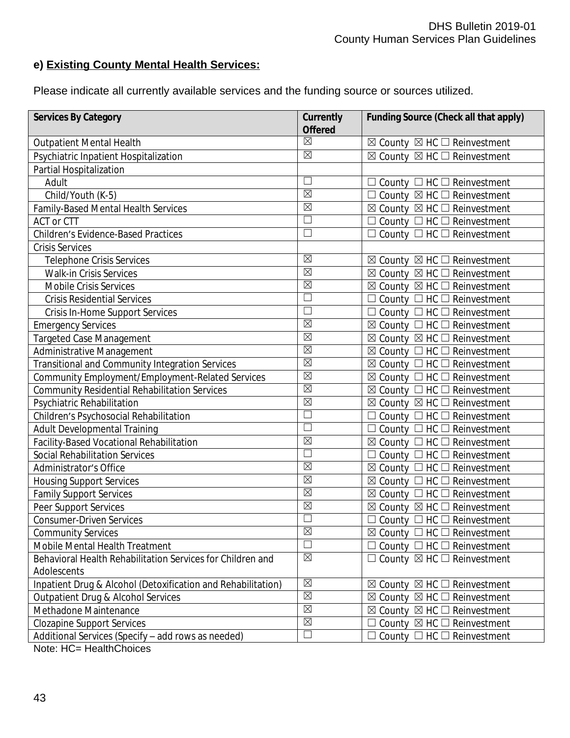## e) Existing County Mental Health Services:

Please indicate all currently available services and the funding source or sources utilized.

| Services By Category | Currently Offered | Funding Source (Check all that apply) |
|---|---|---|
| Outpatient Mental Health | ☒ | ☒ County ☒ HC ☐ Reinvestment |
| Psychiatric Inpatient Hospitalization | ☒ | ☒ County ☒ HC ☐ Reinvestment |
| Partial Hospitalization | | |
| Adult | ☐ | ☐ County ☐ HC ☐ Reinvestment |
| Child/Youth (K-5) | ☒ | ☐ County ☒ HC ☐ Reinvestment |
| Family-Based Mental Health Services | ☒ | ☒ County ☒ HC ☐ Reinvestment |
| ACT or CTT | ☐ | ☐ County ☐ HC ☐ Reinvestment |
| Children's Evidence-Based Practices | ☐ | ☐ County ☐ HC ☐ Reinvestment |
| Crisis Services | | |
| Telephone Crisis Services | ☒ | ☒ County ☒ HC ☐ Reinvestment |
| Walk-in Crisis Services | ☒ | ☒ County ☒ HC ☐ Reinvestment |
| Mobile Crisis Services | ☒ | ☒ County ☒ HC ☐ Reinvestment |
| Crisis Residential Services | ☐ | ☐ County ☐ HC ☐ Reinvestment |
| Crisis In-Home Support Services | ☐ | ☐ County ☐ HC ☐ Reinvestment |
| Emergency Services | ☒ | ☒ County ☐ HC ☐ Reinvestment |
| Targeted Case Management | ☒ | ☒ County ☒ HC ☐ Reinvestment |
| Administrative Management | ☒ | ☒ County ☐ HC ☐ Reinvestment |
| Transitional and Community Integration Services | ☒ | ☒ County ☐ HC ☐ Reinvestment |
| Community Employment/Employment-Related Services | ☒ | ☒ County ☐ HC ☐ Reinvestment |
| Community Residential Rehabilitation Services | ☒ | ☒ County ☐ HC ☐ Reinvestment |
| Psychiatric Rehabilitation | ☒ | ☒ County ☒ HC ☐ Reinvestment |
| Children's Psychosocial Rehabilitation | ☐ | ☐ County ☐ HC ☐ Reinvestment |
| Adult Developmental Training | ☐ | ☐ County ☐ HC ☐ Reinvestment |
| Facility-Based Vocational Rehabilitation | ☒ | ☒ County ☐ HC ☐ Reinvestment |
| Social Rehabilitation Services | ☐ | ☐ County ☐ HC ☐ Reinvestment |
| Administrator's Office | ☒ | ☒ County ☐ HC ☐ Reinvestment |
| Housing Support Services | ☒ | ☒ County ☐ HC ☐ Reinvestment |
| Family Support Services | ☒ | ☒ County ☐ HC ☐ Reinvestment |
| Peer Support Services | ☒ | ☒ County ☒ HC ☐ Reinvestment |
| Consumer-Driven Services | ☐ | ☐ County ☐ HC ☐ Reinvestment |
| Community Services | ☒ | ☒ County ☐ HC ☐ Reinvestment |
| Mobile Mental Health Treatment | ☐ | ☐ County ☐ HC ☐ Reinvestment |
| Behavioral Health Rehabilitation Services for Children and Adolescents | ☒ | ☐ County ☒ HC ☐ Reinvestment |
| Inpatient Drug & Alcohol (Detoxification and Rehabilitation) | ☒ | ☒ County ☒ HC ☐ Reinvestment |
| Outpatient Drug & Alcohol Services | ☒ | ☒ County ☒ HC ☐ Reinvestment |
| Methadone Maintenance | ☒ | ☒ County ☒ HC ☐ Reinvestment |
| Clozapine Support Services | ☒ | ☐ County ☒ HC ☐ Reinvestment |
| Additional Services (Specify – add rows as needed) | ☐ | ☐ County ☐ HC ☐ Reinvestment |

Note: HC= HealthChoices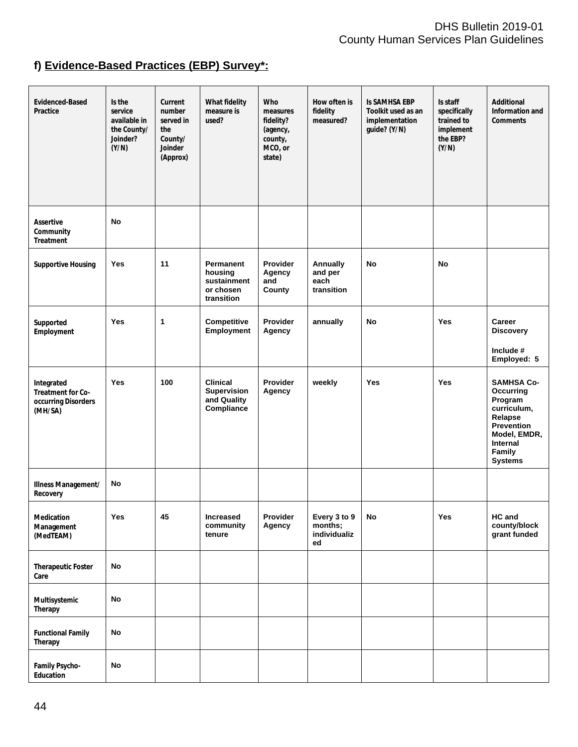## f) Evidence-Based Practices (EBP) Survey*:

| Evidenced-Based Practice | Is the service available in the County/ Joinder? (Y/N) | Current number served in the County/ Joinder (Approx) | What fidelity measure is used? | Who measures fidelity? (agency, county, MCO, or state) | How often is fidelity measured? | Is SAMHSA EBP Toolkit used as an implementation guide? (Y/N) | Is staff specifically trained to implement the EBP? (Y/N) | Additional Information and Comments |
|---|---|---|---|---|---|---|---|---|
| Assertive Community Treatment | No | | | | | | | |
| Supportive Housing | Yes | 11 | Permanent housing sustainment or chosen transition | Provider Agency and County | Annually and per each transition | No | No | |
| Supported Employment | Yes | 1 | Competitive Employment | Provider Agency | annually | No | Yes | Career Discovery<br><br>Include # Employed: 5 |
| Integrated Treatment for Co-occurring Disorders (MH/SA) | Yes | 100 | Clinical Supervision and Quality Compliance | Provider Agency | weekly | Yes | Yes | SAMHSA Co-Occurring Program curriculum, Relapse Prevention Model, EMDR, Internal Family Systems |
| Illness Management/ Recovery | No | | | | | | | |
| Medication Management (MedTEAM) | Yes | 45 | Increased community tenure | Provider Agency | Every 3 to 9 months; individualized | No | Yes | HC and county/block grant funded |
| Therapeutic Foster Care | No | | | | | | | |
| Multisystemic Therapy | No | | | | | | | |
| Functional Family Therapy | No | | | | | | | |
| Family Psycho-Education | No | | | | | | | |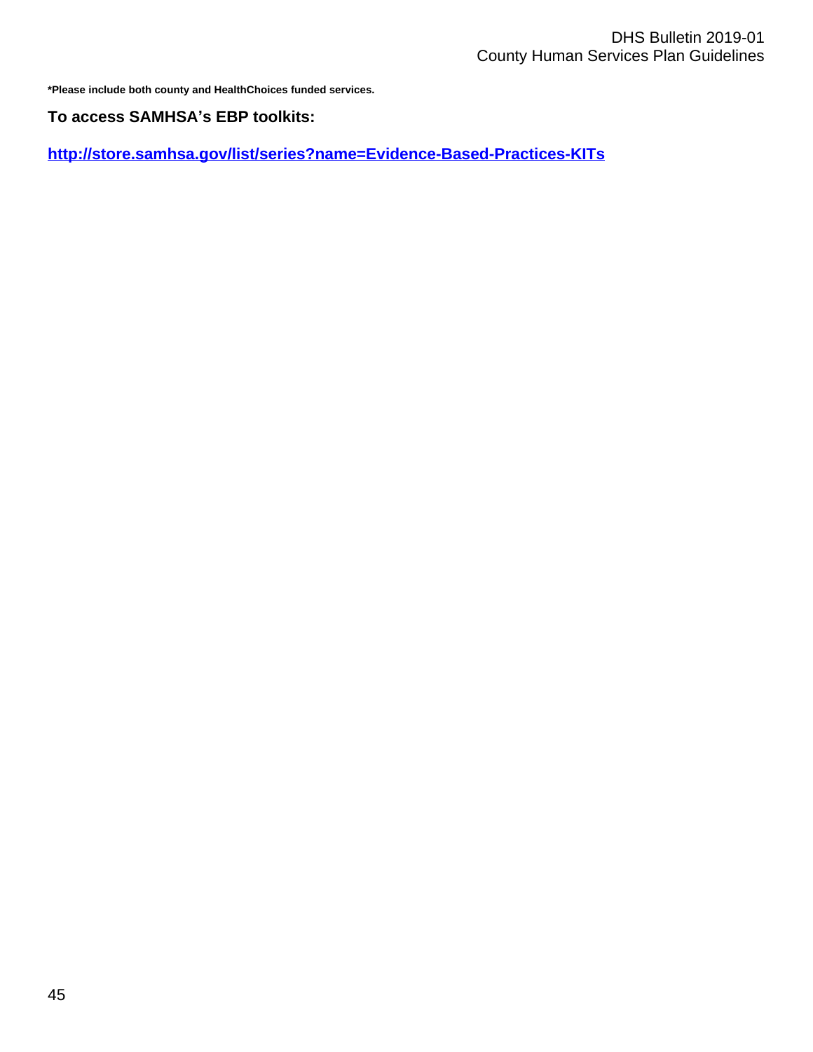**\*Please include both county and HealthChoices funded services.**

**To access SAMHSA's EBP toolkits:**

**[http://store.samhsa.gov/list/series?name=Evidence-Based-Practices-KITs](http://store.samhsa.gov/list/series?name=Evidence-Based-Practices-KITs)**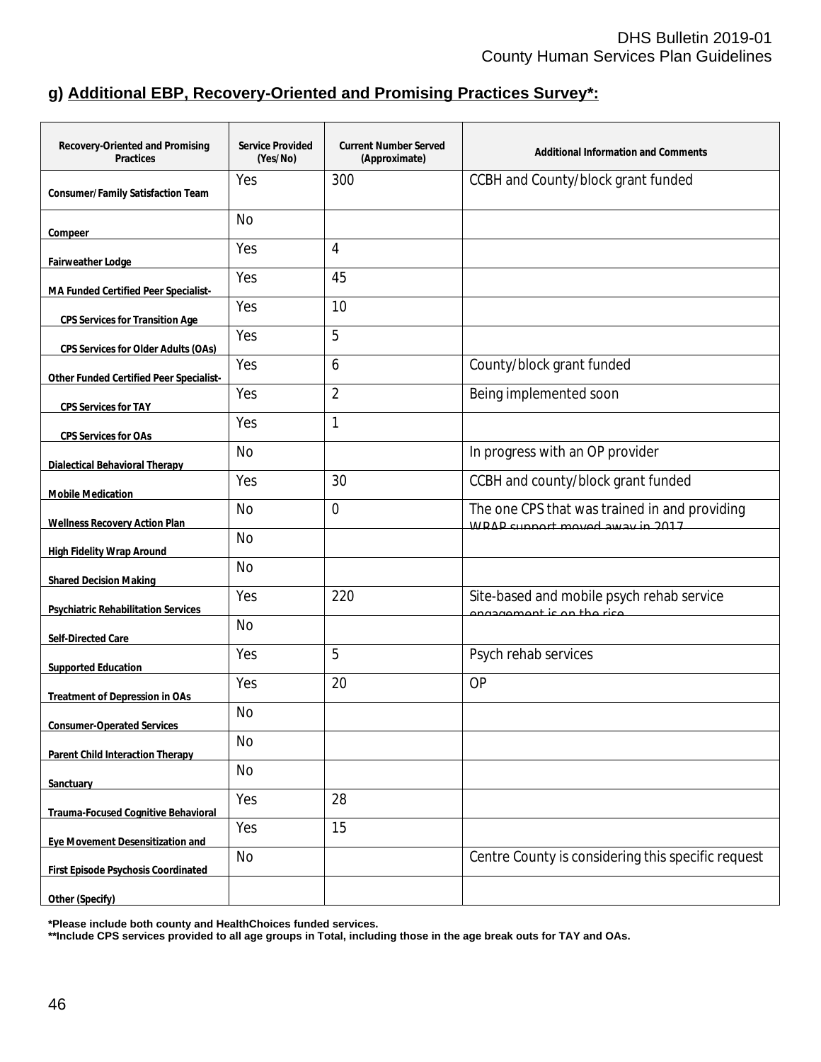## g) Additional EBP, Recovery-Oriented and Promising Practices Survey*:

| Recovery-Oriented and Promising Practices | Service Provided (Yes/No) | Current Number Served (Approximate) | Additional Information and Comments |
|---|---|---|---|
| Consumer/Family Satisfaction Team | Yes | 300 | CCBH and County/block grant funded |
| Compeer | No | | |
| Fairweather Lodge | Yes | 4 | |
| MA Funded Certified Peer Specialist- | Yes | 45 | |
| CPS Services for Transition Age | Yes | 10 | |
| CPS Services for Older Adults (OAs) | Yes | 5 | |
| Other Funded Certified Peer Specialist- | Yes | 6 | County/block grant funded |
| CPS Services for TAY | Yes | 2 | Being implemented soon |
| CPS Services for OAs | Yes | 1 | |
| Dialectical Behavioral Therapy | No | | In progress with an OP provider |
| Mobile Medication | Yes | 30 | CCBH and county/block grant funded |
| Wellness Recovery Action Plan | No | 0 | The one CPS that was trained in and providing WRAP support moved away in 2017 |
| High Fidelity Wrap Around | No | | |
| Shared Decision Making | No | | |
| Psychiatric Rehabilitation Services | Yes | 220 | Site-based and mobile psych rehab service engagement is on the rise |
| Self-Directed Care | No | | |
| Supported Education | Yes | 5 | Psych rehab services |
| Treatment of Depression in OAs | Yes | 20 | OP |
| Consumer-Operated Services | No | | |
| Parent Child Interaction Therapy | No | | |
| Sanctuary | No | | |
| Trauma-Focused Cognitive Behavioral | Yes | 28 | |
| Eye Movement Desensitization and | Yes | 15 | |
| First Episode Psychosis Coordinated | No | | Centre County is considering this specific request |
| Other (Specify) | | | |

*Please include both county and HealthChoices funded services.
**Include CPS services provided to all age groups in Total, including those in the age break outs for TAY and OAs.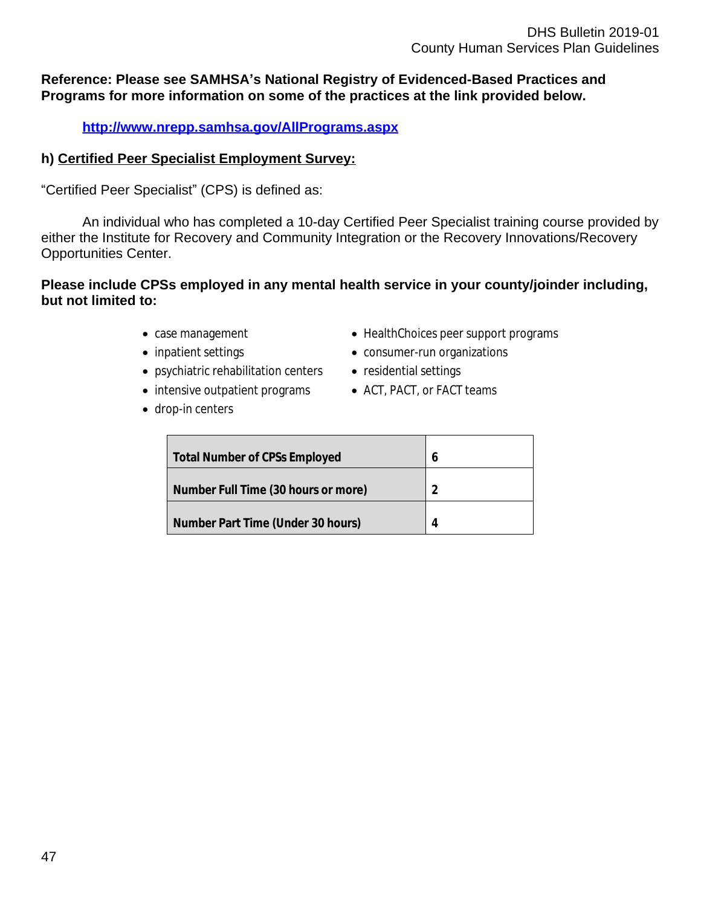**Reference: Please see SAMHSA's National Registry of Evidenced-Based Practices and Programs for more information on some of the practices at the link provided below.**

**http://www.nrepp.samhsa.gov/AllPrograms.aspx**

### h) Certified Peer Specialist Employment Survey:

"Certified Peer Specialist" (CPS) is defined as:

An individual who has completed a 10-day Certified Peer Specialist training course provided by either the Institute for Recovery and Community Integration or the Recovery Innovations/Recovery Opportunities Center.

**Please include CPSs employed in any mental health service in your county/joinder including, but not limited to:**

- case management
- inpatient settings
- psychiatric rehabilitation centers
- intensive outpatient programs
- drop-in centers
- HealthChoices peer support programs
- consumer-run organizations
- residential settings
- ACT, PACT, or FACT teams

| | |
|---|---|
| **Total Number of CPSs Employed** | **6** |
| **Number Full Time (30 hours or more)** | **2** |
| **Number Part Time (Under 30 hours)** | **4** |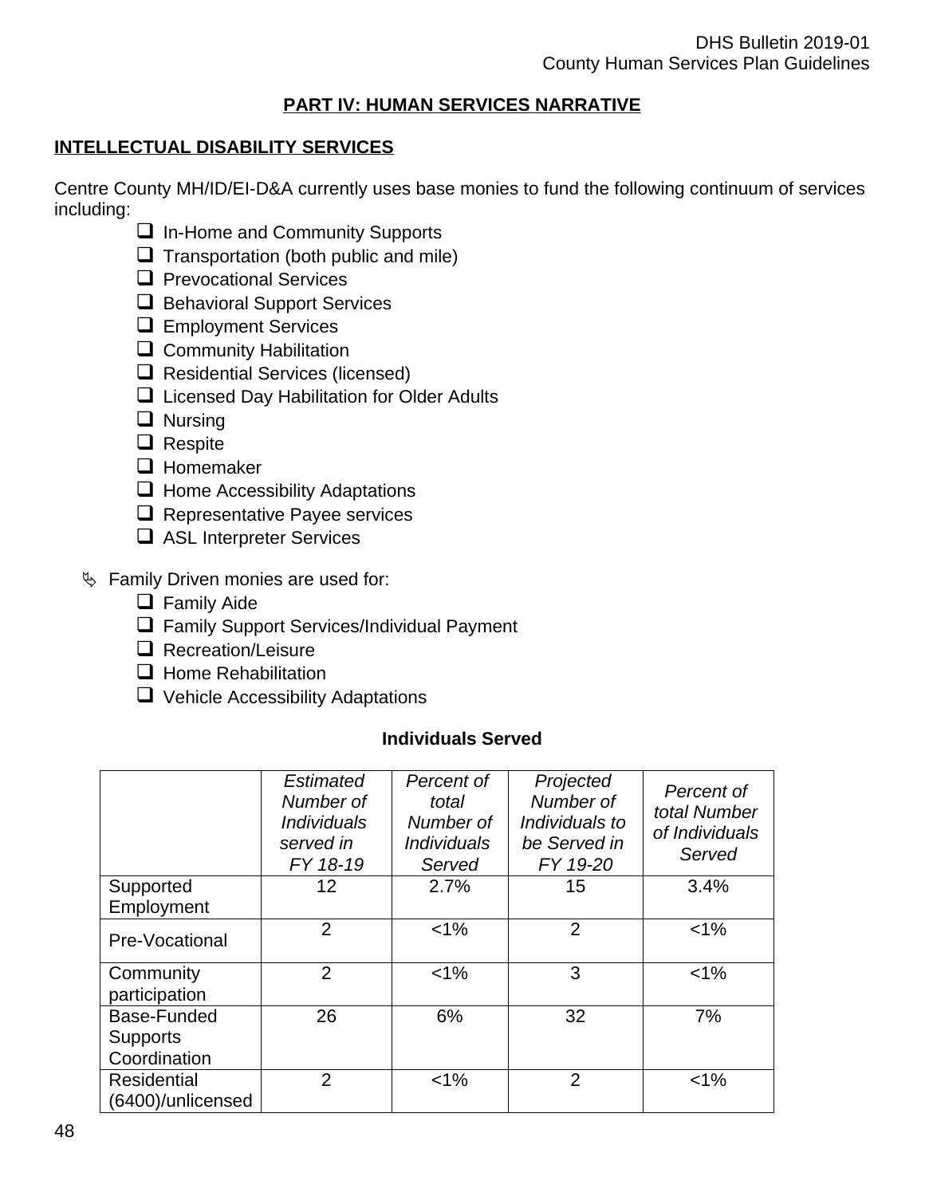## PART IV: HUMAN SERVICES NARRATIVE

### INTELLECTUAL DISABILITY SERVICES

Centre County MH/ID/EI-D&A currently uses base monies to fund the following continuum of services including:

- In-Home and Community Supports
- Transportation (both public and mile)
- Prevocational Services
- Behavioral Support Services
- Employment Services
- Community Habilitation
- Residential Services (licensed)
- Licensed Day Habilitation for Older Adults
- Nursing
- Respite
- Homemaker
- Home Accessibility Adaptations
- Representative Payee services
- ASL Interpreter Services

- Family Driven monies are used for:
  - Family Aide
  - Family Support Services/Individual Payment
  - Recreation/Leisure
  - Home Rehabilitation
  - Vehicle Accessibility Adaptations

**Individuals Served**

| | *Estimated Number of Individuals served in FY 18-19* | *Percent of total Number of Individuals Served* | *Projected Number of Individuals to be Served in FY 19-20* | *Percent of total Number of Individuals Served* |
|---|---|---|---|---|
| Supported Employment | 12 | 2.7% | 15 | 3.4% |
| Pre-Vocational | 2 | <1% | 2 | <1% |
| Community participation | 2 | <1% | 3 | <1% |
| Base-Funded Supports Coordination | 26 | 6% | 32 | 7% |
| Residential (6400)/unlicensed | 2 | <1% | 2 | <1% |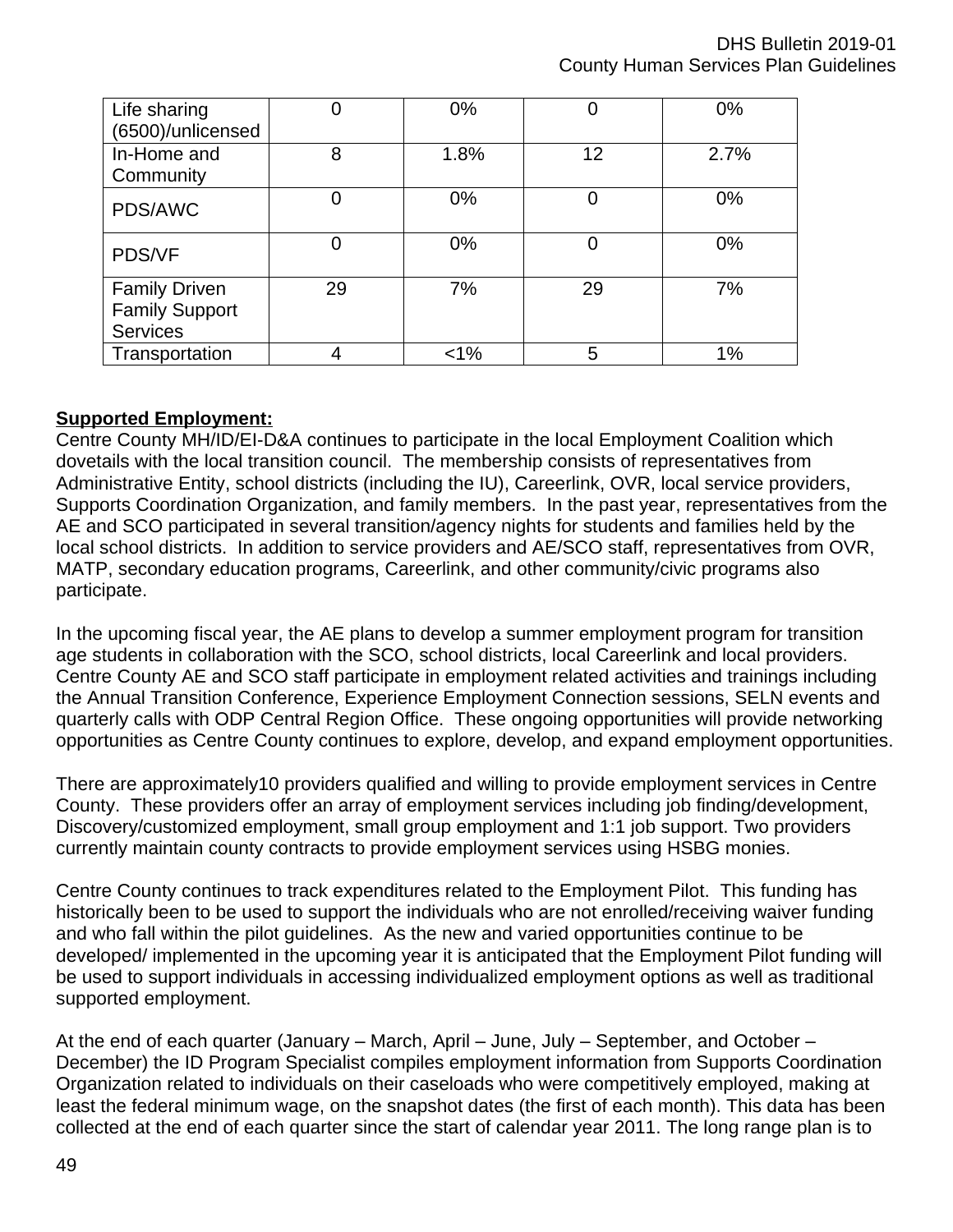| | | | | |
|---|---|---|---|---|
| Life sharing (6500)/unlicensed | 0 | 0% | 0 | 0% |
| In-Home and Community | 8 | 1.8% | 12 | 2.7% |
| PDS/AWC | 0 | 0% | 0 | 0% |
| PDS/VF | 0 | 0% | 0 | 0% |
| Family Driven Family Support Services | 29 | 7% | 29 | 7% |
| Transportation | 4 | <1% | 5 | 1% |

**Supported Employment:**

Centre County MH/ID/EI-D&A continues to participate in the local Employment Coalition which dovetails with the local transition council. The membership consists of representatives from Administrative Entity, school districts (including the IU), Careerlink, OVR, local service providers, Supports Coordination Organization, and family members. In the past year, representatives from the AE and SCO participated in several transition/agency nights for students and families held by the local school districts. In addition to service providers and AE/SCO staff, representatives from OVR, MATP, secondary education programs, Careerlink, and other community/civic programs also participate.

In the upcoming fiscal year, the AE plans to develop a summer employment program for transition age students in collaboration with the SCO, school districts, local Careerlink and local providers. Centre County AE and SCO staff participate in employment related activities and trainings including the Annual Transition Conference, Experience Employment Connection sessions, SELN events and quarterly calls with ODP Central Region Office. These ongoing opportunities will provide networking opportunities as Centre County continues to explore, develop, and expand employment opportunities.

There are approximately10 providers qualified and willing to provide employment services in Centre County. These providers offer an array of employment services including job finding/development, Discovery/customized employment, small group employment and 1:1 job support. Two providers currently maintain county contracts to provide employment services using HSBG monies.

Centre County continues to track expenditures related to the Employment Pilot. This funding has historically been to be used to support the individuals who are not enrolled/receiving waiver funding and who fall within the pilot guidelines. As the new and varied opportunities continue to be developed/ implemented in the upcoming year it is anticipated that the Employment Pilot funding will be used to support individuals in accessing individualized employment options as well as traditional supported employment.

At the end of each quarter (January – March, April – June, July – September, and October – December) the ID Program Specialist compiles employment information from Supports Coordination Organization related to individuals on their caseloads who were competitively employed, making at least the federal minimum wage, on the snapshot dates (the first of each month). This data has been collected at the end of each quarter since the start of calendar year 2011. The long range plan is to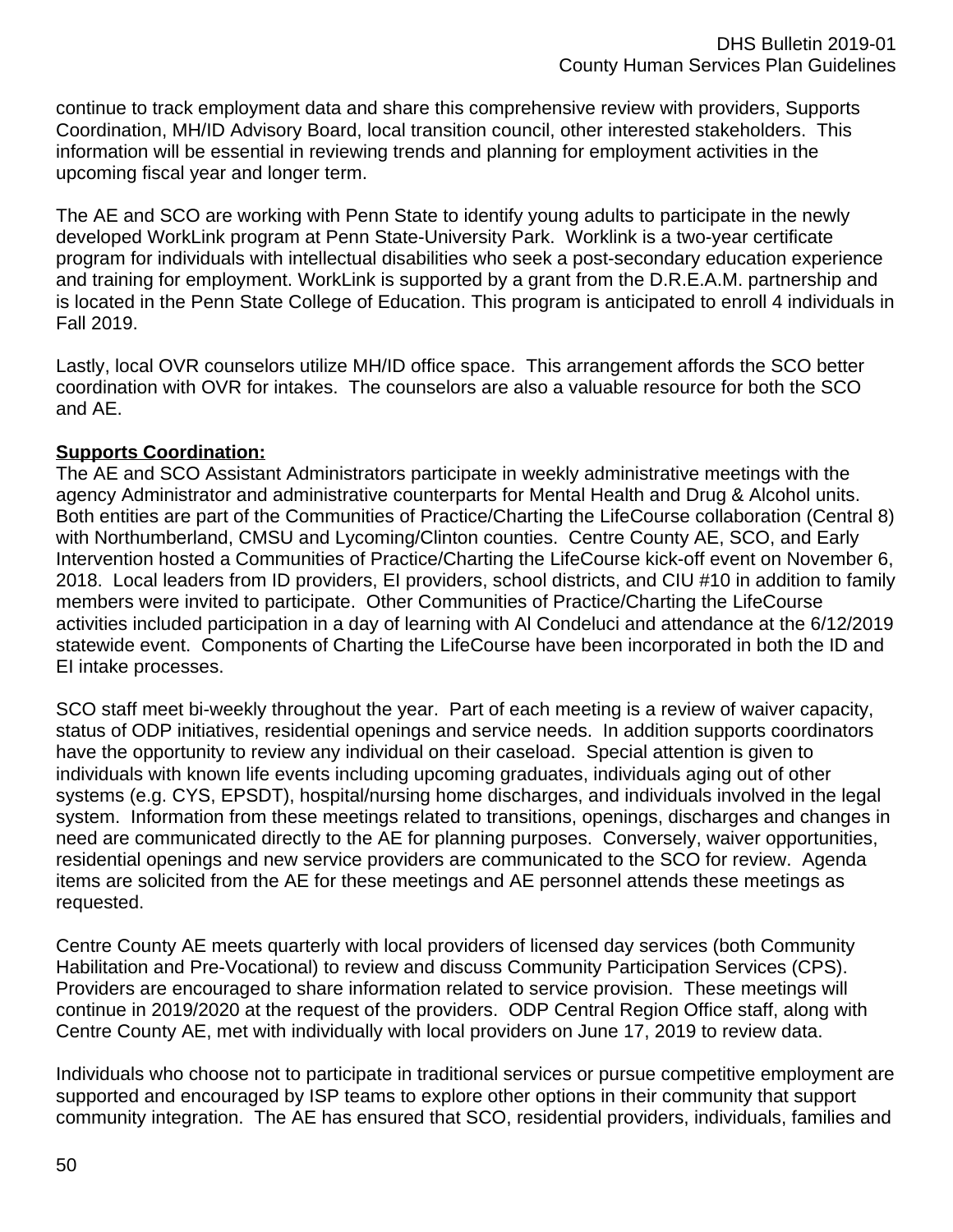continue to track employment data and share this comprehensive review with providers, Supports Coordination, MH/ID Advisory Board, local transition council, other interested stakeholders. This information will be essential in reviewing trends and planning for employment activities in the upcoming fiscal year and longer term.

The AE and SCO are working with Penn State to identify young adults to participate in the newly developed WorkLink program at Penn State-University Park. Worklink is a two-year certificate program for individuals with intellectual disabilities who seek a post-secondary education experience and training for employment. WorkLink is supported by a grant from the D.R.E.A.M. partnership and is located in the Penn State College of Education. This program is anticipated to enroll 4 individuals in Fall 2019.

Lastly, local OVR counselors utilize MH/ID office space. This arrangement affords the SCO better coordination with OVR for intakes. The counselors are also a valuable resource for both the SCO and AE.

**Supports Coordination:**

The AE and SCO Assistant Administrators participate in weekly administrative meetings with the agency Administrator and administrative counterparts for Mental Health and Drug & Alcohol units. Both entities are part of the Communities of Practice/Charting the LifeCourse collaboration (Central 8) with Northumberland, CMSU and Lycoming/Clinton counties. Centre County AE, SCO, and Early Intervention hosted a Communities of Practice/Charting the LifeCourse kick-off event on November 6, 2018. Local leaders from ID providers, EI providers, school districts, and CIU #10 in addition to family members were invited to participate. Other Communities of Practice/Charting the LifeCourse activities included participation in a day of learning with Al Condeluci and attendance at the 6/12/2019 statewide event. Components of Charting the LifeCourse have been incorporated in both the ID and EI intake processes.

SCO staff meet bi-weekly throughout the year. Part of each meeting is a review of waiver capacity, status of ODP initiatives, residential openings and service needs. In addition supports coordinators have the opportunity to review any individual on their caseload. Special attention is given to individuals with known life events including upcoming graduates, individuals aging out of other systems (e.g. CYS, EPSDT), hospital/nursing home discharges, and individuals involved in the legal system. Information from these meetings related to transitions, openings, discharges and changes in need are communicated directly to the AE for planning purposes. Conversely, waiver opportunities, residential openings and new service providers are communicated to the SCO for review. Agenda items are solicited from the AE for these meetings and AE personnel attends these meetings as requested.

Centre County AE meets quarterly with local providers of licensed day services (both Community Habilitation and Pre-Vocational) to review and discuss Community Participation Services (CPS). Providers are encouraged to share information related to service provision. These meetings will continue in 2019/2020 at the request of the providers. ODP Central Region Office staff, along with Centre County AE, met with individually with local providers on June 17, 2019 to review data.

Individuals who choose not to participate in traditional services or pursue competitive employment are supported and encouraged by ISP teams to explore other options in their community that support community integration. The AE has ensured that SCO, residential providers, individuals, families and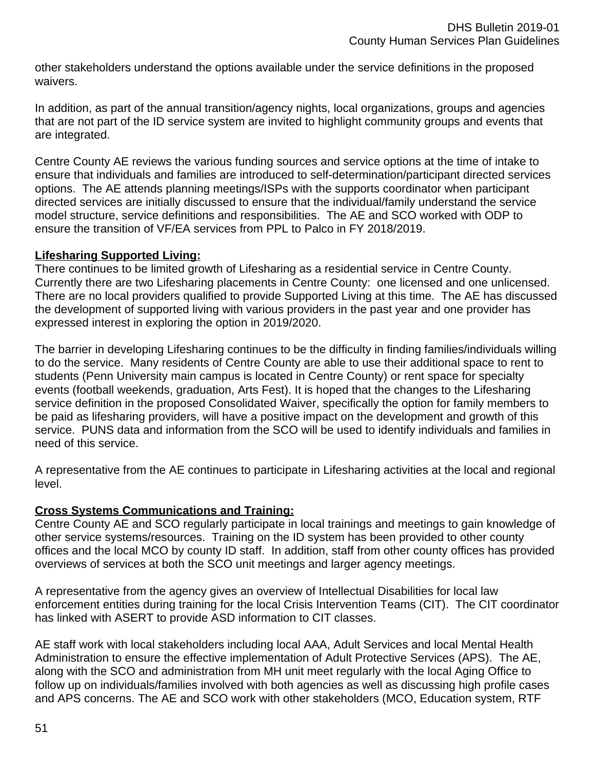other stakeholders understand the options available under the service definitions in the proposed waivers.

In addition, as part of the annual transition/agency nights, local organizations, groups and agencies that are not part of the ID service system are invited to highlight community groups and events that are integrated.

Centre County AE reviews the various funding sources and service options at the time of intake to ensure that individuals and families are introduced to self-determination/participant directed services options. The AE attends planning meetings/ISPs with the supports coordinator when participant directed services are initially discussed to ensure that the individual/family understand the service model structure, service definitions and responsibilities. The AE and SCO worked with ODP to ensure the transition of VF/EA services from PPL to Palco in FY 2018/2019.

**Lifesharing Supported Living:**

There continues to be limited growth of Lifesharing as a residential service in Centre County. Currently there are two Lifesharing placements in Centre County: one licensed and one unlicensed. There are no local providers qualified to provide Supported Living at this time. The AE has discussed the development of supported living with various providers in the past year and one provider has expressed interest in exploring the option in 2019/2020.

The barrier in developing Lifesharing continues to be the difficulty in finding families/individuals willing to do the service. Many residents of Centre County are able to use their additional space to rent to students (Penn University main campus is located in Centre County) or rent space for specialty events (football weekends, graduation, Arts Fest). It is hoped that the changes to the Lifesharing service definition in the proposed Consolidated Waiver, specifically the option for family members to be paid as lifesharing providers, will have a positive impact on the development and growth of this service. PUNS data and information from the SCO will be used to identify individuals and families in need of this service.

A representative from the AE continues to participate in Lifesharing activities at the local and regional level.

**Cross Systems Communications and Training:**

Centre County AE and SCO regularly participate in local trainings and meetings to gain knowledge of other service systems/resources. Training on the ID system has been provided to other county offices and the local MCO by county ID staff. In addition, staff from other county offices has provided overviews of services at both the SCO unit meetings and larger agency meetings.

A representative from the agency gives an overview of Intellectual Disabilities for local law enforcement entities during training for the local Crisis Intervention Teams (CIT). The CIT coordinator has linked with ASERT to provide ASD information to CIT classes.

AE staff work with local stakeholders including local AAA, Adult Services and local Mental Health Administration to ensure the effective implementation of Adult Protective Services (APS). The AE, along with the SCO and administration from MH unit meet regularly with the local Aging Office to follow up on individuals/families involved with both agencies as well as discussing high profile cases and APS concerns. The AE and SCO work with other stakeholders (MCO, Education system, RTF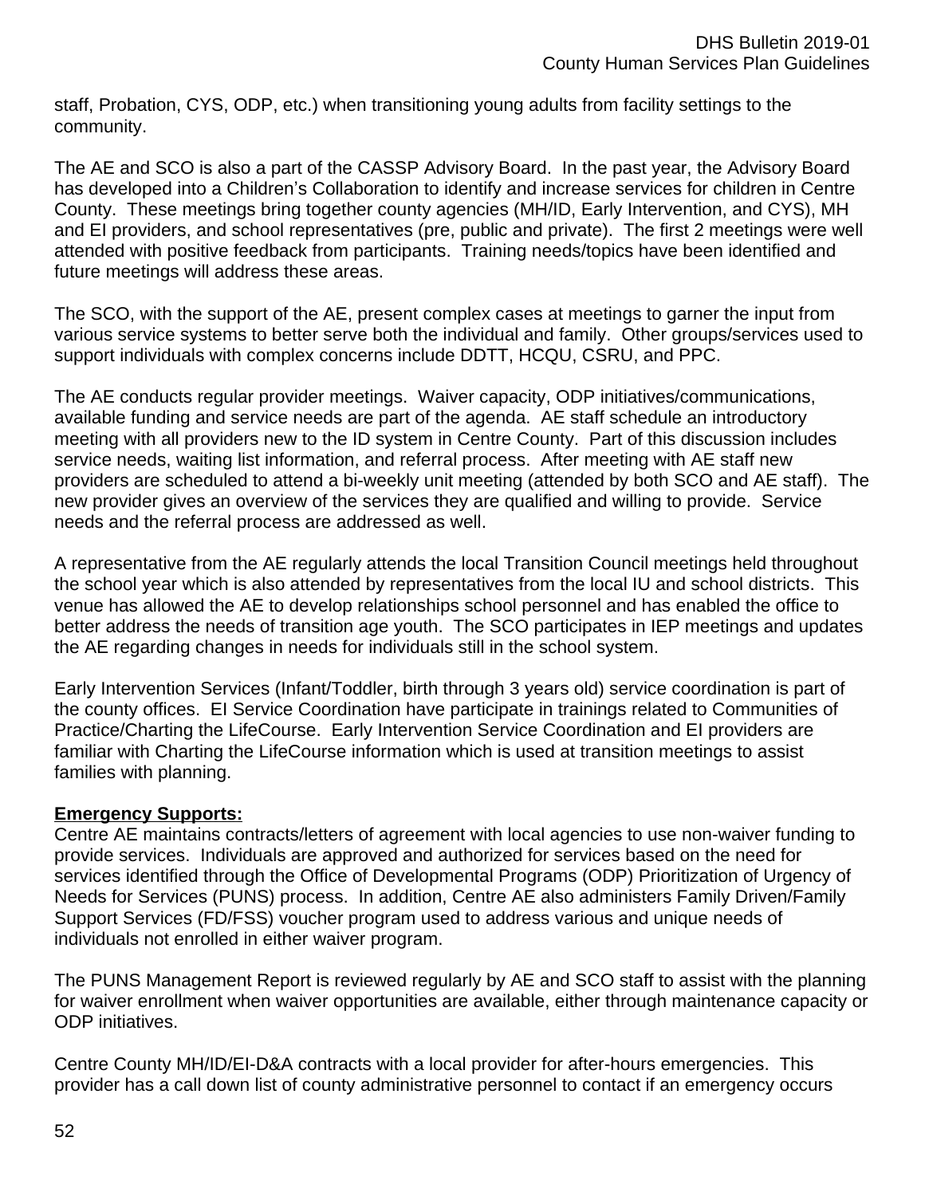staff, Probation, CYS, ODP, etc.) when transitioning young adults from facility settings to the community.

The AE and SCO is also a part of the CASSP Advisory Board. In the past year, the Advisory Board has developed into a Children's Collaboration to identify and increase services for children in Centre County. These meetings bring together county agencies (MH/ID, Early Intervention, and CYS), MH and EI providers, and school representatives (pre, public and private). The first 2 meetings were well attended with positive feedback from participants. Training needs/topics have been identified and future meetings will address these areas.

The SCO, with the support of the AE, present complex cases at meetings to garner the input from various service systems to better serve both the individual and family. Other groups/services used to support individuals with complex concerns include DDTT, HCQU, CSRU, and PPC.

The AE conducts regular provider meetings. Waiver capacity, ODP initiatives/communications, available funding and service needs are part of the agenda. AE staff schedule an introductory meeting with all providers new to the ID system in Centre County. Part of this discussion includes service needs, waiting list information, and referral process. After meeting with AE staff new providers are scheduled to attend a bi-weekly unit meeting (attended by both SCO and AE staff). The new provider gives an overview of the services they are qualified and willing to provide. Service needs and the referral process are addressed as well.

A representative from the AE regularly attends the local Transition Council meetings held throughout the school year which is also attended by representatives from the local IU and school districts. This venue has allowed the AE to develop relationships school personnel and has enabled the office to better address the needs of transition age youth. The SCO participates in IEP meetings and updates the AE regarding changes in needs for individuals still in the school system.

Early Intervention Services (Infant/Toddler, birth through 3 years old) service coordination is part of the county offices. EI Service Coordination have participate in trainings related to Communities of Practice/Charting the LifeCourse. Early Intervention Service Coordination and EI providers are familiar with Charting the LifeCourse information which is used at transition meetings to assist families with planning.

**Emergency Supports:**

Centre AE maintains contracts/letters of agreement with local agencies to use non-waiver funding to provide services. Individuals are approved and authorized for services based on the need for services identified through the Office of Developmental Programs (ODP) Prioritization of Urgency of Needs for Services (PUNS) process. In addition, Centre AE also administers Family Driven/Family Support Services (FD/FSS) voucher program used to address various and unique needs of individuals not enrolled in either waiver program.

The PUNS Management Report is reviewed regularly by AE and SCO staff to assist with the planning for waiver enrollment when waiver opportunities are available, either through maintenance capacity or ODP initiatives.

Centre County MH/ID/EI-D&A contracts with a local provider for after-hours emergencies. This provider has a call down list of county administrative personnel to contact if an emergency occurs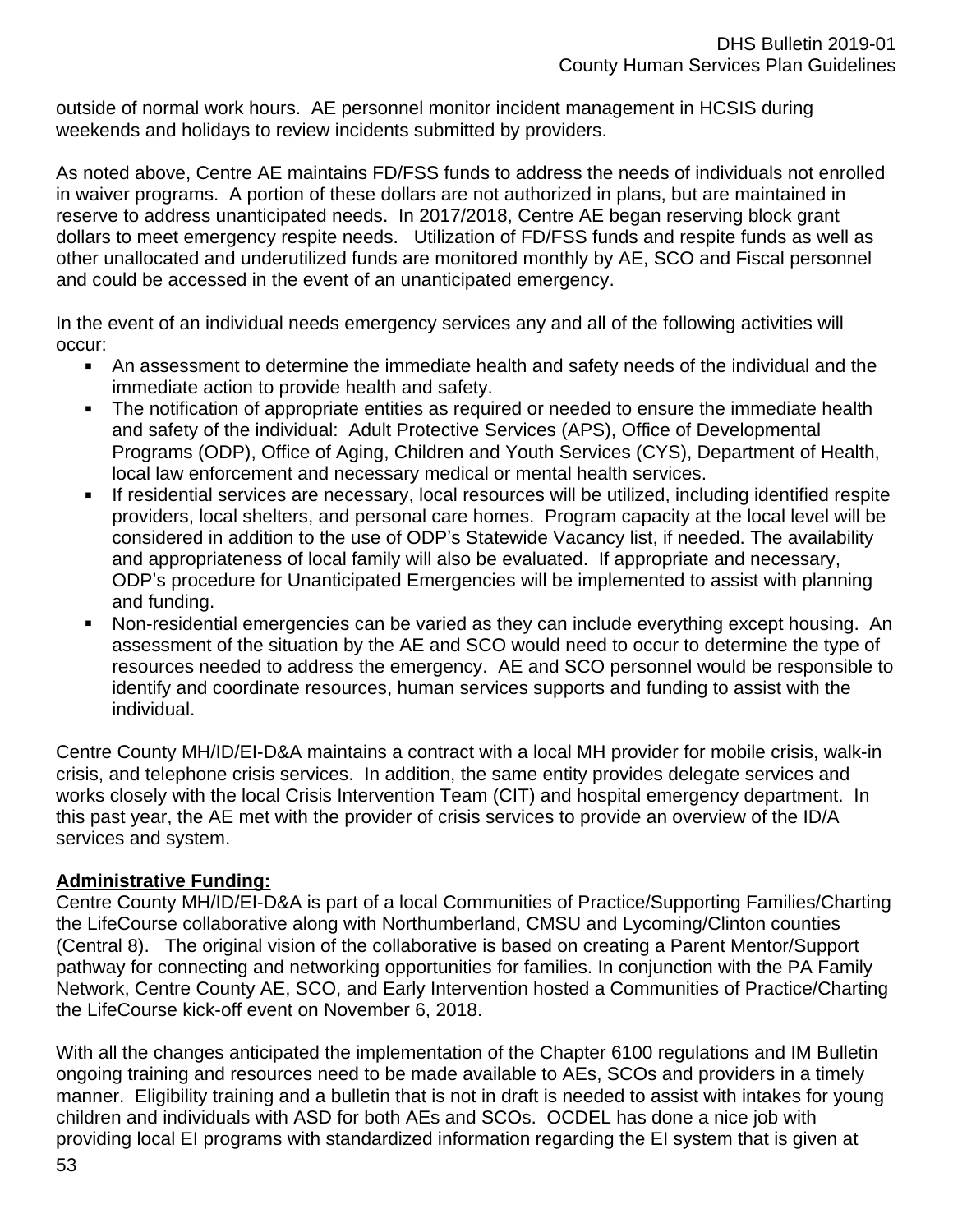outside of normal work hours. AE personnel monitor incident management in HCSIS during weekends and holidays to review incidents submitted by providers.

As noted above, Centre AE maintains FD/FSS funds to address the needs of individuals not enrolled in waiver programs. A portion of these dollars are not authorized in plans, but are maintained in reserve to address unanticipated needs. In 2017/2018, Centre AE began reserving block grant dollars to meet emergency respite needs. Utilization of FD/FSS funds and respite funds as well as other unallocated and underutilized funds are monitored monthly by AE, SCO and Fiscal personnel and could be accessed in the event of an unanticipated emergency.

In the event of an individual needs emergency services any and all of the following activities will occur:

- An assessment to determine the immediate health and safety needs of the individual and the immediate action to provide health and safety.
- The notification of appropriate entities as required or needed to ensure the immediate health and safety of the individual: Adult Protective Services (APS), Office of Developmental Programs (ODP), Office of Aging, Children and Youth Services (CYS), Department of Health, local law enforcement and necessary medical or mental health services.
- If residential services are necessary, local resources will be utilized, including identified respite providers, local shelters, and personal care homes. Program capacity at the local level will be considered in addition to the use of ODP's Statewide Vacancy list, if needed. The availability and appropriateness of local family will also be evaluated. If appropriate and necessary, ODP's procedure for Unanticipated Emergencies will be implemented to assist with planning and funding.
- Non-residential emergencies can be varied as they can include everything except housing. An assessment of the situation by the AE and SCO would need to occur to determine the type of resources needed to address the emergency. AE and SCO personnel would be responsible to identify and coordinate resources, human services supports and funding to assist with the individual.

Centre County MH/ID/EI-D&A maintains a contract with a local MH provider for mobile crisis, walk-in crisis, and telephone crisis services. In addition, the same entity provides delegate services and works closely with the local Crisis Intervention Team (CIT) and hospital emergency department. In this past year, the AE met with the provider of crisis services to provide an overview of the ID/A services and system.

**Administrative Funding:**

Centre County MH/ID/EI-D&A is part of a local Communities of Practice/Supporting Families/Charting the LifeCourse collaborative along with Northumberland, CMSU and Lycoming/Clinton counties (Central 8). The original vision of the collaborative is based on creating a Parent Mentor/Support pathway for connecting and networking opportunities for families. In conjunction with the PA Family Network, Centre County AE, SCO, and Early Intervention hosted a Communities of Practice/Charting the LifeCourse kick-off event on November 6, 2018.

With all the changes anticipated the implementation of the Chapter 6100 regulations and IM Bulletin ongoing training and resources need to be made available to AEs, SCOs and providers in a timely manner. Eligibility training and a bulletin that is not in draft is needed to assist with intakes for young children and individuals with ASD for both AEs and SCOs. OCDEL has done a nice job with providing local EI programs with standardized information regarding the EI system that is given at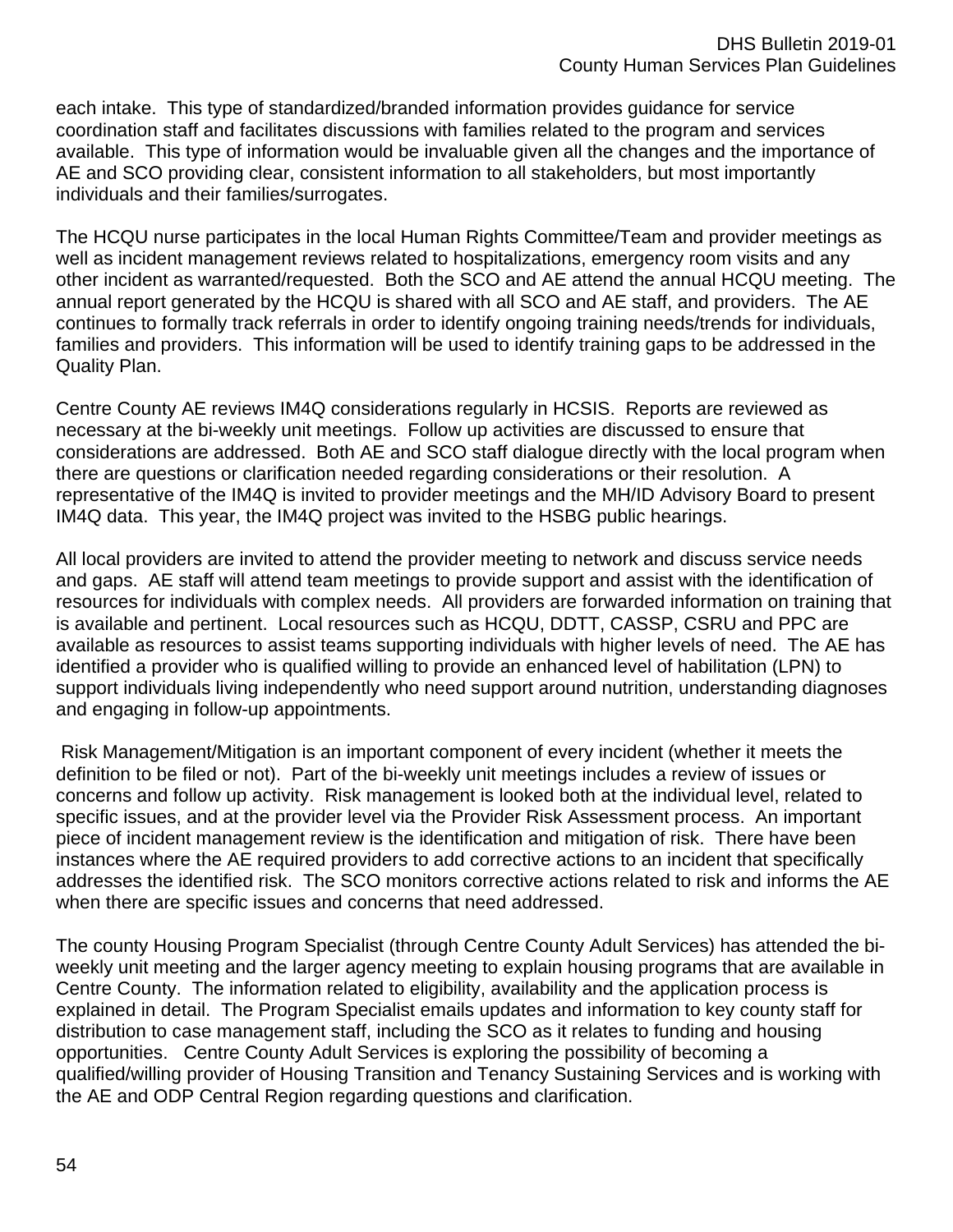each intake. This type of standardized/branded information provides guidance for service coordination staff and facilitates discussions with families related to the program and services available. This type of information would be invaluable given all the changes and the importance of AE and SCO providing clear, consistent information to all stakeholders, but most importantly individuals and their families/surrogates.

The HCQU nurse participates in the local Human Rights Committee/Team and provider meetings as well as incident management reviews related to hospitalizations, emergency room visits and any other incident as warranted/requested. Both the SCO and AE attend the annual HCQU meeting. The annual report generated by the HCQU is shared with all SCO and AE staff, and providers. The AE continues to formally track referrals in order to identify ongoing training needs/trends for individuals, families and providers. This information will be used to identify training gaps to be addressed in the Quality Plan.

Centre County AE reviews IM4Q considerations regularly in HCSIS. Reports are reviewed as necessary at the bi-weekly unit meetings. Follow up activities are discussed to ensure that considerations are addressed. Both AE and SCO staff dialogue directly with the local program when there are questions or clarification needed regarding considerations or their resolution. A representative of the IM4Q is invited to provider meetings and the MH/ID Advisory Board to present IM4Q data. This year, the IM4Q project was invited to the HSBG public hearings.

All local providers are invited to attend the provider meeting to network and discuss service needs and gaps. AE staff will attend team meetings to provide support and assist with the identification of resources for individuals with complex needs. All providers are forwarded information on training that is available and pertinent. Local resources such as HCQU, DDTT, CASSP, CSRU and PPC are available as resources to assist teams supporting individuals with higher levels of need. The AE has identified a provider who is qualified willing to provide an enhanced level of habilitation (LPN) to support individuals living independently who need support around nutrition, understanding diagnoses and engaging in follow-up appointments.

Risk Management/Mitigation is an important component of every incident (whether it meets the definition to be filed or not). Part of the bi-weekly unit meetings includes a review of issues or concerns and follow up activity. Risk management is looked both at the individual level, related to specific issues, and at the provider level via the Provider Risk Assessment process. An important piece of incident management review is the identification and mitigation of risk. There have been instances where the AE required providers to add corrective actions to an incident that specifically addresses the identified risk. The SCO monitors corrective actions related to risk and informs the AE when there are specific issues and concerns that need addressed.

The county Housing Program Specialist (through Centre County Adult Services) has attended the bi-weekly unit meeting and the larger agency meeting to explain housing programs that are available in Centre County. The information related to eligibility, availability and the application process is explained in detail. The Program Specialist emails updates and information to key county staff for distribution to case management staff, including the SCO as it relates to funding and housing opportunities. Centre County Adult Services is exploring the possibility of becoming a qualified/willing provider of Housing Transition and Tenancy Sustaining Services and is working with the AE and ODP Central Region regarding questions and clarification.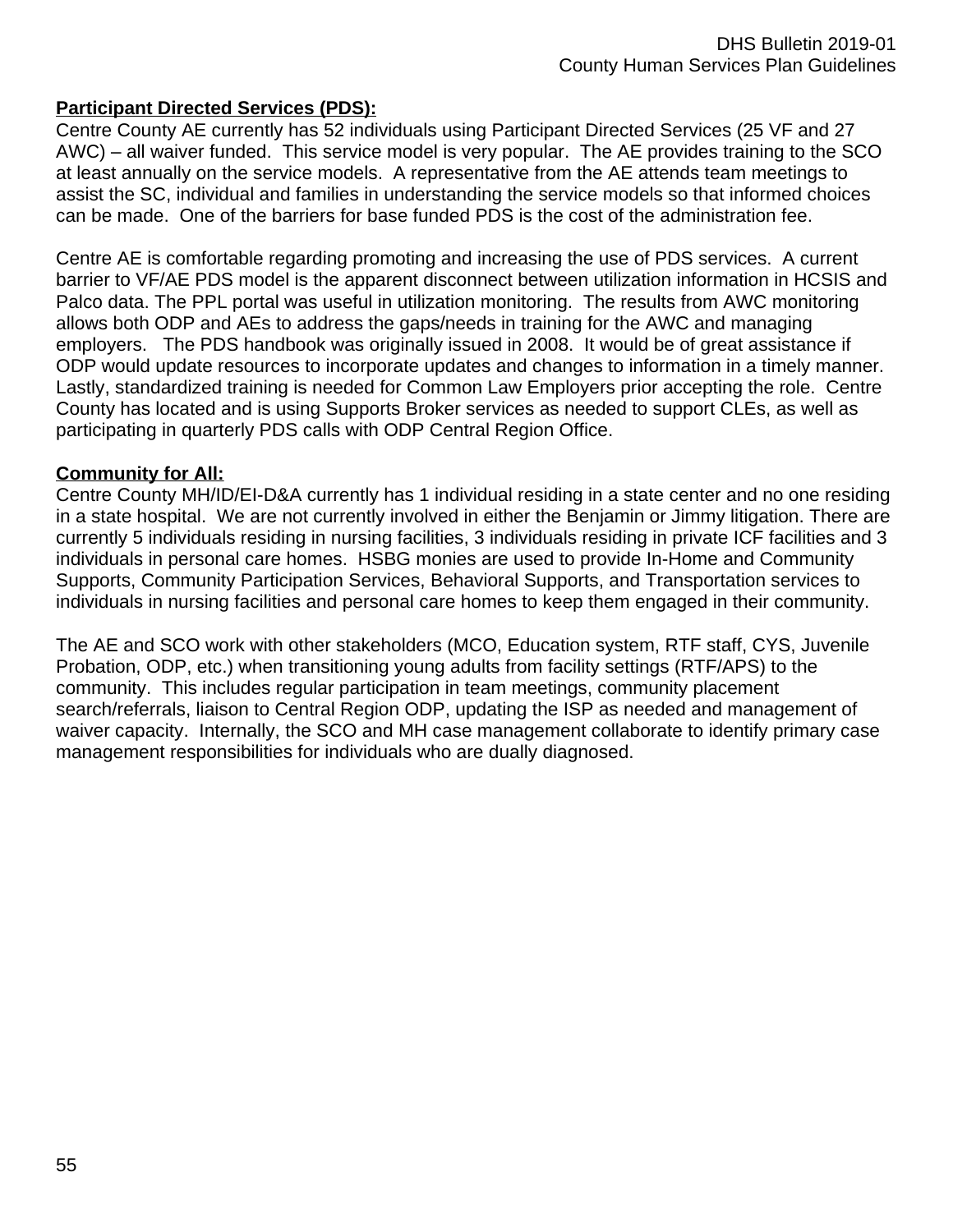**Participant Directed Services (PDS):**
Centre County AE currently has 52 individuals using Participant Directed Services (25 VF and 27 AWC) – all waiver funded. This service model is very popular. The AE provides training to the SCO at least annually on the service models. A representative from the AE attends team meetings to assist the SC, individual and families in understanding the service models so that informed choices can be made. One of the barriers for base funded PDS is the cost of the administration fee.

Centre AE is comfortable regarding promoting and increasing the use of PDS services. A current barrier to VF/AE PDS model is the apparent disconnect between utilization information in HCSIS and Palco data. The PPL portal was useful in utilization monitoring. The results from AWC monitoring allows both ODP and AEs to address the gaps/needs in training for the AWC and managing employers. The PDS handbook was originally issued in 2008. It would be of great assistance if ODP would update resources to incorporate updates and changes to information in a timely manner. Lastly, standardized training is needed for Common Law Employers prior accepting the role. Centre County has located and is using Supports Broker services as needed to support CLEs, as well as participating in quarterly PDS calls with ODP Central Region Office.

**Community for All:**
Centre County MH/ID/EI-D&A currently has 1 individual residing in a state center and no one residing in a state hospital. We are not currently involved in either the Benjamin or Jimmy litigation. There are currently 5 individuals residing in nursing facilities, 3 individuals residing in private ICF facilities and 3 individuals in personal care homes. HSBG monies are used to provide In-Home and Community Supports, Community Participation Services, Behavioral Supports, and Transportation services to individuals in nursing facilities and personal care homes to keep them engaged in their community.

The AE and SCO work with other stakeholders (MCO, Education system, RTF staff, CYS, Juvenile Probation, ODP, etc.) when transitioning young adults from facility settings (RTF/APS) to the community. This includes regular participation in team meetings, community placement search/referrals, liaison to Central Region ODP, updating the ISP as needed and management of waiver capacity. Internally, the SCO and MH case management collaborate to identify primary case management responsibilities for individuals who are dually diagnosed.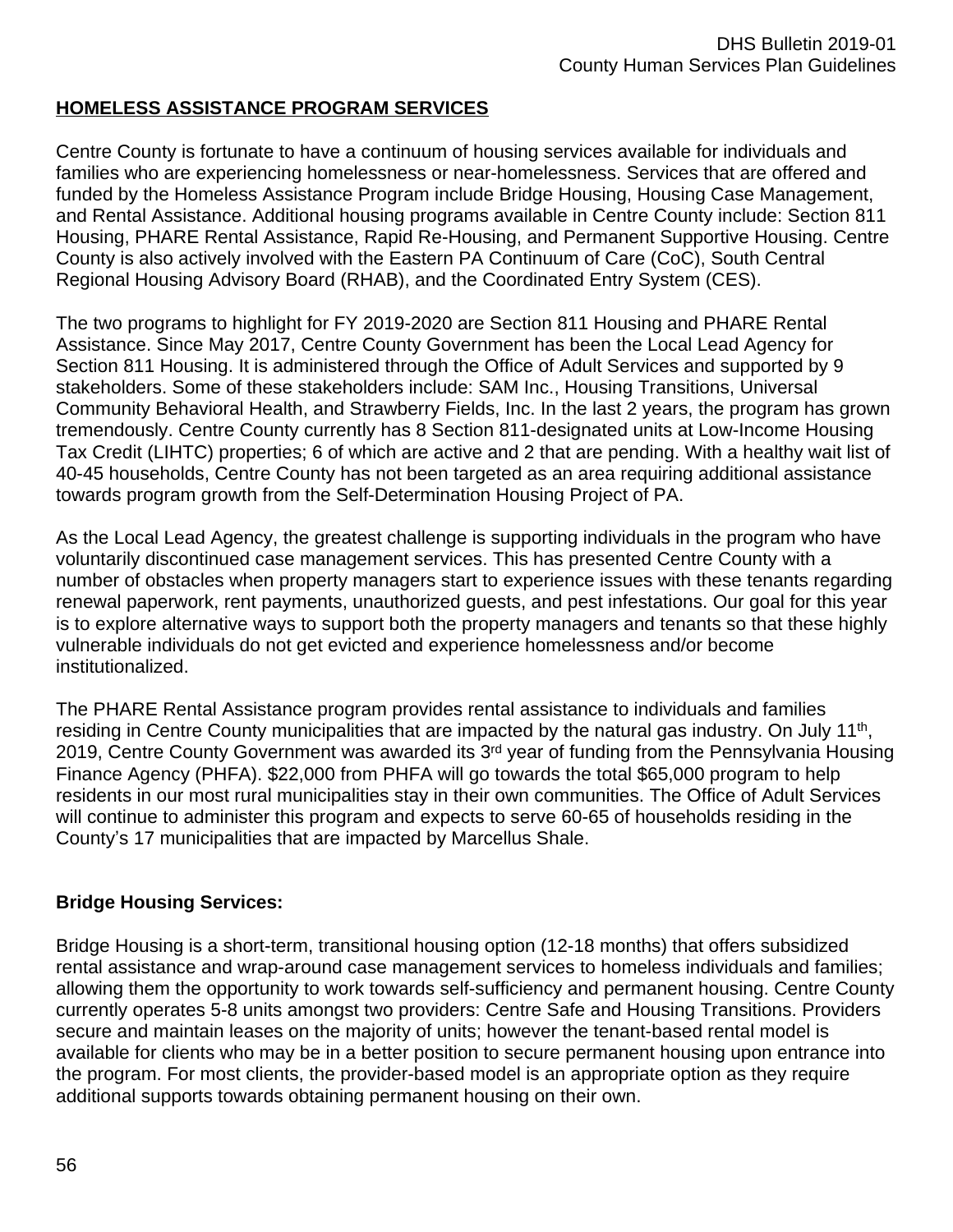## HOMELESS ASSISTANCE PROGRAM SERVICES

Centre County is fortunate to have a continuum of housing services available for individuals and families who are experiencing homelessness or near-homelessness. Services that are offered and funded by the Homeless Assistance Program include Bridge Housing, Housing Case Management, and Rental Assistance. Additional housing programs available in Centre County include: Section 811 Housing, PHARE Rental Assistance, Rapid Re-Housing, and Permanent Supportive Housing. Centre County is also actively involved with the Eastern PA Continuum of Care (CoC), South Central Regional Housing Advisory Board (RHAB), and the Coordinated Entry System (CES).

The two programs to highlight for FY 2019-2020 are Section 811 Housing and PHARE Rental Assistance. Since May 2017, Centre County Government has been the Local Lead Agency for Section 811 Housing. It is administered through the Office of Adult Services and supported by 9 stakeholders. Some of these stakeholders include: SAM Inc., Housing Transitions, Universal Community Behavioral Health, and Strawberry Fields, Inc. In the last 2 years, the program has grown tremendously. Centre County currently has 8 Section 811-designated units at Low-Income Housing Tax Credit (LIHTC) properties; 6 of which are active and 2 that are pending. With a healthy wait list of 40-45 households, Centre County has not been targeted as an area requiring additional assistance towards program growth from the Self-Determination Housing Project of PA.

As the Local Lead Agency, the greatest challenge is supporting individuals in the program who have voluntarily discontinued case management services. This has presented Centre County with a number of obstacles when property managers start to experience issues with these tenants regarding renewal paperwork, rent payments, unauthorized guests, and pest infestations. Our goal for this year is to explore alternative ways to support both the property managers and tenants so that these highly vulnerable individuals do not get evicted and experience homelessness and/or become institutionalized.

The PHARE Rental Assistance program provides rental assistance to individuals and families residing in Centre County municipalities that are impacted by the natural gas industry. On July 11th, 2019, Centre County Government was awarded its 3rd year of funding from the Pennsylvania Housing Finance Agency (PHFA). $22,000 from PHFA will go towards the total $65,000 program to help residents in our most rural municipalities stay in their own communities. The Office of Adult Services will continue to administer this program and expects to serve 60-65 of households residing in the County's 17 municipalities that are impacted by Marcellus Shale.

### Bridge Housing Services:

Bridge Housing is a short-term, transitional housing option (12-18 months) that offers subsidized rental assistance and wrap-around case management services to homeless individuals and families; allowing them the opportunity to work towards self-sufficiency and permanent housing. Centre County currently operates 5-8 units amongst two providers: Centre Safe and Housing Transitions. Providers secure and maintain leases on the majority of units; however the tenant-based rental model is available for clients who may be in a better position to secure permanent housing upon entrance into the program. For most clients, the provider-based model is an appropriate option as they require additional supports towards obtaining permanent housing on their own.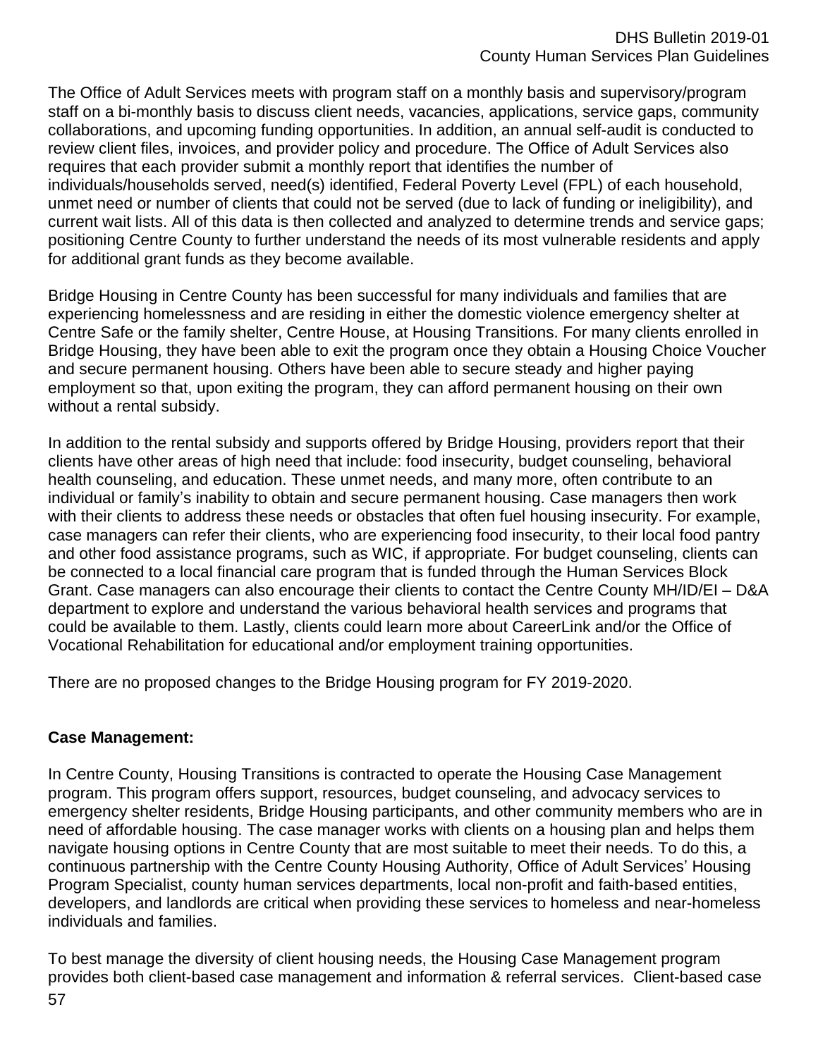The Office of Adult Services meets with program staff on a monthly basis and supervisory/program staff on a bi-monthly basis to discuss client needs, vacancies, applications, service gaps, community collaborations, and upcoming funding opportunities. In addition, an annual self-audit is conducted to review client files, invoices, and provider policy and procedure. The Office of Adult Services also requires that each provider submit a monthly report that identifies the number of individuals/households served, need(s) identified, Federal Poverty Level (FPL) of each household, unmet need or number of clients that could not be served (due to lack of funding or ineligibility), and current wait lists. All of this data is then collected and analyzed to determine trends and service gaps; positioning Centre County to further understand the needs of its most vulnerable residents and apply for additional grant funds as they become available.

Bridge Housing in Centre County has been successful for many individuals and families that are experiencing homelessness and are residing in either the domestic violence emergency shelter at Centre Safe or the family shelter, Centre House, at Housing Transitions. For many clients enrolled in Bridge Housing, they have been able to exit the program once they obtain a Housing Choice Voucher and secure permanent housing. Others have been able to secure steady and higher paying employment so that, upon exiting the program, they can afford permanent housing on their own without a rental subsidy.

In addition to the rental subsidy and supports offered by Bridge Housing, providers report that their clients have other areas of high need that include: food insecurity, budget counseling, behavioral health counseling, and education. These unmet needs, and many more, often contribute to an individual or family's inability to obtain and secure permanent housing. Case managers then work with their clients to address these needs or obstacles that often fuel housing insecurity. For example, case managers can refer their clients, who are experiencing food insecurity, to their local food pantry and other food assistance programs, such as WIC, if appropriate. For budget counseling, clients can be connected to a local financial care program that is funded through the Human Services Block Grant. Case managers can also encourage their clients to contact the Centre County MH/ID/EI – D&A department to explore and understand the various behavioral health services and programs that could be available to them. Lastly, clients could learn more about CareerLink and/or the Office of Vocational Rehabilitation for educational and/or employment training opportunities.

There are no proposed changes to the Bridge Housing program for FY 2019-2020.

**Case Management:**

In Centre County, Housing Transitions is contracted to operate the Housing Case Management program. This program offers support, resources, budget counseling, and advocacy services to emergency shelter residents, Bridge Housing participants, and other community members who are in need of affordable housing. The case manager works with clients on a housing plan and helps them navigate housing options in Centre County that are most suitable to meet their needs. To do this, a continuous partnership with the Centre County Housing Authority, Office of Adult Services' Housing Program Specialist, county human services departments, local non-profit and faith-based entities, developers, and landlords are critical when providing these services to homeless and near-homeless individuals and families.

To best manage the diversity of client housing needs, the Housing Case Management program provides both client-based case management and information & referral services. Client-based case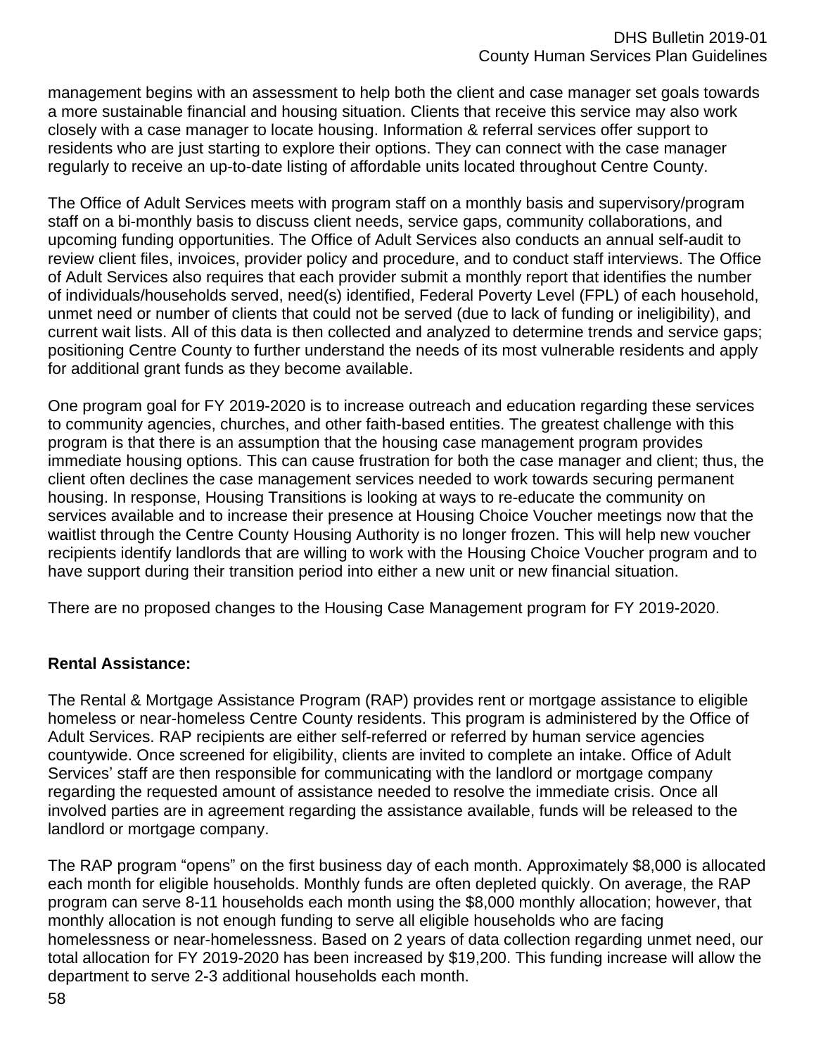management begins with an assessment to help both the client and case manager set goals towards a more sustainable financial and housing situation. Clients that receive this service may also work closely with a case manager to locate housing. Information & referral services offer support to residents who are just starting to explore their options. They can connect with the case manager regularly to receive an up-to-date listing of affordable units located throughout Centre County.

The Office of Adult Services meets with program staff on a monthly basis and supervisory/program staff on a bi-monthly basis to discuss client needs, service gaps, community collaborations, and upcoming funding opportunities. The Office of Adult Services also conducts an annual self-audit to review client files, invoices, provider policy and procedure, and to conduct staff interviews. The Office of Adult Services also requires that each provider submit a monthly report that identifies the number of individuals/households served, need(s) identified, Federal Poverty Level (FPL) of each household, unmet need or number of clients that could not be served (due to lack of funding or ineligibility), and current wait lists. All of this data is then collected and analyzed to determine trends and service gaps; positioning Centre County to further understand the needs of its most vulnerable residents and apply for additional grant funds as they become available.

One program goal for FY 2019-2020 is to increase outreach and education regarding these services to community agencies, churches, and other faith-based entities. The greatest challenge with this program is that there is an assumption that the housing case management program provides immediate housing options. This can cause frustration for both the case manager and client; thus, the client often declines the case management services needed to work towards securing permanent housing. In response, Housing Transitions is looking at ways to re-educate the community on services available and to increase their presence at Housing Choice Voucher meetings now that the waitlist through the Centre County Housing Authority is no longer frozen. This will help new voucher recipients identify landlords that are willing to work with the Housing Choice Voucher program and to have support during their transition period into either a new unit or new financial situation.

There are no proposed changes to the Housing Case Management program for FY 2019-2020.

**Rental Assistance:**

The Rental & Mortgage Assistance Program (RAP) provides rent or mortgage assistance to eligible homeless or near-homeless Centre County residents. This program is administered by the Office of Adult Services. RAP recipients are either self-referred or referred by human service agencies countywide. Once screened for eligibility, clients are invited to complete an intake. Office of Adult Services' staff are then responsible for communicating with the landlord or mortgage company regarding the requested amount of assistance needed to resolve the immediate crisis. Once all involved parties are in agreement regarding the assistance available, funds will be released to the landlord or mortgage company.

The RAP program "opens" on the first business day of each month. Approximately $8,000 is allocated each month for eligible households. Monthly funds are often depleted quickly. On average, the RAP program can serve 8-11 households each month using the $8,000 monthly allocation; however, that monthly allocation is not enough funding to serve all eligible households who are facing homelessness or near-homelessness. Based on 2 years of data collection regarding unmet need, our total allocation for FY 2019-2020 has been increased by $19,200. This funding increase will allow the department to serve 2-3 additional households each month.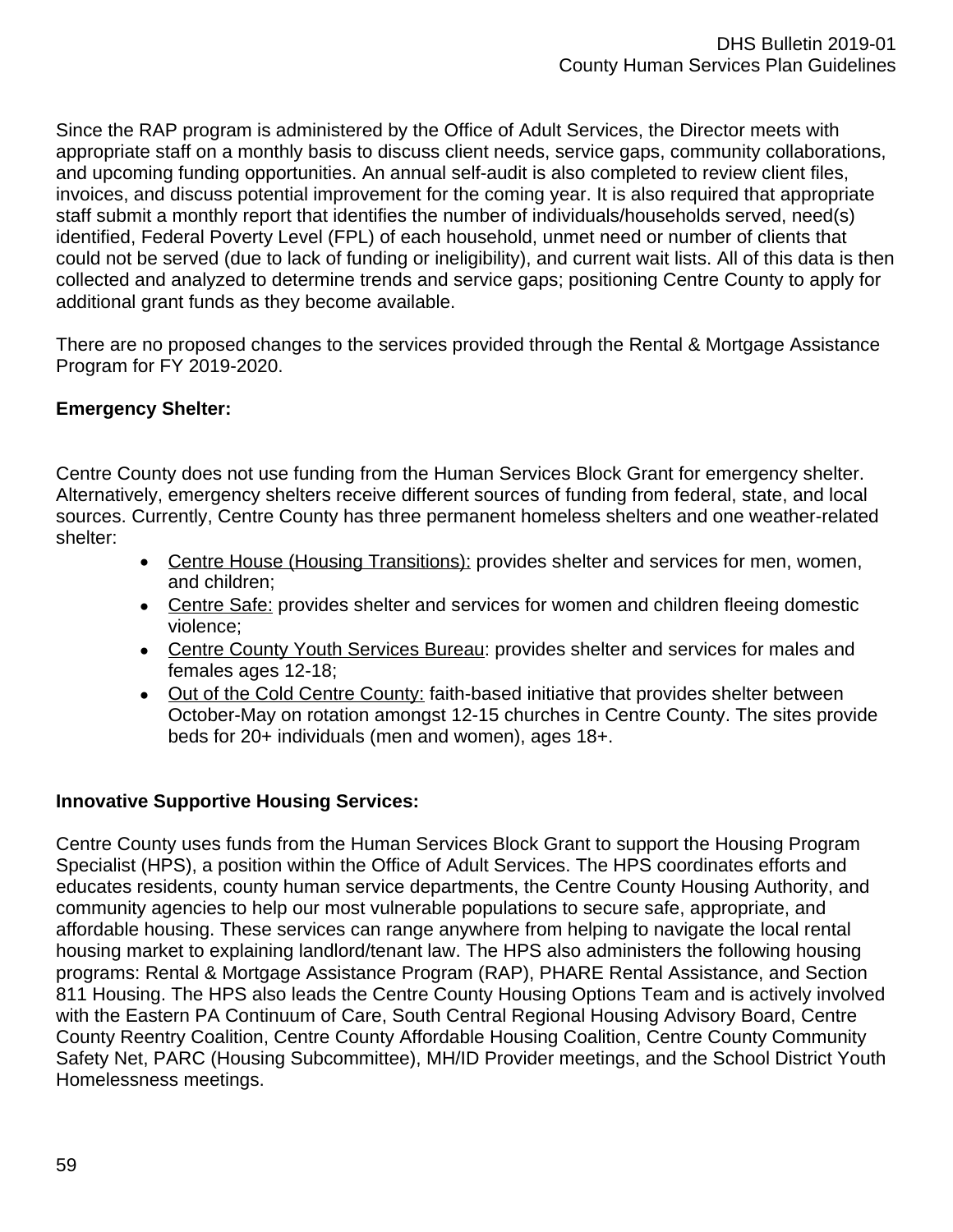Since the RAP program is administered by the Office of Adult Services, the Director meets with appropriate staff on a monthly basis to discuss client needs, service gaps, community collaborations, and upcoming funding opportunities. An annual self-audit is also completed to review client files, invoices, and discuss potential improvement for the coming year. It is also required that appropriate staff submit a monthly report that identifies the number of individuals/households served, need(s) identified, Federal Poverty Level (FPL) of each household, unmet need or number of clients that could not be served (due to lack of funding or ineligibility), and current wait lists. All of this data is then collected and analyzed to determine trends and service gaps; positioning Centre County to apply for additional grant funds as they become available.

There are no proposed changes to the services provided through the Rental & Mortgage Assistance Program for FY 2019-2020.

**Emergency Shelter:**

Centre County does not use funding from the Human Services Block Grant for emergency shelter. Alternatively, emergency shelters receive different sources of funding from federal, state, and local sources. Currently, Centre County has three permanent homeless shelters and one weather-related shelter:

- Centre House (Housing Transitions): provides shelter and services for men, women, and children;
- Centre Safe: provides shelter and services for women and children fleeing domestic violence;
- Centre County Youth Services Bureau: provides shelter and services for males and females ages 12-18;
- Out of the Cold Centre County: faith-based initiative that provides shelter between October-May on rotation amongst 12-15 churches in Centre County. The sites provide beds for 20+ individuals (men and women), ages 18+.

**Innovative Supportive Housing Services:**

Centre County uses funds from the Human Services Block Grant to support the Housing Program Specialist (HPS), a position within the Office of Adult Services. The HPS coordinates efforts and educates residents, county human service departments, the Centre County Housing Authority, and community agencies to help our most vulnerable populations to secure safe, appropriate, and affordable housing. These services can range anywhere from helping to navigate the local rental housing market to explaining landlord/tenant law. The HPS also administers the following housing programs: Rental & Mortgage Assistance Program (RAP), PHARE Rental Assistance, and Section 811 Housing. The HPS also leads the Centre County Housing Options Team and is actively involved with the Eastern PA Continuum of Care, South Central Regional Housing Advisory Board, Centre County Reentry Coalition, Centre County Affordable Housing Coalition, Centre County Community Safety Net, PARC (Housing Subcommittee), MH/ID Provider meetings, and the School District Youth Homelessness meetings.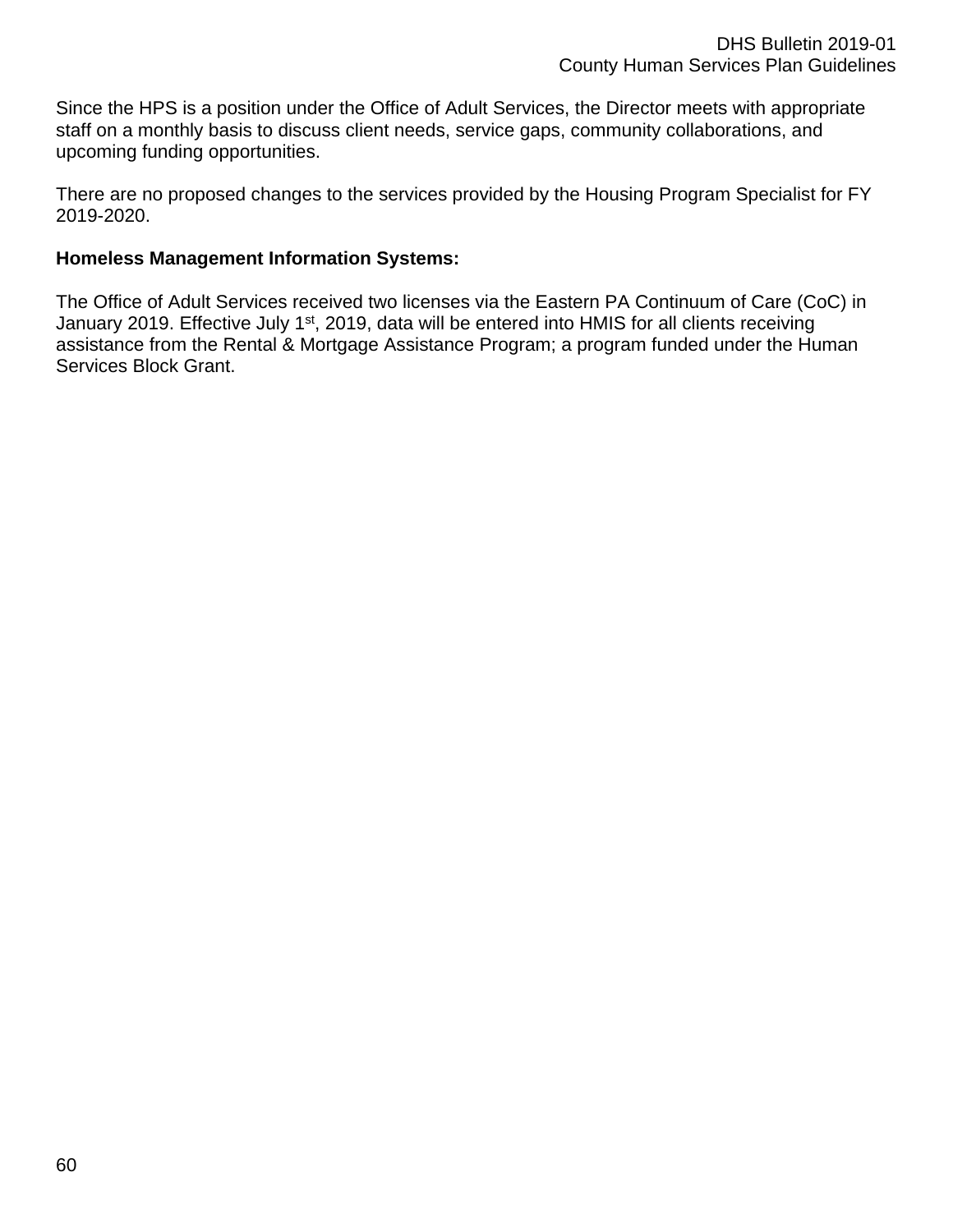Since the HPS is a position under the Office of Adult Services, the Director meets with appropriate staff on a monthly basis to discuss client needs, service gaps, community collaborations, and upcoming funding opportunities.

There are no proposed changes to the services provided by the Housing Program Specialist for FY 2019-2020.

**Homeless Management Information Systems:**

The Office of Adult Services received two licenses via the Eastern PA Continuum of Care (CoC) in January 2019. Effective July 1st, 2019, data will be entered into HMIS for all clients receiving assistance from the Rental & Mortgage Assistance Program; a program funded under the Human Services Block Grant.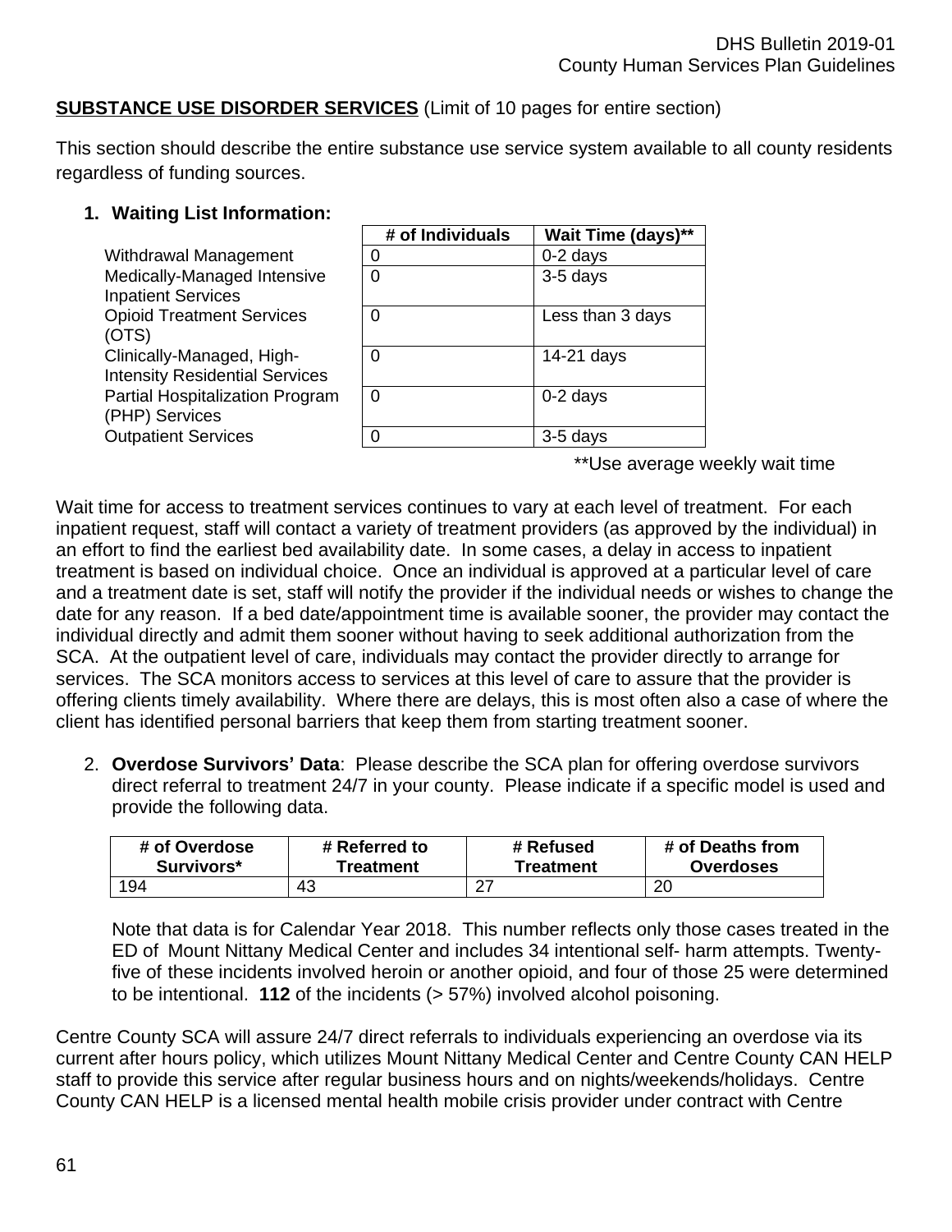**<u>SUBSTANCE USE DISORDER SERVICES</u>** (Limit of 10 pages for entire section)

This section should describe the entire substance use service system available to all county residents regardless of funding sources.

1. **Waiting List Information:**

| | # of Individuals | Wait Time (days)** |
|---|---|---|
| Withdrawal Management | 0 | 0-2 days |
| Medically-Managed Intensive Inpatient Services | 0 | 3-5 days |
| Opioid Treatment Services (OTS) | 0 | Less than 3 days |
| Clinically-Managed, High-Intensity Residential Services | 0 | 14-21 days |
| Partial Hospitalization Program (PHP) Services | 0 | 0-2 days |
| Outpatient Services | 0 | 3-5 days |

**Use average weekly wait time

Wait time for access to treatment services continues to vary at each level of treatment. For each inpatient request, staff will contact a variety of treatment providers (as approved by the individual) in an effort to find the earliest bed availability date. In some cases, a delay in access to inpatient treatment is based on individual choice. Once an individual is approved at a particular level of care and a treatment date is set, staff will notify the provider if the individual needs or wishes to change the date for any reason. If a bed date/appointment time is available sooner, the provider may contact the individual directly and admit them sooner without having to seek additional authorization from the SCA. At the outpatient level of care, individuals may contact the provider directly to arrange for services. The SCA monitors access to services at this level of care to assure that the provider is offering clients timely availability. Where there are delays, this is most often also a case of where the client has identified personal barriers that keep them from starting treatment sooner.

2. **Overdose Survivors' Data**: Please describe the SCA plan for offering overdose survivors direct referral to treatment 24/7 in your county. Please indicate if a specific model is used and provide the following data.

| # of Overdose Survivors* | # Referred to Treatment | # Refused Treatment | # of Deaths from Overdoses |
|---|---|---|---|
| 194 | 43 | 27 | 20 |

Note that data is for Calendar Year 2018. This number reflects only those cases treated in the ED of Mount Nittany Medical Center and includes 34 intentional self- harm attempts. Twenty-five of these incidents involved heroin or another opioid, and four of those 25 were determined to be intentional. **112** of the incidents (> 57%) involved alcohol poisoning.

Centre County SCA will assure 24/7 direct referrals to individuals experiencing an overdose via its current after hours policy, which utilizes Mount Nittany Medical Center and Centre County CAN HELP staff to provide this service after regular business hours and on nights/weekends/holidays. Centre County CAN HELP is a licensed mental health mobile crisis provider under contract with Centre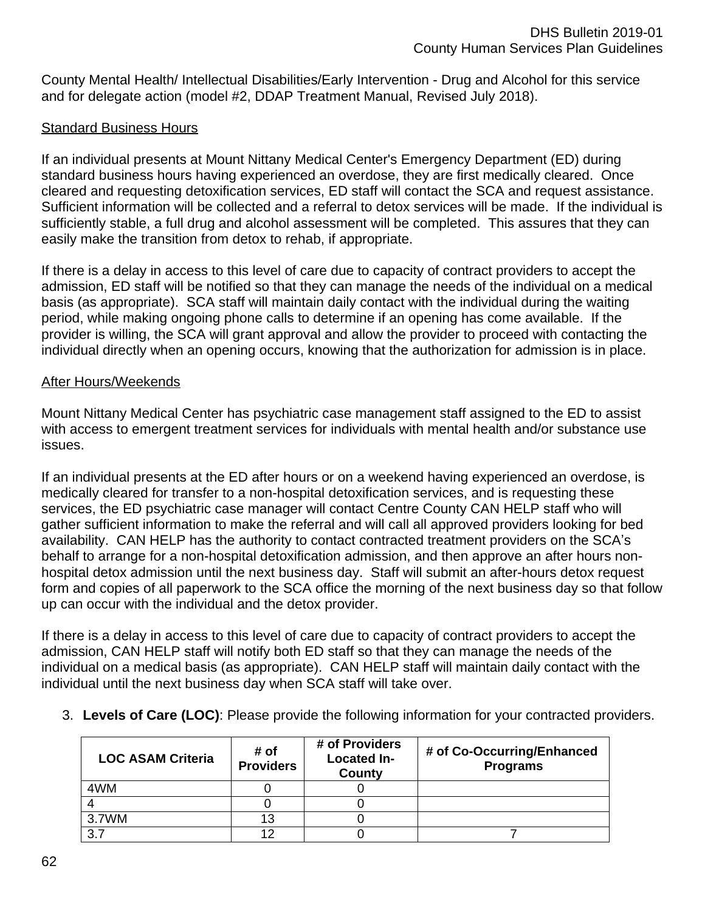County Mental Health/ Intellectual Disabilities/Early Intervention - Drug and Alcohol for this service and for delegate action (model #2, DDAP Treatment Manual, Revised July 2018).

Standard Business Hours

If an individual presents at Mount Nittany Medical Center's Emergency Department (ED) during standard business hours having experienced an overdose, they are first medically cleared. Once cleared and requesting detoxification services, ED staff will contact the SCA and request assistance. Sufficient information will be collected and a referral to detox services will be made. If the individual is sufficiently stable, a full drug and alcohol assessment will be completed. This assures that they can easily make the transition from detox to rehab, if appropriate.

If there is a delay in access to this level of care due to capacity of contract providers to accept the admission, ED staff will be notified so that they can manage the needs of the individual on a medical basis (as appropriate). SCA staff will maintain daily contact with the individual during the waiting period, while making ongoing phone calls to determine if an opening has come available. If the provider is willing, the SCA will grant approval and allow the provider to proceed with contacting the individual directly when an opening occurs, knowing that the authorization for admission is in place.

After Hours/Weekends

Mount Nittany Medical Center has psychiatric case management staff assigned to the ED to assist with access to emergent treatment services for individuals with mental health and/or substance use issues.

If an individual presents at the ED after hours or on a weekend having experienced an overdose, is medically cleared for transfer to a non-hospital detoxification services, and is requesting these services, the ED psychiatric case manager will contact Centre County CAN HELP staff who will gather sufficient information to make the referral and will call all approved providers looking for bed availability. CAN HELP has the authority to contact contracted treatment providers on the SCA's behalf to arrange for a non-hospital detoxification admission, and then approve an after hours non-hospital detox admission until the next business day. Staff will submit an after-hours detox request form and copies of all paperwork to the SCA office the morning of the next business day so that follow up can occur with the individual and the detox provider.

If there is a delay in access to this level of care due to capacity of contract providers to accept the admission, CAN HELP staff will notify both ED staff so that they can manage the needs of the individual on a medical basis (as appropriate). CAN HELP staff will maintain daily contact with the individual until the next business day when SCA staff will take over.

3. **Levels of Care (LOC)**: Please provide the following information for your contracted providers.

| LOC ASAM Criteria | # of Providers | # of Providers Located In-County | # of Co-Occurring/Enhanced Programs |
|---|---|---|---|
| 4WM | 0 | 0 | |
| 4 | 0 | 0 | |
| 3.7WM | 13 | 0 | |
| 3.7 | 12 | 0 | 7 |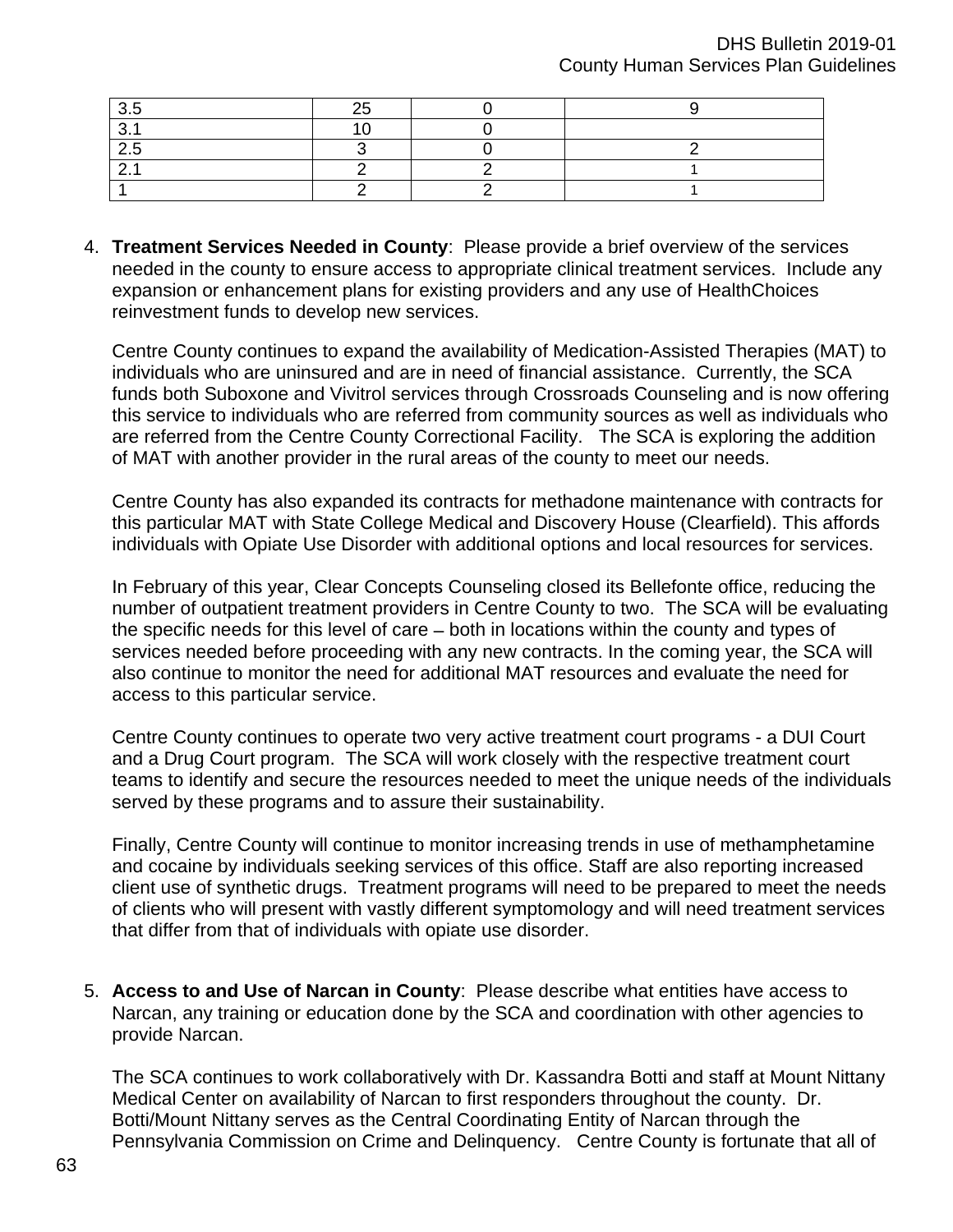| | | | |
|---|---|---|---|
| 3.5 | 25 | 0 | 9 |
| 3.1 | 10 | 0 | |
| 2.5 | 3 | 0 | 2 |
| 2.1 | 2 | 2 | 1 |
| 1 | 2 | 2 | 1 |

4. **Treatment Services Needed in County**: Please provide a brief overview of the services needed in the county to ensure access to appropriate clinical treatment services. Include any expansion or enhancement plans for existing providers and any use of HealthChoices reinvestment funds to develop new services.

   Centre County continues to expand the availability of Medication-Assisted Therapies (MAT) to individuals who are uninsured and are in need of financial assistance. Currently, the SCA funds both Suboxone and Vivitrol services through Crossroads Counseling and is now offering this service to individuals who are referred from community sources as well as individuals who are referred from the Centre County Correctional Facility. The SCA is exploring the addition of MAT with another provider in the rural areas of the county to meet our needs.

   Centre County has also expanded its contracts for methadone maintenance with contracts for this particular MAT with State College Medical and Discovery House (Clearfield). This affords individuals with Opiate Use Disorder with additional options and local resources for services.

   In February of this year, Clear Concepts Counseling closed its Bellefonte office, reducing the number of outpatient treatment providers in Centre County to two. The SCA will be evaluating the specific needs for this level of care – both in locations within the county and types of services needed before proceeding with any new contracts. In the coming year, the SCA will also continue to monitor the need for additional MAT resources and evaluate the need for access to this particular service.

   Centre County continues to operate two very active treatment court programs - a DUI Court and a Drug Court program. The SCA will work closely with the respective treatment court teams to identify and secure the resources needed to meet the unique needs of the individuals served by these programs and to assure their sustainability.

   Finally, Centre County will continue to monitor increasing trends in use of methamphetamine and cocaine by individuals seeking services of this office. Staff are also reporting increased client use of synthetic drugs. Treatment programs will need to be prepared to meet the needs of clients who will present with vastly different symptomology and will need treatment services that differ from that of individuals with opiate use disorder.

5. **Access to and Use of Narcan in County**: Please describe what entities have access to Narcan, any training or education done by the SCA and coordination with other agencies to provide Narcan.

   The SCA continues to work collaboratively with Dr. Kassandra Botti and staff at Mount Nittany Medical Center on availability of Narcan to first responders throughout the county. Dr. Botti/Mount Nittany serves as the Central Coordinating Entity of Narcan through the Pennsylvania Commission on Crime and Delinquency. Centre County is fortunate that all of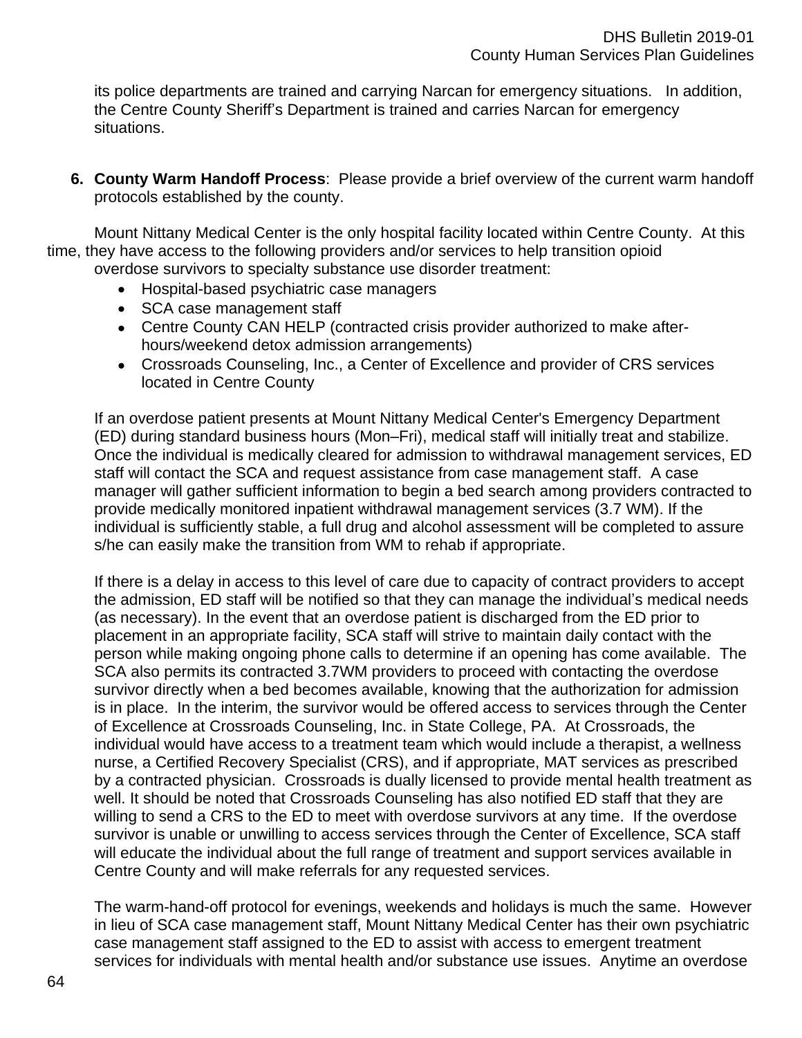its police departments are trained and carrying Narcan for emergency situations.   In addition, the Centre County Sheriff's Department is trained and carries Narcan for emergency situations.

**6. County Warm Handoff Process**:  Please provide a brief overview of the current warm handoff protocols established by the county.

Mount Nittany Medical Center is the only hospital facility located within Centre County.  At this time, they have access to the following providers and/or services to help transition opioid overdose survivors to specialty substance use disorder treatment:

- Hospital-based psychiatric case managers
- SCA case management staff
- Centre County CAN HELP (contracted crisis provider authorized to make after-hours/weekend detox admission arrangements)
- Crossroads Counseling, Inc., a Center of Excellence and provider of CRS services located in Centre County

If an overdose patient presents at Mount Nittany Medical Center's Emergency Department (ED) during standard business hours (Mon–Fri), medical staff will initially treat and stabilize. Once the individual is medically cleared for admission to withdrawal management services, ED staff will contact the SCA and request assistance from case management staff.  A case manager will gather sufficient information to begin a bed search among providers contracted to provide medically monitored inpatient withdrawal management services (3.7 WM). If the individual is sufficiently stable, a full drug and alcohol assessment will be completed to assure s/he can easily make the transition from WM to rehab if appropriate.

If there is a delay in access to this level of care due to capacity of contract providers to accept the admission, ED staff will be notified so that they can manage the individual's medical needs (as necessary). In the event that an overdose patient is discharged from the ED prior to placement in an appropriate facility, SCA staff will strive to maintain daily contact with the person while making ongoing phone calls to determine if an opening has come available.  The SCA also permits its contracted 3.7WM providers to proceed with contacting the overdose survivor directly when a bed becomes available, knowing that the authorization for admission is in place.  In the interim, the survivor would be offered access to services through the Center of Excellence at Crossroads Counseling, Inc. in State College, PA.  At Crossroads, the individual would have access to a treatment team which would include a therapist, a wellness nurse, a Certified Recovery Specialist (CRS), and if appropriate, MAT services as prescribed by a contracted physician.  Crossroads is dually licensed to provide mental health treatment as well. It should be noted that Crossroads Counseling has also notified ED staff that they are willing to send a CRS to the ED to meet with overdose survivors at any time.  If the overdose survivor is unable or unwilling to access services through the Center of Excellence, SCA staff will educate the individual about the full range of treatment and support services available in Centre County and will make referrals for any requested services.

The warm-hand-off protocol for evenings, weekends and holidays is much the same.  However in lieu of SCA case management staff, Mount Nittany Medical Center has their own psychiatric case management staff assigned to the ED to assist with access to emergent treatment services for individuals with mental health and/or substance use issues.  Anytime an overdose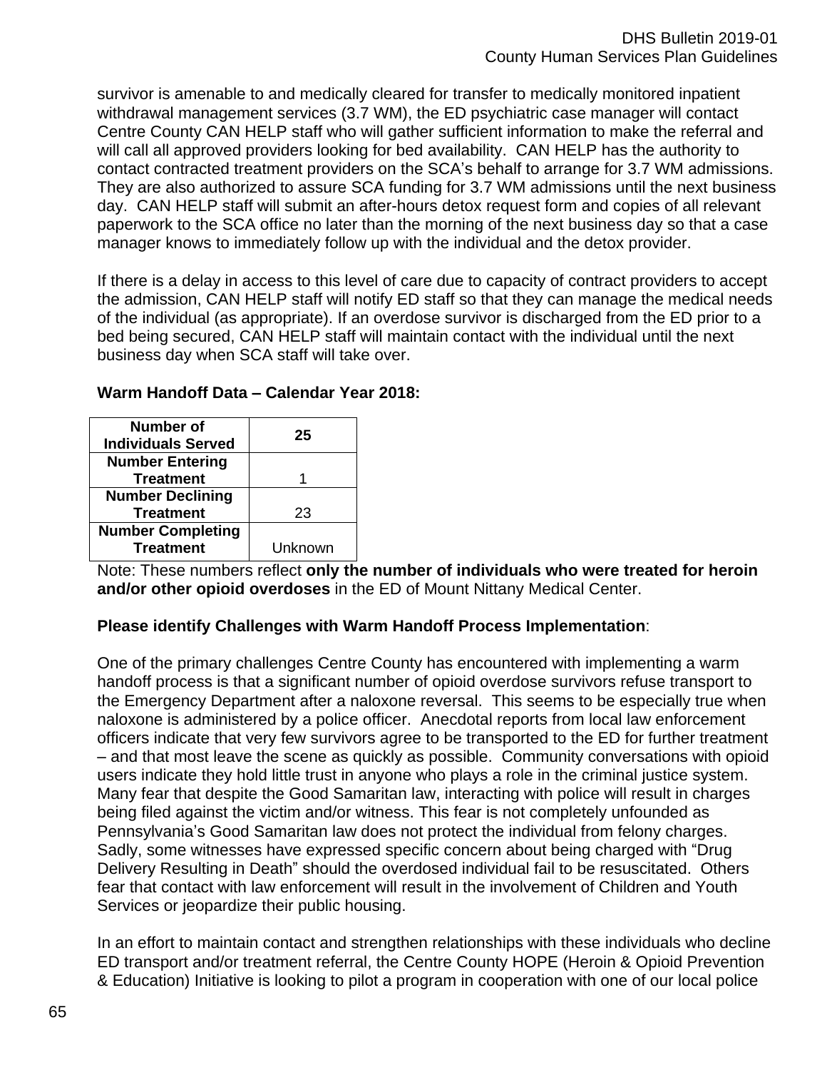survivor is amenable to and medically cleared for transfer to medically monitored inpatient withdrawal management services (3.7 WM), the ED psychiatric case manager will contact Centre County CAN HELP staff who will gather sufficient information to make the referral and will call all approved providers looking for bed availability. CAN HELP has the authority to contact contracted treatment providers on the SCA's behalf to arrange for 3.7 WM admissions. They are also authorized to assure SCA funding for 3.7 WM admissions until the next business day. CAN HELP staff will submit an after-hours detox request form and copies of all relevant paperwork to the SCA office no later than the morning of the next business day so that a case manager knows to immediately follow up with the individual and the detox provider.

If there is a delay in access to this level of care due to capacity of contract providers to accept the admission, CAN HELP staff will notify ED staff so that they can manage the medical needs of the individual (as appropriate). If an overdose survivor is discharged from the ED prior to a bed being secured, CAN HELP staff will maintain contact with the individual until the next business day when SCA staff will take over.

**Warm Handoff Data – Calendar Year 2018:**

| **Number of Individuals Served** | **25** |
|---|---|
| **Number Entering Treatment** | 1 |
| **Number Declining Treatment** | 23 |
| **Number Completing Treatment** | Unknown |

Note: These numbers reflect **only the number of individuals who were treated for heroin and/or other opioid overdoses** in the ED of Mount Nittany Medical Center.

**Please identify Challenges with Warm Handoff Process Implementation**:

One of the primary challenges Centre County has encountered with implementing a warm handoff process is that a significant number of opioid overdose survivors refuse transport to the Emergency Department after a naloxone reversal. This seems to be especially true when naloxone is administered by a police officer. Anecdotal reports from local law enforcement officers indicate that very few survivors agree to be transported to the ED for further treatment – and that most leave the scene as quickly as possible. Community conversations with opioid users indicate they hold little trust in anyone who plays a role in the criminal justice system. Many fear that despite the Good Samaritan law, interacting with police will result in charges being filed against the victim and/or witness. This fear is not completely unfounded as Pennsylvania's Good Samaritan law does not protect the individual from felony charges. Sadly, some witnesses have expressed specific concern about being charged with "Drug Delivery Resulting in Death" should the overdosed individual fail to be resuscitated. Others fear that contact with law enforcement will result in the involvement of Children and Youth Services or jeopardize their public housing.

In an effort to maintain contact and strengthen relationships with these individuals who decline ED transport and/or treatment referral, the Centre County HOPE (Heroin & Opioid Prevention & Education) Initiative is looking to pilot a program in cooperation with one of our local police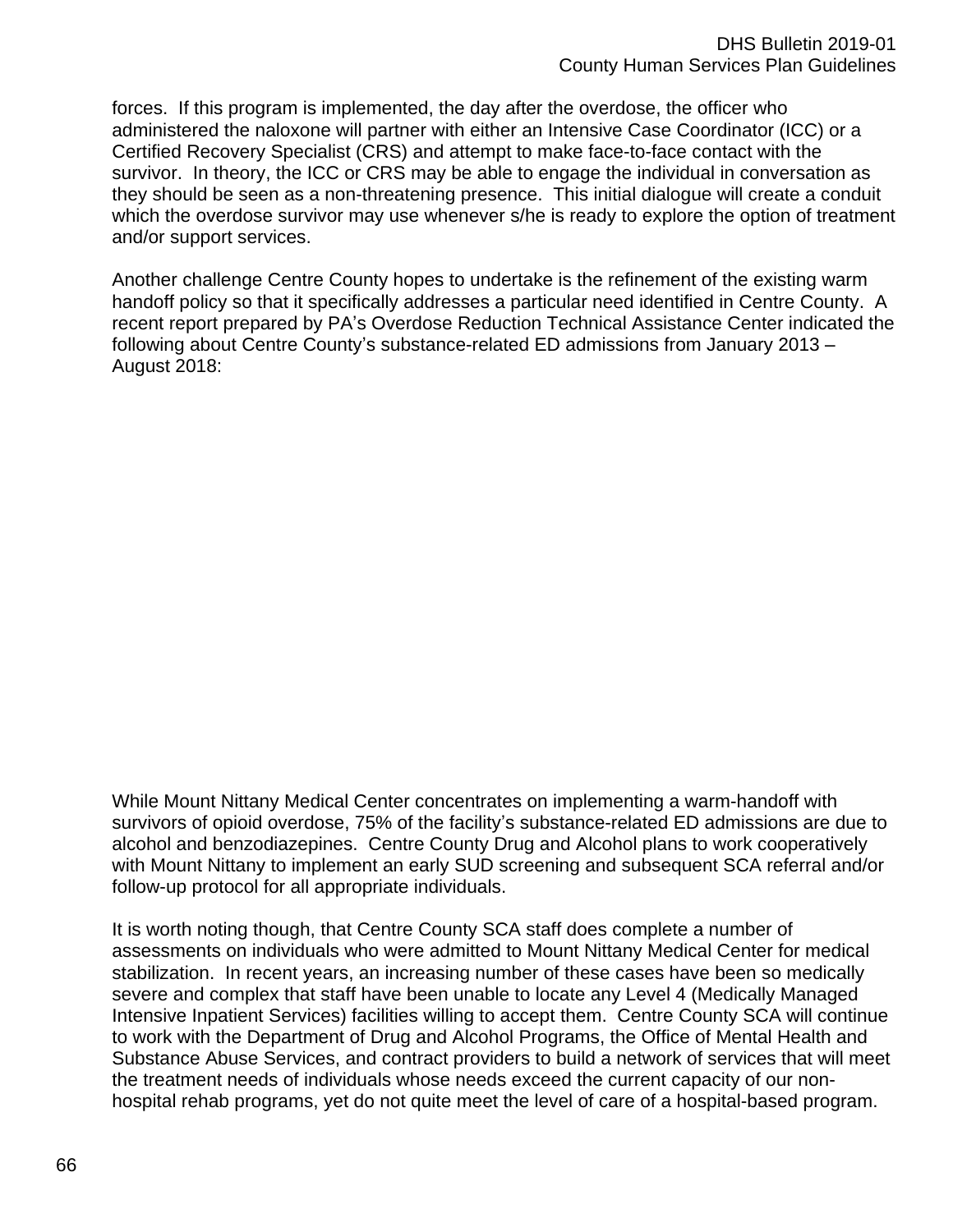forces. If this program is implemented, the day after the overdose, the officer who administered the naloxone will partner with either an Intensive Case Coordinator (ICC) or a Certified Recovery Specialist (CRS) and attempt to make face-to-face contact with the survivor. In theory, the ICC or CRS may be able to engage the individual in conversation as they should be seen as a non-threatening presence. This initial dialogue will create a conduit which the overdose survivor may use whenever s/he is ready to explore the option of treatment and/or support services.

Another challenge Centre County hopes to undertake is the refinement of the existing warm handoff policy so that it specifically addresses a particular need identified in Centre County. A recent report prepared by PA's Overdose Reduction Technical Assistance Center indicated the following about Centre County's substance-related ED admissions from January 2013 – August 2018:

While Mount Nittany Medical Center concentrates on implementing a warm-handoff with survivors of opioid overdose, 75% of the facility's substance-related ED admissions are due to alcohol and benzodiazepines. Centre County Drug and Alcohol plans to work cooperatively with Mount Nittany to implement an early SUD screening and subsequent SCA referral and/or follow-up protocol for all appropriate individuals.

It is worth noting though, that Centre County SCA staff does complete a number of assessments on individuals who were admitted to Mount Nittany Medical Center for medical stabilization. In recent years, an increasing number of these cases have been so medically severe and complex that staff have been unable to locate any Level 4 (Medically Managed Intensive Inpatient Services) facilities willing to accept them. Centre County SCA will continue to work with the Department of Drug and Alcohol Programs, the Office of Mental Health and Substance Abuse Services, and contract providers to build a network of services that will meet the treatment needs of individuals whose needs exceed the current capacity of our non-hospital rehab programs, yet do not quite meet the level of care of a hospital-based program.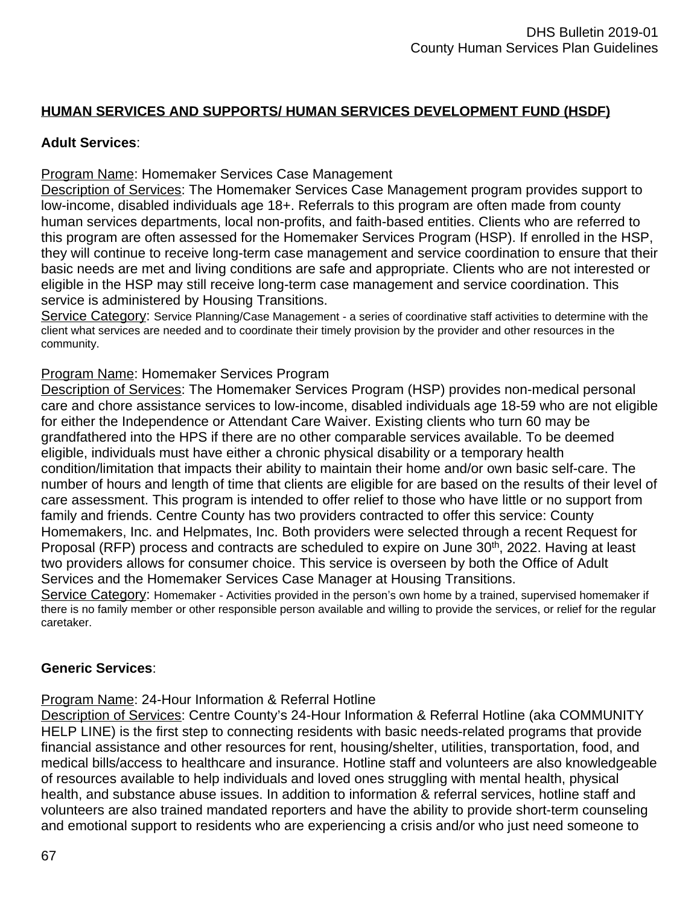## HUMAN SERVICES AND SUPPORTS/ HUMAN SERVICES DEVELOPMENT FUND (HSDF)

**Adult Services**:

Program Name: Homemaker Services Case Management

Description of Services: The Homemaker Services Case Management program provides support to low-income, disabled individuals age 18+. Referrals to this program are often made from county human services departments, local non-profits, and faith-based entities. Clients who are referred to this program are often assessed for the Homemaker Services Program (HSP). If enrolled in the HSP, they will continue to receive long-term case management and service coordination to ensure that their basic needs are met and living conditions are safe and appropriate. Clients who are not interested or eligible in the HSP may still receive long-term case management and service coordination. This service is administered by Housing Transitions.

Service Category: Service Planning/Case Management - a series of coordinative staff activities to determine with the client what services are needed and to coordinate their timely provision by the provider and other resources in the community.

Program Name: Homemaker Services Program

Description of Services: The Homemaker Services Program (HSP) provides non-medical personal care and chore assistance services to low-income, disabled individuals age 18-59 who are not eligible for either the Independence or Attendant Care Waiver. Existing clients who turn 60 may be grandfathered into the HPS if there are no other comparable services available. To be deemed eligible, individuals must have either a chronic physical disability or a temporary health condition/limitation that impacts their ability to maintain their home and/or own basic self-care. The number of hours and length of time that clients are eligible for are based on the results of their level of care assessment. This program is intended to offer relief to those who have little or no support from family and friends. Centre County has two providers contracted to offer this service: County Homemakers, Inc. and Helpmates, Inc. Both providers were selected through a recent Request for Proposal (RFP) process and contracts are scheduled to expire on June 30th, 2022. Having at least two providers allows for consumer choice. This service is overseen by both the Office of Adult Services and the Homemaker Services Case Manager at Housing Transitions.

Service Category: Homemaker - Activities provided in the person's own home by a trained, supervised homemaker if there is no family member or other responsible person available and willing to provide the services, or relief for the regular caretaker.

**Generic Services**:

Program Name: 24-Hour Information & Referral Hotline

Description of Services: Centre County's 24-Hour Information & Referral Hotline (aka COMMUNITY HELP LINE) is the first step to connecting residents with basic needs-related programs that provide financial assistance and other resources for rent, housing/shelter, utilities, transportation, food, and medical bills/access to healthcare and insurance. Hotline staff and volunteers are also knowledgeable of resources available to help individuals and loved ones struggling with mental health, physical health, and substance abuse issues. In addition to information & referral services, hotline staff and volunteers are also trained mandated reporters and have the ability to provide short-term counseling and emotional support to residents who are experiencing a crisis and/or who just need someone to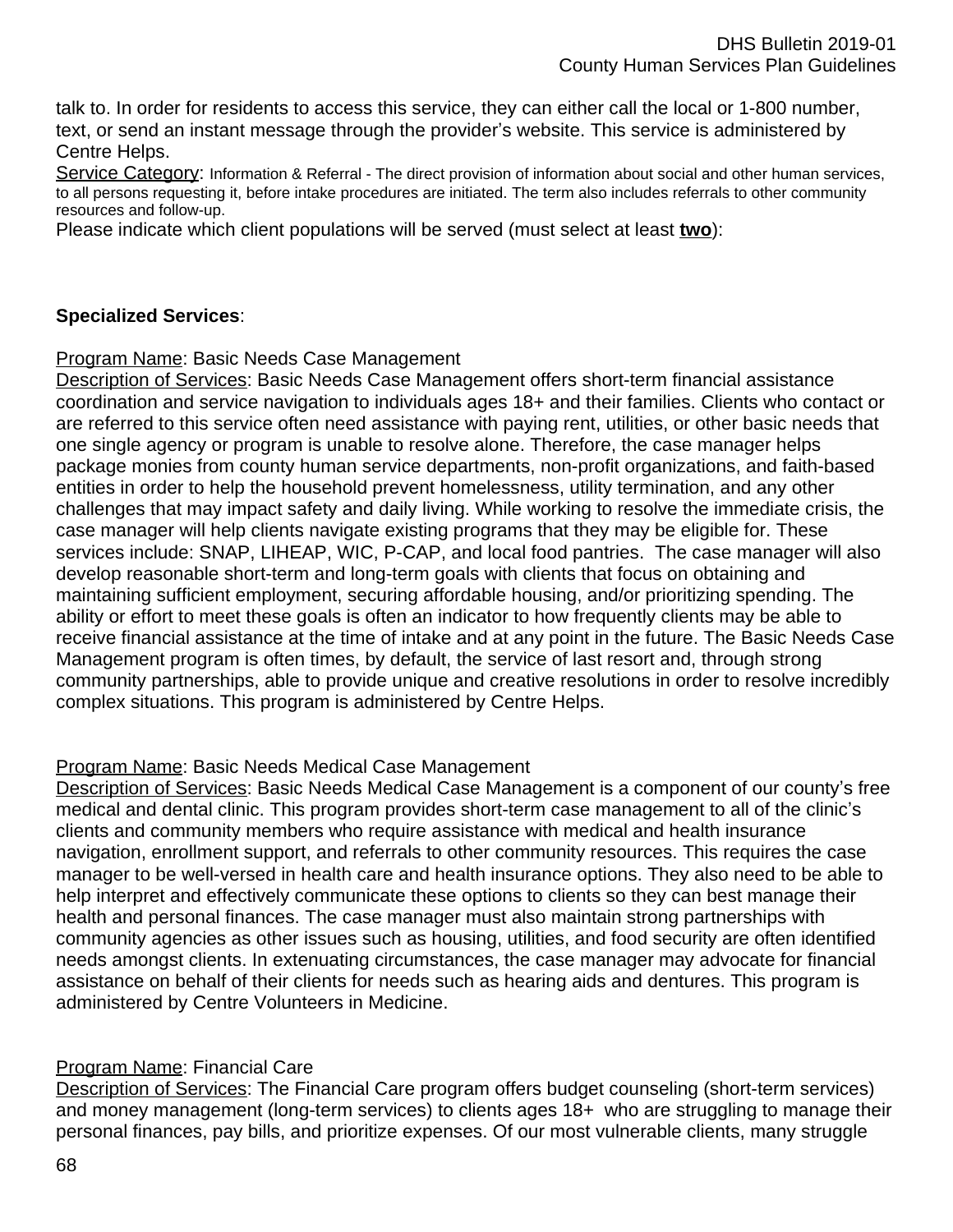talk to. In order for residents to access this service, they can either call the local or 1-800 number, text, or send an instant message through the provider's website. This service is administered by Centre Helps.

Service Category: Information & Referral - The direct provision of information about social and other human services, to all persons requesting it, before intake procedures are initiated. The term also includes referrals to other community resources and follow-up.

Please indicate which client populations will be served (must select at least **two**):

**Specialized Services**:

Program Name: Basic Needs Case Management

Description of Services: Basic Needs Case Management offers short-term financial assistance coordination and service navigation to individuals ages 18+ and their families. Clients who contact or are referred to this service often need assistance with paying rent, utilities, or other basic needs that one single agency or program is unable to resolve alone. Therefore, the case manager helps package monies from county human service departments, non-profit organizations, and faith-based entities in order to help the household prevent homelessness, utility termination, and any other challenges that may impact safety and daily living. While working to resolve the immediate crisis, the case manager will help clients navigate existing programs that they may be eligible for. These services include: SNAP, LIHEAP, WIC, P-CAP, and local food pantries. The case manager will also develop reasonable short-term and long-term goals with clients that focus on obtaining and maintaining sufficient employment, securing affordable housing, and/or prioritizing spending. The ability or effort to meet these goals is often an indicator to how frequently clients may be able to receive financial assistance at the time of intake and at any point in the future. The Basic Needs Case Management program is often times, by default, the service of last resort and, through strong community partnerships, able to provide unique and creative resolutions in order to resolve incredibly complex situations. This program is administered by Centre Helps.

Program Name: Basic Needs Medical Case Management

Description of Services: Basic Needs Medical Case Management is a component of our county's free medical and dental clinic. This program provides short-term case management to all of the clinic's clients and community members who require assistance with medical and health insurance navigation, enrollment support, and referrals to other community resources. This requires the case manager to be well-versed in health care and health insurance options. They also need to be able to help interpret and effectively communicate these options to clients so they can best manage their health and personal finances. The case manager must also maintain strong partnerships with community agencies as other issues such as housing, utilities, and food security are often identified needs amongst clients. In extenuating circumstances, the case manager may advocate for financial assistance on behalf of their clients for needs such as hearing aids and dentures. This program is administered by Centre Volunteers in Medicine.

Program Name: Financial Care

Description of Services: The Financial Care program offers budget counseling (short-term services) and money management (long-term services) to clients ages 18+ who are struggling to manage their personal finances, pay bills, and prioritize expenses. Of our most vulnerable clients, many struggle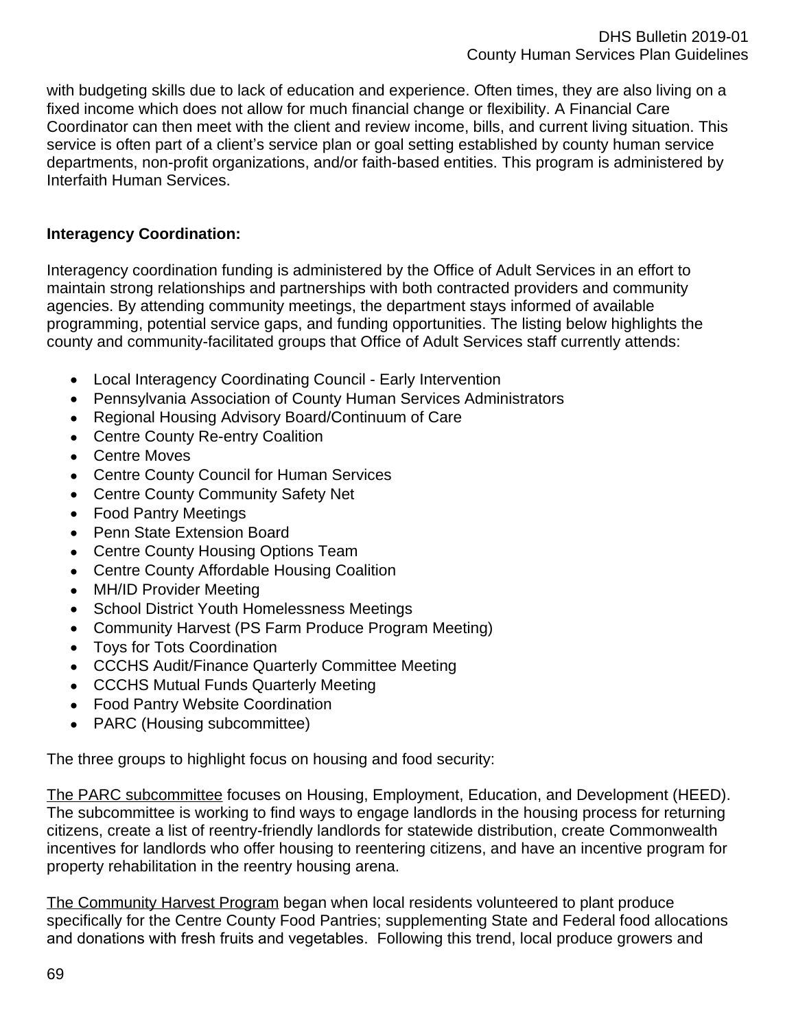with budgeting skills due to lack of education and experience. Often times, they are also living on a fixed income which does not allow for much financial change or flexibility. A Financial Care Coordinator can then meet with the client and review income, bills, and current living situation. This service is often part of a client's service plan or goal setting established by county human service departments, non-profit organizations, and/or faith-based entities. This program is administered by Interfaith Human Services.

**Interagency Coordination:**

Interagency coordination funding is administered by the Office of Adult Services in an effort to maintain strong relationships and partnerships with both contracted providers and community agencies. By attending community meetings, the department stays informed of available programming, potential service gaps, and funding opportunities. The listing below highlights the county and community-facilitated groups that Office of Adult Services staff currently attends:

- Local Interagency Coordinating Council - Early Intervention
- Pennsylvania Association of County Human Services Administrators
- Regional Housing Advisory Board/Continuum of Care
- Centre County Re-entry Coalition
- Centre Moves
- Centre County Council for Human Services
- Centre County Community Safety Net
- Food Pantry Meetings
- Penn State Extension Board
- Centre County Housing Options Team
- Centre County Affordable Housing Coalition
- MH/ID Provider Meeting
- School District Youth Homelessness Meetings
- Community Harvest (PS Farm Produce Program Meeting)
- Toys for Tots Coordination
- CCCHS Audit/Finance Quarterly Committee Meeting
- CCCHS Mutual Funds Quarterly Meeting
- Food Pantry Website Coordination
- PARC (Housing subcommittee)

The three groups to highlight focus on housing and food security:

<u>The PARC subcommittee</u> focuses on Housing, Employment, Education, and Development (HEED). The subcommittee is working to find ways to engage landlords in the housing process for returning citizens, create a list of reentry-friendly landlords for statewide distribution, create Commonwealth incentives for landlords who offer housing to reentering citizens, and have an incentive program for property rehabilitation in the reentry housing arena.

<u>The Community Harvest Program</u> began when local residents volunteered to plant produce specifically for the Centre County Food Pantries; supplementing State and Federal food allocations and donations with fresh fruits and vegetables. Following this trend, local produce growers and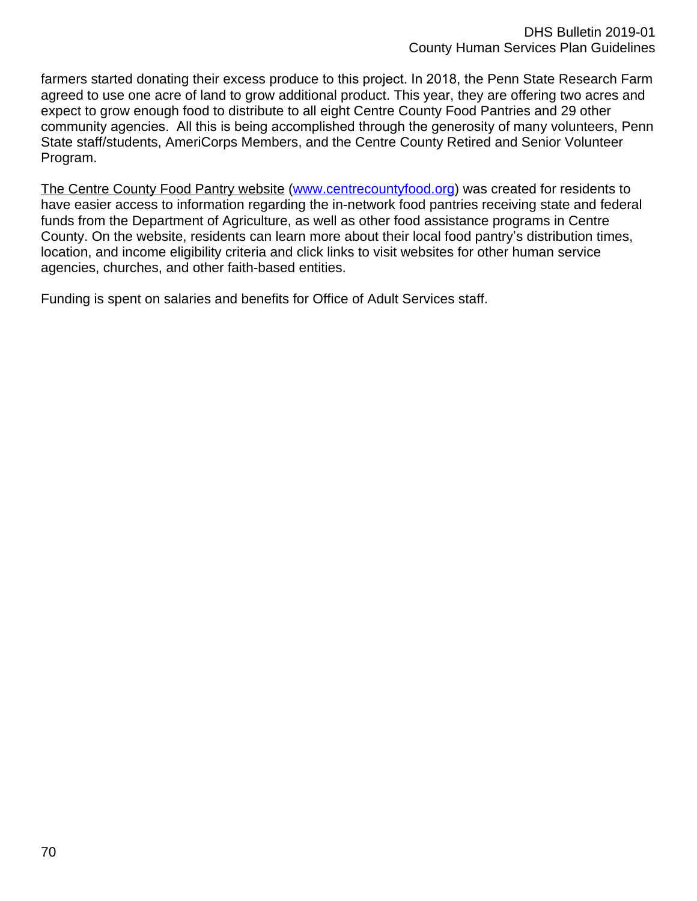farmers started donating their excess produce to this project. In 2018, the Penn State Research Farm agreed to use one acre of land to grow additional product. This year, they are offering two acres and expect to grow enough food to distribute to all eight Centre County Food Pantries and 29 other community agencies. All this is being accomplished through the generosity of many volunteers, Penn State staff/students, AmeriCorps Members, and the Centre County Retired and Senior Volunteer Program.

The Centre County Food Pantry website (www.centrecountyfood.org) was created for residents to have easier access to information regarding the in-network food pantries receiving state and federal funds from the Department of Agriculture, as well as other food assistance programs in Centre County. On the website, residents can learn more about their local food pantry's distribution times, location, and income eligibility criteria and click links to visit websites for other human service agencies, churches, and other faith-based entities.

Funding is spent on salaries and benefits for Office of Adult Services staff.